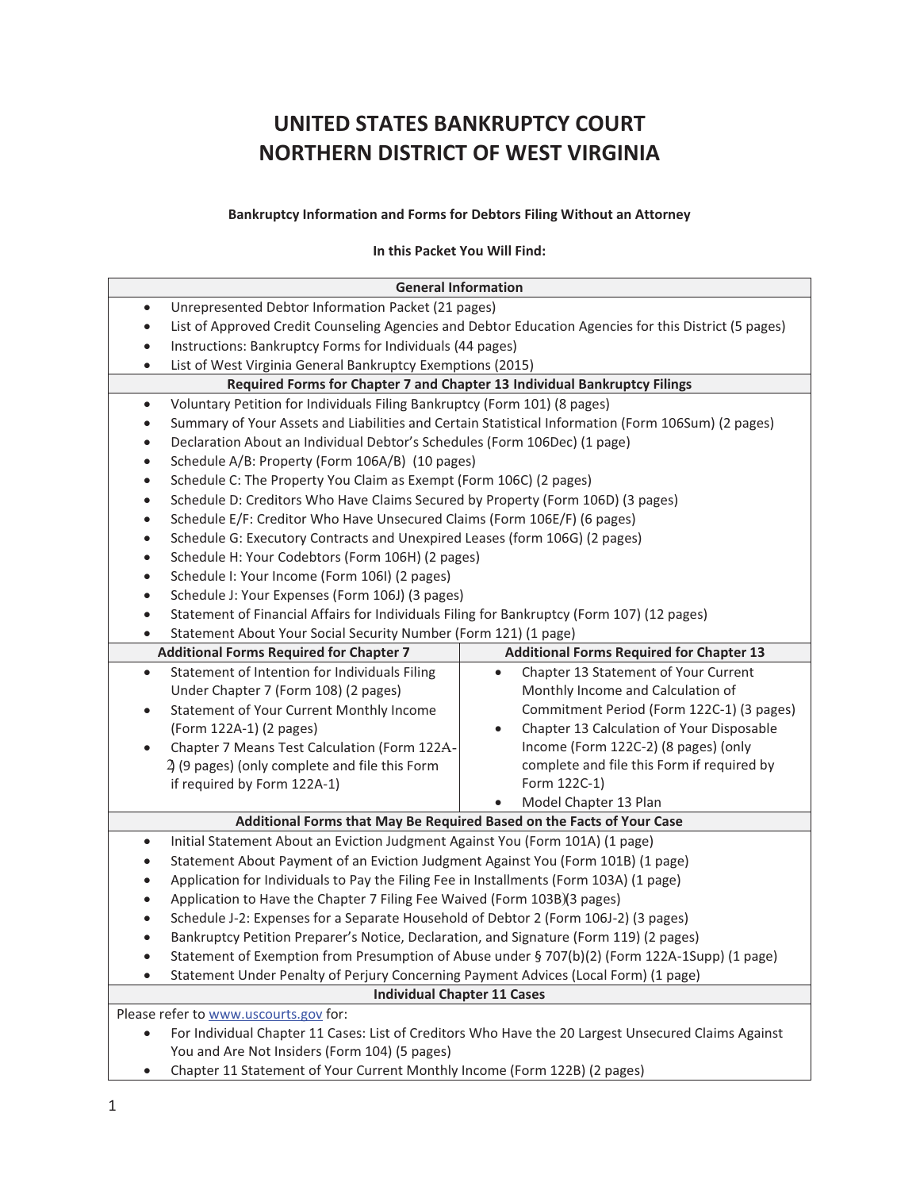# UNITED STATES BANKRUPTCY COURT
# NORTHERN DISTRICT OF WEST VIRGINIA

**Bankruptcy Information and Forms for Debtors Filing Without an Attorney**

**In this Packet You Will Find:**

| **General Information** | |
|---|---|
| • Unrepresented Debtor Information Packet (21 pages)<br>• List of Approved Credit Counseling Agencies and Debtor Education Agencies for this District (5 pages)<br>• Instructions: Bankruptcy Forms for Individuals (44 pages)<br>• List of West Virginia General Bankruptcy Exemptions (2015) | |
| **Required Forms for Chapter 7 and Chapter 13 Individual Bankruptcy Filings** | |
| • Voluntary Petition for Individuals Filing Bankruptcy (Form 101) (8 pages)<br>• Summary of Your Assets and Liabilities and Certain Statistical Information (Form 106Sum) (2 pages)<br>• Declaration About an Individual Debtor's Schedules (Form 106Dec) (1 page)<br>• Schedule A/B: Property (Form 106A/B) (10 pages)<br>• Schedule C: The Property You Claim as Exempt (Form 106C) (2 pages)<br>• Schedule D: Creditors Who Have Claims Secured by Property (Form 106D) (3 pages)<br>• Schedule E/F: Creditor Who Have Unsecured Claims (Form 106E/F) (6 pages)<br>• Schedule G: Executory Contracts and Unexpired Leases (form 106G) (2 pages)<br>• Schedule H: Your Codebtors (Form 106H) (2 pages)<br>• Schedule I: Your Income (Form 106I) (2 pages)<br>• Schedule J: Your Expenses (Form 106J) (3 pages)<br>• Statement of Financial Affairs for Individuals Filing for Bankruptcy (Form 107) (12 pages)<br>• Statement About Your Social Security Number (Form 121) (1 page) | |
| **Additional Forms Required for Chapter 7** | **Additional Forms Required for Chapter 13** |
| • Statement of Intention for Individuals Filing Under Chapter 7 (Form 108) (2 pages)<br>• Statement of Your Current Monthly Income (Form 122A-1) (2 pages)<br>• Chapter 7 Means Test Calculation (Form 122A-2) (9 pages) (only complete and file this Form if required by Form 122A-1) | • Chapter 13 Statement of Your Current Monthly Income and Calculation of Commitment Period (Form 122C-1) (3 pages)<br>• Chapter 13 Calculation of Your Disposable Income (Form 122C-2) (8 pages) (only complete and file this Form if required by Form 122C-1)<br>• Model Chapter 13 Plan |
| **Additional Forms that May Be Required Based on the Facts of Your Case** | |
| • Initial Statement About an Eviction Judgment Against You (Form 101A) (1 page)<br>• Statement About Payment of an Eviction Judgment Against You (Form 101B) (1 page)<br>• Application for Individuals to Pay the Filing Fee in Installments (Form 103A) (1 page)<br>• Application to Have the Chapter 7 Filing Fee Waived (Form 103B)(3 pages)<br>• Schedule J-2: Expenses for a Separate Household of Debtor 2 (Form 106J-2) (3 pages)<br>• Bankruptcy Petition Preparer's Notice, Declaration, and Signature (Form 119) (2 pages)<br>• Statement of Exemption from Presumption of Abuse under § 707(b)(2) (Form 122A-1Supp) (1 page)<br>• Statement Under Penalty of Perjury Concerning Payment Advices (Local Form) (1 page) | |
| **Individual Chapter 11 Cases** | |
| Please refer to www.uscourts.gov for:<br>• For Individual Chapter 11 Cases: List of Creditors Who Have the 20 Largest Unsecured Claims Against You and Are Not Insiders (Form 104) (5 pages)<br>• Chapter 11 Statement of Your Current Monthly Income (Form 122B) (2 pages) | |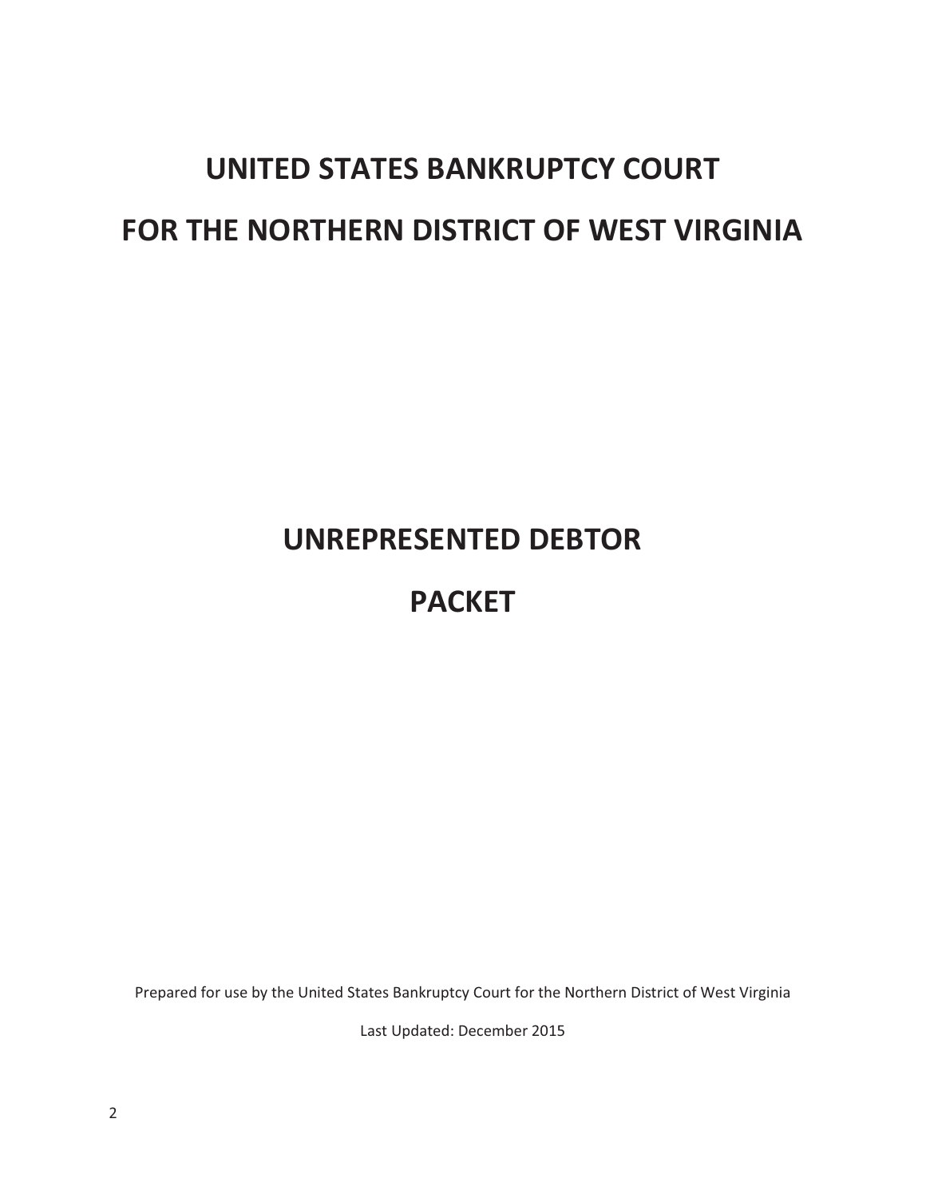# UNITED STATES BANKRUPTCY COURT

# FOR THE NORTHERN DISTRICT OF WEST VIRGINIA

# UNREPRESENTED DEBTOR

# PACKET

Prepared for use by the United States Bankruptcy Court for the Northern District of West Virginia

Last Updated: December 2015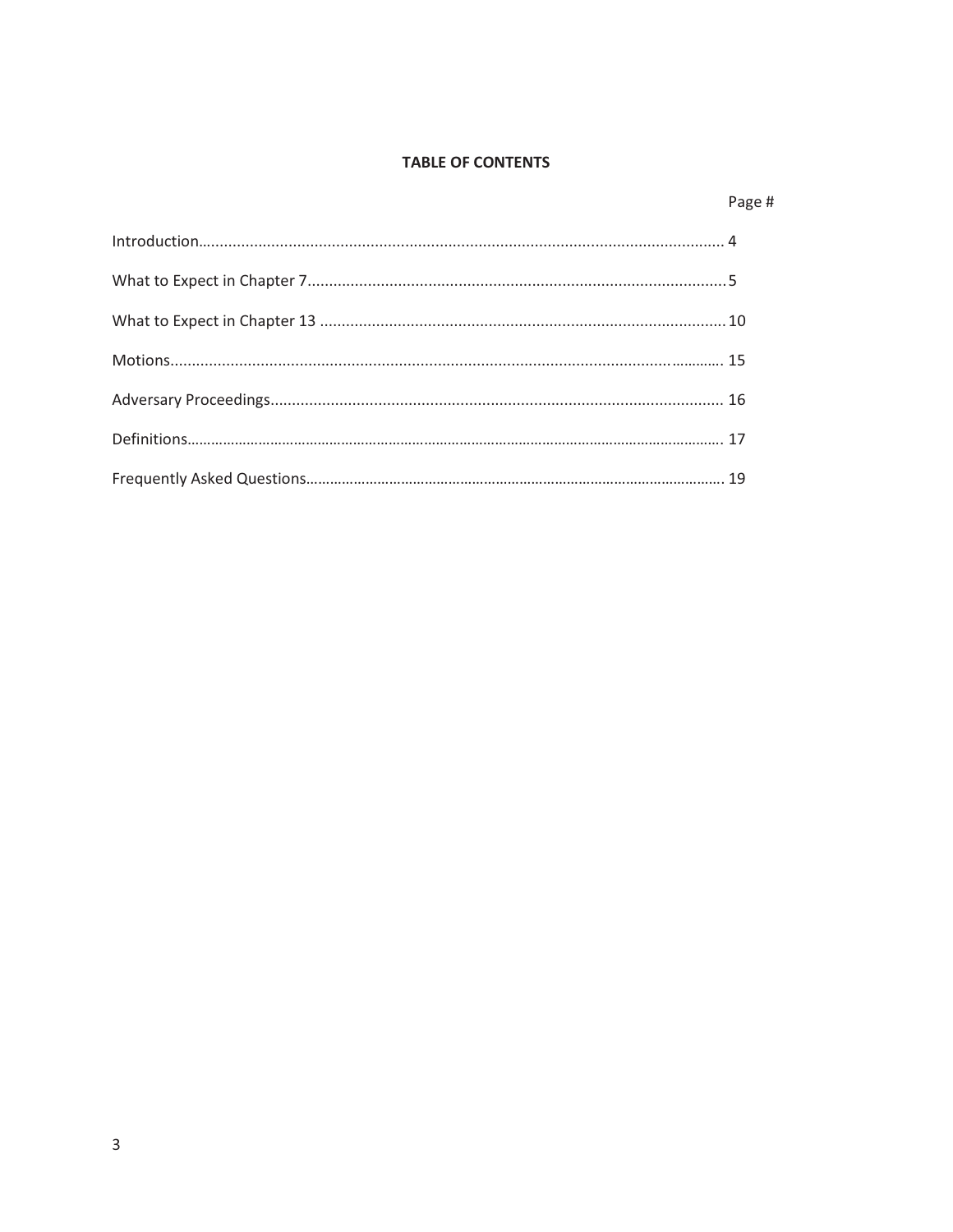# TABLE OF CONTENTS

| | Page # |
|---|---|
| Introduction | 4 |
| What to Expect in Chapter 7 | 5 |
| What to Expect in Chapter 13 | 10 |
| Motions | 15 |
| Adversary Proceedings | 16 |
| Definitions | 17 |
| Frequently Asked Questions | 19 |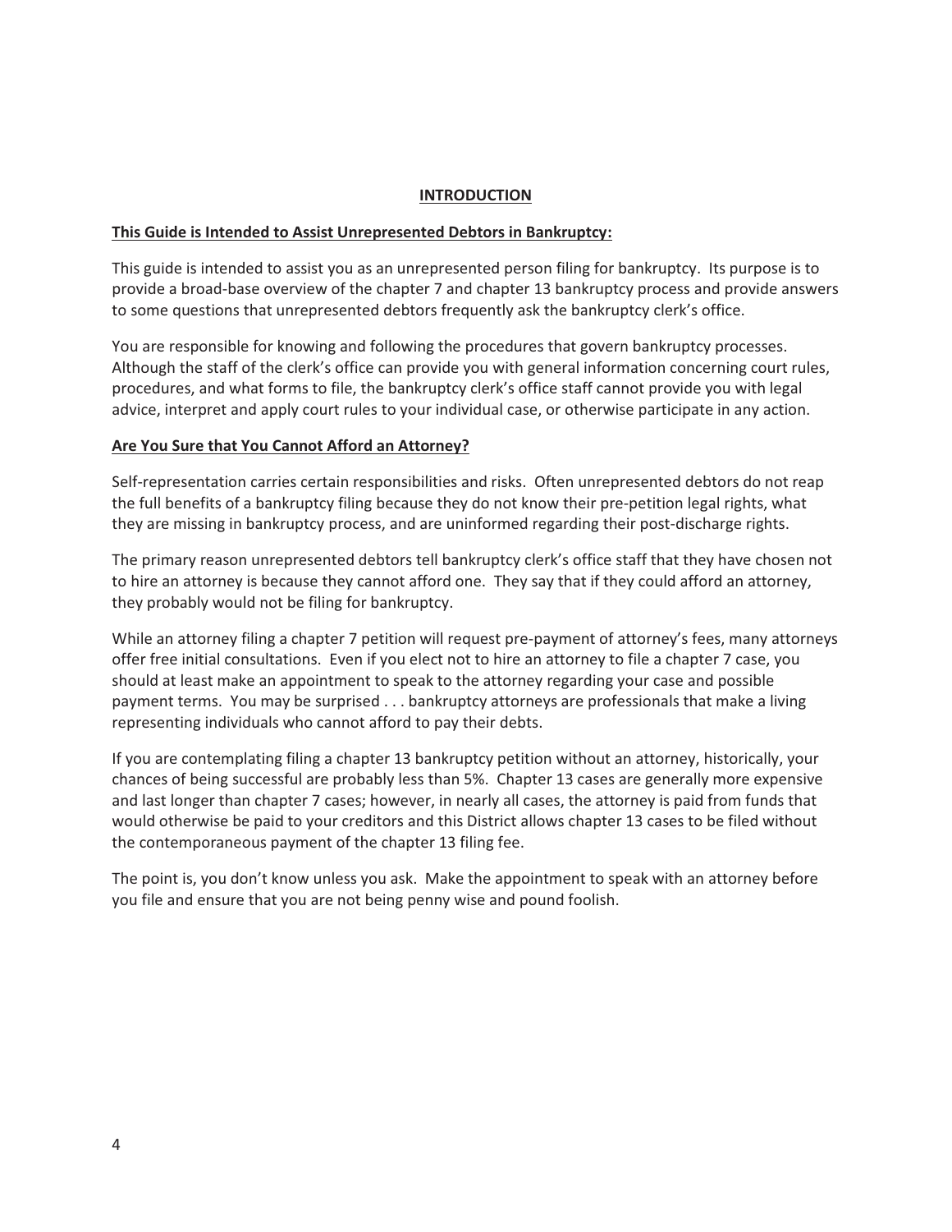# INTRODUCTION

## This Guide is Intended to Assist Unrepresented Debtors in Bankruptcy:

This guide is intended to assist you as an unrepresented person filing for bankruptcy. Its purpose is to provide a broad-base overview of the chapter 7 and chapter 13 bankruptcy process and provide answers to some questions that unrepresented debtors frequently ask the bankruptcy clerk's office.

You are responsible for knowing and following the procedures that govern bankruptcy processes. Although the staff of the clerk's office can provide you with general information concerning court rules, procedures, and what forms to file, the bankruptcy clerk's office staff cannot provide you with legal advice, interpret and apply court rules to your individual case, or otherwise participate in any action.

## Are You Sure that You Cannot Afford an Attorney?

Self-representation carries certain responsibilities and risks. Often unrepresented debtors do not reap the full benefits of a bankruptcy filing because they do not know their pre-petition legal rights, what they are missing in bankruptcy process, and are uninformed regarding their post-discharge rights.

The primary reason unrepresented debtors tell bankruptcy clerk's office staff that they have chosen not to hire an attorney is because they cannot afford one. They say that if they could afford an attorney, they probably would not be filing for bankruptcy.

While an attorney filing a chapter 7 petition will request pre-payment of attorney's fees, many attorneys offer free initial consultations. Even if you elect not to hire an attorney to file a chapter 7 case, you should at least make an appointment to speak to the attorney regarding your case and possible payment terms. You may be surprised . . . bankruptcy attorneys are professionals that make a living representing individuals who cannot afford to pay their debts.

If you are contemplating filing a chapter 13 bankruptcy petition without an attorney, historically, your chances of being successful are probably less than 5%. Chapter 13 cases are generally more expensive and last longer than chapter 7 cases; however, in nearly all cases, the attorney is paid from funds that would otherwise be paid to your creditors and this District allows chapter 13 cases to be filed without the contemporaneous payment of the chapter 13 filing fee.

The point is, you don't know unless you ask. Make the appointment to speak with an attorney before you file and ensure that you are not being penny wise and pound foolish.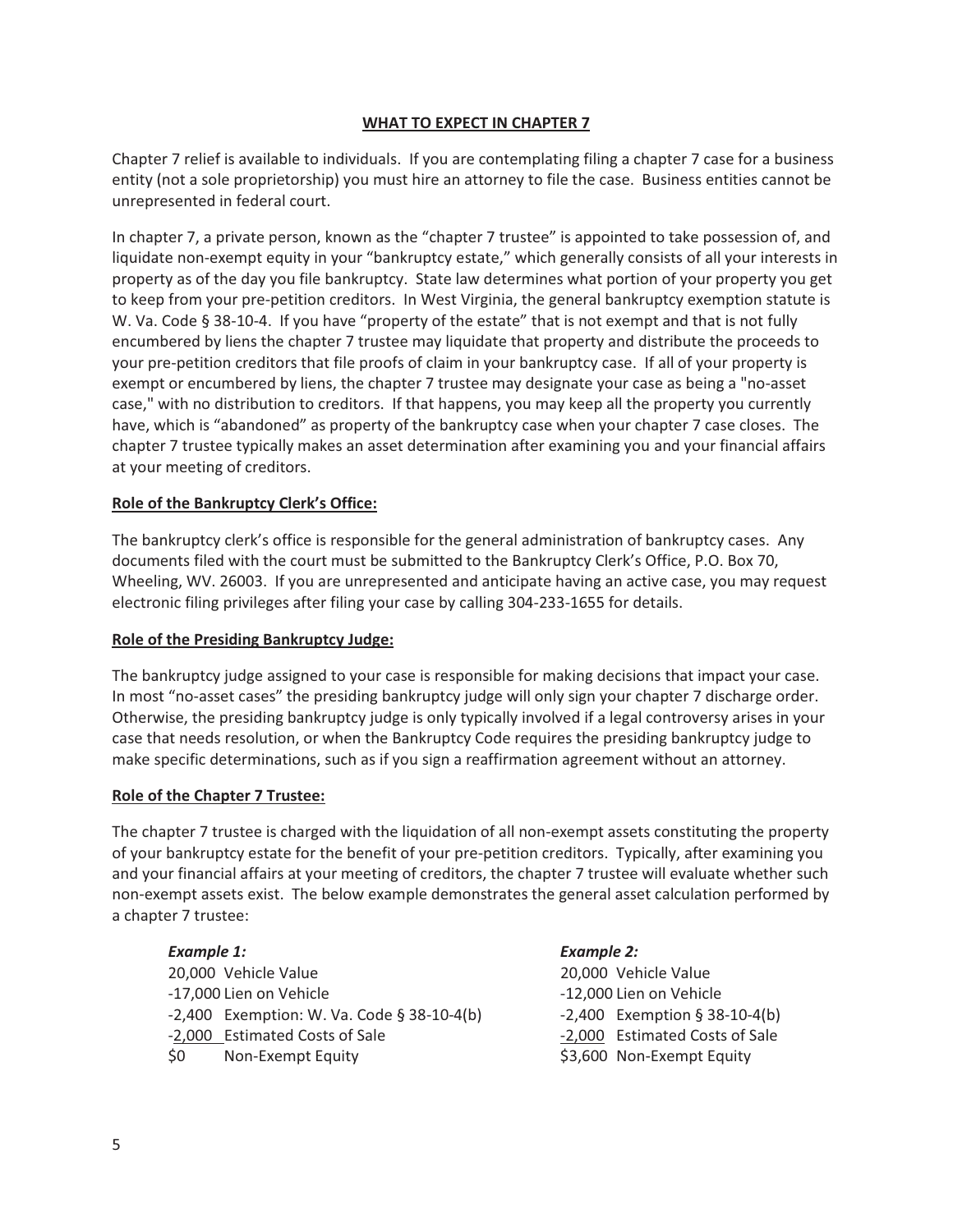## WHAT TO EXPECT IN CHAPTER 7

Chapter 7 relief is available to individuals. If you are contemplating filing a chapter 7 case for a business entity (not a sole proprietorship) you must hire an attorney to file the case. Business entities cannot be unrepresented in federal court.

In chapter 7, a private person, known as the "chapter 7 trustee" is appointed to take possession of, and liquidate non-exempt equity in your "bankruptcy estate," which generally consists of all your interests in property as of the day you file bankruptcy. State law determines what portion of your property you get to keep from your pre-petition creditors. In West Virginia, the general bankruptcy exemption statute is W. Va. Code § 38-10-4. If you have "property of the estate" that is not exempt and that is not fully encumbered by liens the chapter 7 trustee may liquidate that property and distribute the proceeds to your pre-petition creditors that file proofs of claim in your bankruptcy case. If all of your property is exempt or encumbered by liens, the chapter 7 trustee may designate your case as being a "no-asset case," with no distribution to creditors. If that happens, you may keep all the property you currently have, which is "abandoned" as property of the bankruptcy case when your chapter 7 case closes. The chapter 7 trustee typically makes an asset determination after examining you and your financial affairs at your meeting of creditors.

### Role of the Bankruptcy Clerk's Office:

The bankruptcy clerk's office is responsible for the general administration of bankruptcy cases. Any documents filed with the court must be submitted to the Bankruptcy Clerk's Office, P.O. Box 70, Wheeling, WV. 26003. If you are unrepresented and anticipate having an active case, you may request electronic filing privileges after filing your case by calling 304-233-1655 for details.

### Role of the Presiding Bankruptcy Judge:

The bankruptcy judge assigned to your case is responsible for making decisions that impact your case. In most "no-asset cases" the presiding bankruptcy judge will only sign your chapter 7 discharge order. Otherwise, the presiding bankruptcy judge is only typically involved if a legal controversy arises in your case that needs resolution, or when the Bankruptcy Code requires the presiding bankruptcy judge to make specific determinations, such as if you sign a reaffirmation agreement without an attorney.

### Role of the Chapter 7 Trustee:

The chapter 7 trustee is charged with the liquidation of all non-exempt assets constituting the property of your bankruptcy estate for the benefit of your pre-petition creditors. Typically, after examining you and your financial affairs at your meeting of creditors, the chapter 7 trustee will evaluate whether such non-exempt assets exist. The below example demonstrates the general asset calculation performed by a chapter 7 trustee:

***Example 1:***

| | |
|---|---|
| 20,000 | Vehicle Value |
| -17,000 | Lien on Vehicle |
| -2,400 | Exemption: W. Va. Code § 38-10-4(b) |
| -2,000 | Estimated Costs of Sale |
| $0 | Non-Exempt Equity |

***Example 2:***

| | |
|---|---|
| 20,000 | Vehicle Value |
| -12,000 | Lien on Vehicle |
| -2,400 | Exemption § 38-10-4(b) |
| -2,000 | Estimated Costs of Sale |
| $3,600 | Non-Exempt Equity |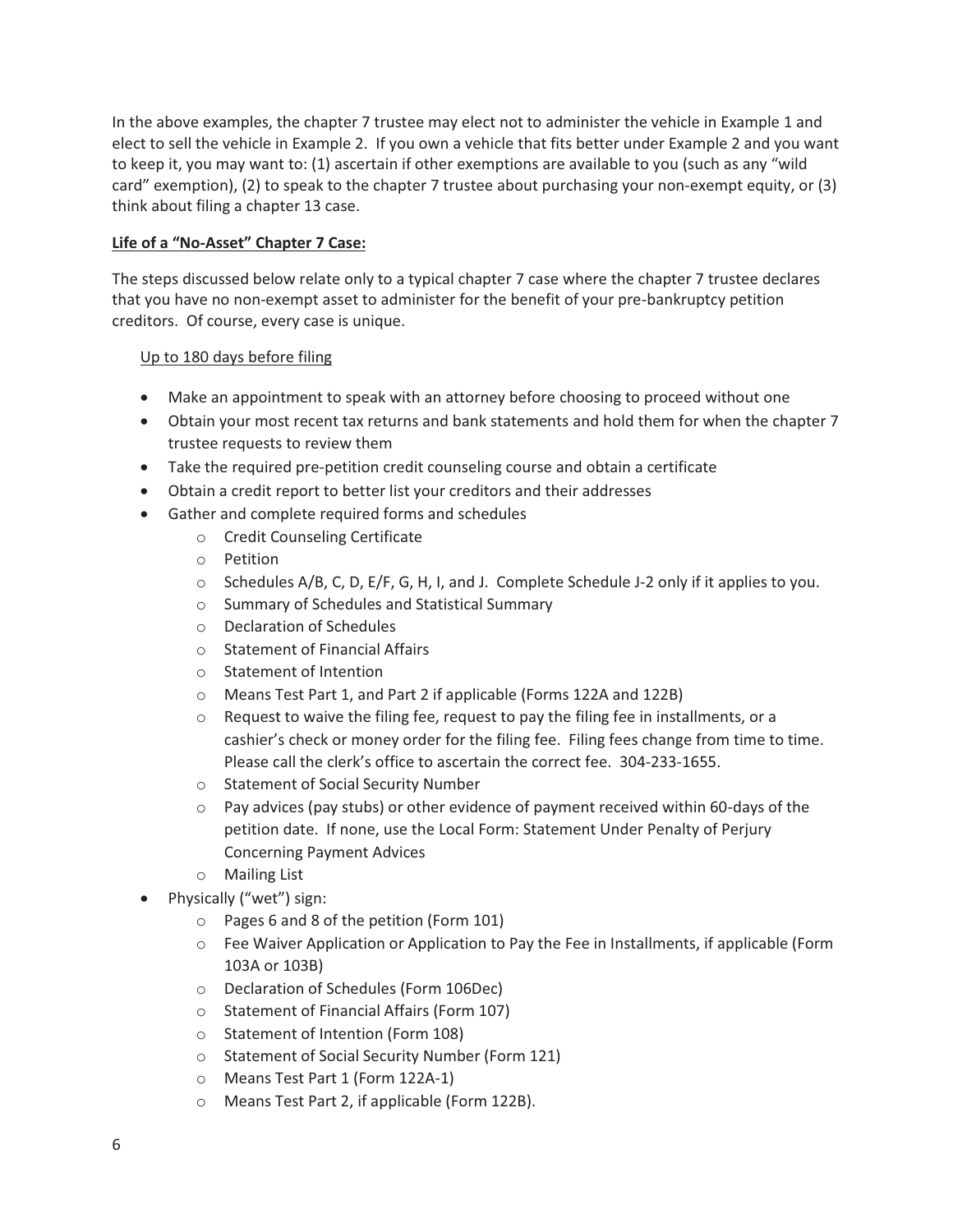In the above examples, the chapter 7 trustee may elect not to administer the vehicle in Example 1 and elect to sell the vehicle in Example 2. If you own a vehicle that fits better under Example 2 and you want to keep it, you may want to: (1) ascertain if other exemptions are available to you (such as any "wild card" exemption), (2) to speak to the chapter 7 trustee about purchasing your non-exempt equity, or (3) think about filing a chapter 13 case.

**<u>Life of a "No-Asset" Chapter 7 Case:</u>**

The steps discussed below relate only to a typical chapter 7 case where the chapter 7 trustee declares that you have no non-exempt asset to administer for the benefit of your pre-bankruptcy petition creditors. Of course, every case is unique.

<u>Up to 180 days before filing</u>

- Make an appointment to speak with an attorney before choosing to proceed without one
- Obtain your most recent tax returns and bank statements and hold them for when the chapter 7 trustee requests to review them
- Take the required pre-petition credit counseling course and obtain a certificate
- Obtain a credit report to better list your creditors and their addresses
- Gather and complete required forms and schedules
  - Credit Counseling Certificate
  - Petition
  - Schedules A/B, C, D, E/F, G, H, I, and J. Complete Schedule J-2 only if it applies to you.
  - Summary of Schedules and Statistical Summary
  - Declaration of Schedules
  - Statement of Financial Affairs
  - Statement of Intention
  - Means Test Part 1, and Part 2 if applicable (Forms 122A and 122B)
  - Request to waive the filing fee, request to pay the filing fee in installments, or a cashier's check or money order for the filing fee. Filing fees change from time to time. Please call the clerk's office to ascertain the correct fee. 304-233-1655.
  - Statement of Social Security Number
  - Pay advices (pay stubs) or other evidence of payment received within 60-days of the petition date. If none, use the Local Form: Statement Under Penalty of Perjury Concerning Payment Advices
  - Mailing List
- Physically ("wet") sign:
  - Pages 6 and 8 of the petition (Form 101)
  - Fee Waiver Application or Application to Pay the Fee in Installments, if applicable (Form 103A or 103B)
  - Declaration of Schedules (Form 106Dec)
  - Statement of Financial Affairs (Form 107)
  - Statement of Intention (Form 108)
  - Statement of Social Security Number (Form 121)
  - Means Test Part 1 (Form 122A-1)
  - Means Test Part 2, if applicable (Form 122B).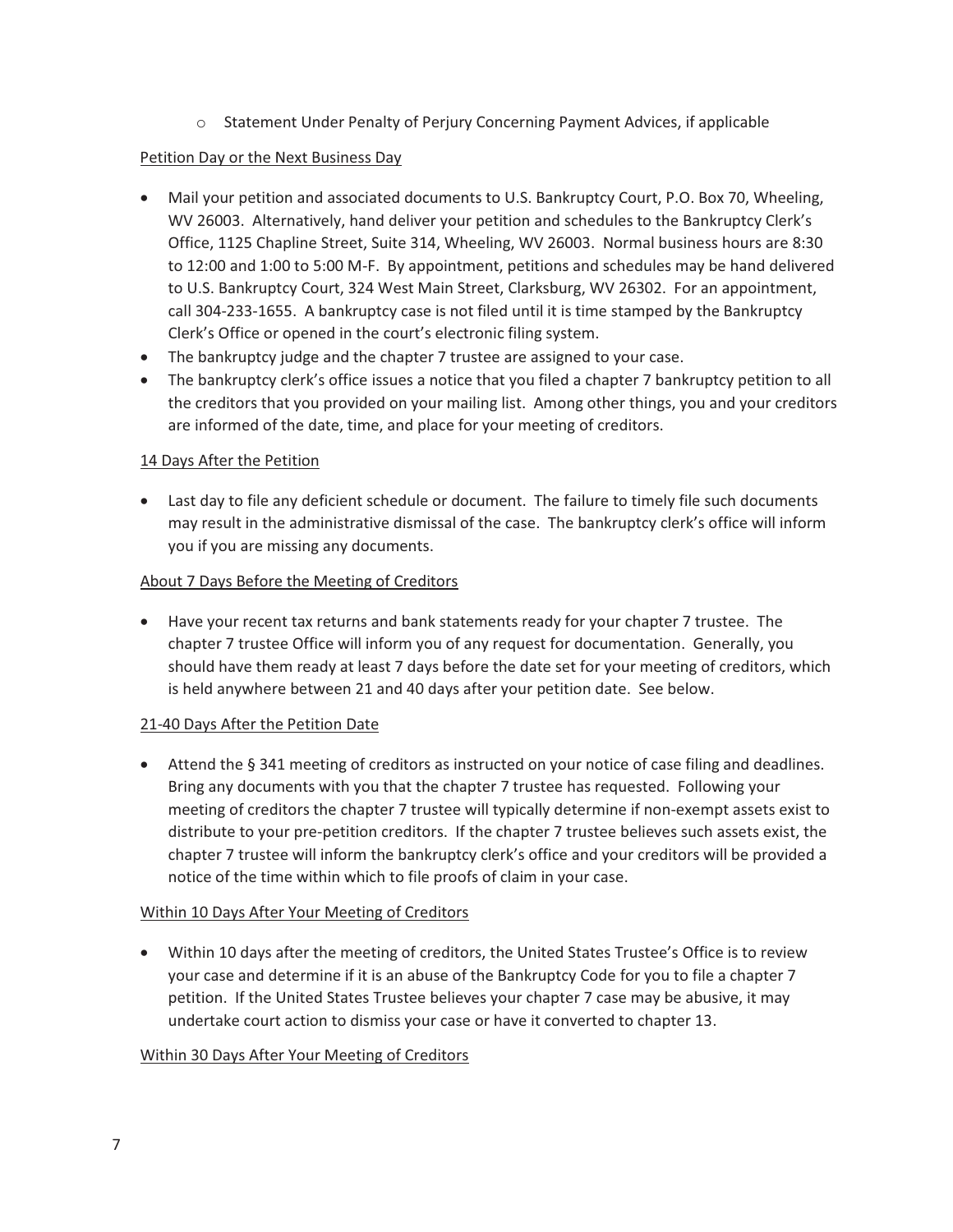- Statement Under Penalty of Perjury Concerning Payment Advices, if applicable

Petition Day or the Next Business Day

- Mail your petition and associated documents to U.S. Bankruptcy Court, P.O. Box 70, Wheeling, WV 26003. Alternatively, hand deliver your petition and schedules to the Bankruptcy Clerk's Office, 1125 Chapline Street, Suite 314, Wheeling, WV 26003. Normal business hours are 8:30 to 12:00 and 1:00 to 5:00 M-F. By appointment, petitions and schedules may be hand delivered to U.S. Bankruptcy Court, 324 West Main Street, Clarksburg, WV 26302. For an appointment, call 304-233-1655. A bankruptcy case is not filed until it is time stamped by the Bankruptcy Clerk's Office or opened in the court's electronic filing system.
- The bankruptcy judge and the chapter 7 trustee are assigned to your case.
- The bankruptcy clerk's office issues a notice that you filed a chapter 7 bankruptcy petition to all the creditors that you provided on your mailing list. Among other things, you and your creditors are informed of the date, time, and place for your meeting of creditors.

14 Days After the Petition

- Last day to file any deficient schedule or document. The failure to timely file such documents may result in the administrative dismissal of the case. The bankruptcy clerk's office will inform you if you are missing any documents.

About 7 Days Before the Meeting of Creditors

- Have your recent tax returns and bank statements ready for your chapter 7 trustee. The chapter 7 trustee Office will inform you of any request for documentation. Generally, you should have them ready at least 7 days before the date set for your meeting of creditors, which is held anywhere between 21 and 40 days after your petition date. See below.

21-40 Days After the Petition Date

- Attend the § 341 meeting of creditors as instructed on your notice of case filing and deadlines. Bring any documents with you that the chapter 7 trustee has requested. Following your meeting of creditors the chapter 7 trustee will typically determine if non-exempt assets exist to distribute to your pre-petition creditors. If the chapter 7 trustee believes such assets exist, the chapter 7 trustee will inform the bankruptcy clerk's office and your creditors will be provided a notice of the time within which to file proofs of claim in your case.

Within 10 Days After Your Meeting of Creditors

- Within 10 days after the meeting of creditors, the United States Trustee's Office is to review your case and determine if it is an abuse of the Bankruptcy Code for you to file a chapter 7 petition. If the United States Trustee believes your chapter 7 case may be abusive, it may undertake court action to dismiss your case or have it converted to chapter 13.

Within 30 Days After Your Meeting of Creditors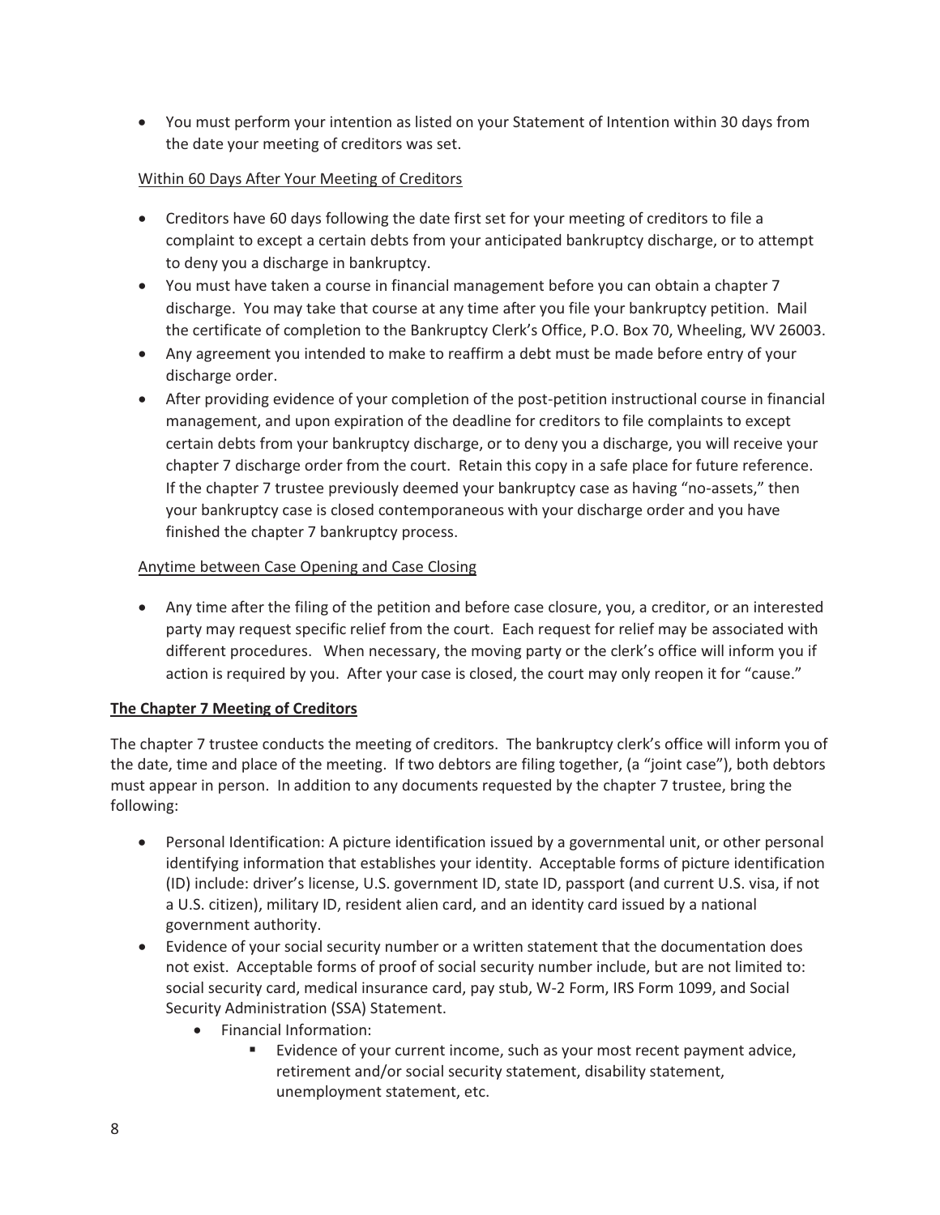- You must perform your intention as listed on your Statement of Intention within 30 days from the date your meeting of creditors was set.

Within 60 Days After Your Meeting of Creditors

- Creditors have 60 days following the date first set for your meeting of creditors to file a complaint to except a certain debts from your anticipated bankruptcy discharge, or to attempt to deny you a discharge in bankruptcy.
- You must have taken a course in financial management before you can obtain a chapter 7 discharge. You may take that course at any time after you file your bankruptcy petition. Mail the certificate of completion to the Bankruptcy Clerk's Office, P.O. Box 70, Wheeling, WV 26003.
- Any agreement you intended to make to reaffirm a debt must be made before entry of your discharge order.
- After providing evidence of your completion of the post-petition instructional course in financial management, and upon expiration of the deadline for creditors to file complaints to except certain debts from your bankruptcy discharge, or to deny you a discharge, you will receive your chapter 7 discharge order from the court. Retain this copy in a safe place for future reference. If the chapter 7 trustee previously deemed your bankruptcy case as having "no-assets," then your bankruptcy case is closed contemporaneous with your discharge order and you have finished the chapter 7 bankruptcy process.

Anytime between Case Opening and Case Closing

- Any time after the filing of the petition and before case closure, you, a creditor, or an interested party may request specific relief from the court. Each request for relief may be associated with different procedures. When necessary, the moving party or the clerk's office will inform you if action is required by you. After your case is closed, the court may only reopen it for "cause."

**The Chapter 7 Meeting of Creditors**

The chapter 7 trustee conducts the meeting of creditors. The bankruptcy clerk's office will inform you of the date, time and place of the meeting. If two debtors are filing together, (a "joint case"), both debtors must appear in person. In addition to any documents requested by the chapter 7 trustee, bring the following:

- Personal Identification: A picture identification issued by a governmental unit, or other personal identifying information that establishes your identity. Acceptable forms of picture identification (ID) include: driver's license, U.S. government ID, state ID, passport (and current U.S. visa, if not a U.S. citizen), military ID, resident alien card, and an identity card issued by a national government authority.
- Evidence of your social security number or a written statement that the documentation does not exist. Acceptable forms of proof of social security number include, but are not limited to: social security card, medical insurance card, pay stub, W-2 Form, IRS Form 1099, and Social Security Administration (SSA) Statement.
  - Financial Information:
    - Evidence of your current income, such as your most recent payment advice, retirement and/or social security statement, disability statement, unemployment statement, etc.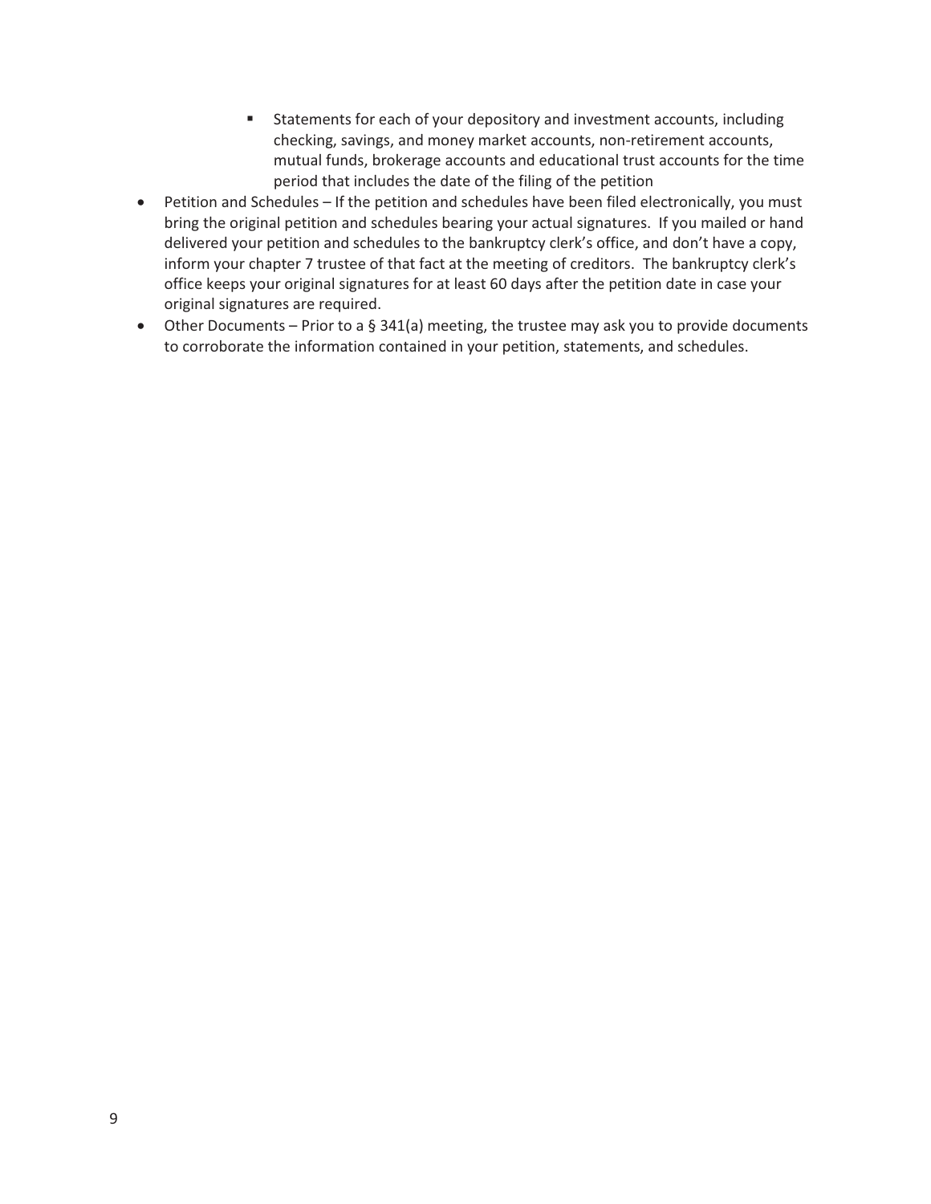- Statements for each of your depository and investment accounts, including checking, savings, and money market accounts, non-retirement accounts, mutual funds, brokerage accounts and educational trust accounts for the time period that includes the date of the filing of the petition

- Petition and Schedules – If the petition and schedules have been filed electronically, you must bring the original petition and schedules bearing your actual signatures. If you mailed or hand delivered your petition and schedules to the bankruptcy clerk's office, and don't have a copy, inform your chapter 7 trustee of that fact at the meeting of creditors. The bankruptcy clerk's office keeps your original signatures for at least 60 days after the petition date in case your original signatures are required.
- Other Documents – Prior to a § 341(a) meeting, the trustee may ask you to provide documents to corroborate the information contained in your petition, statements, and schedules.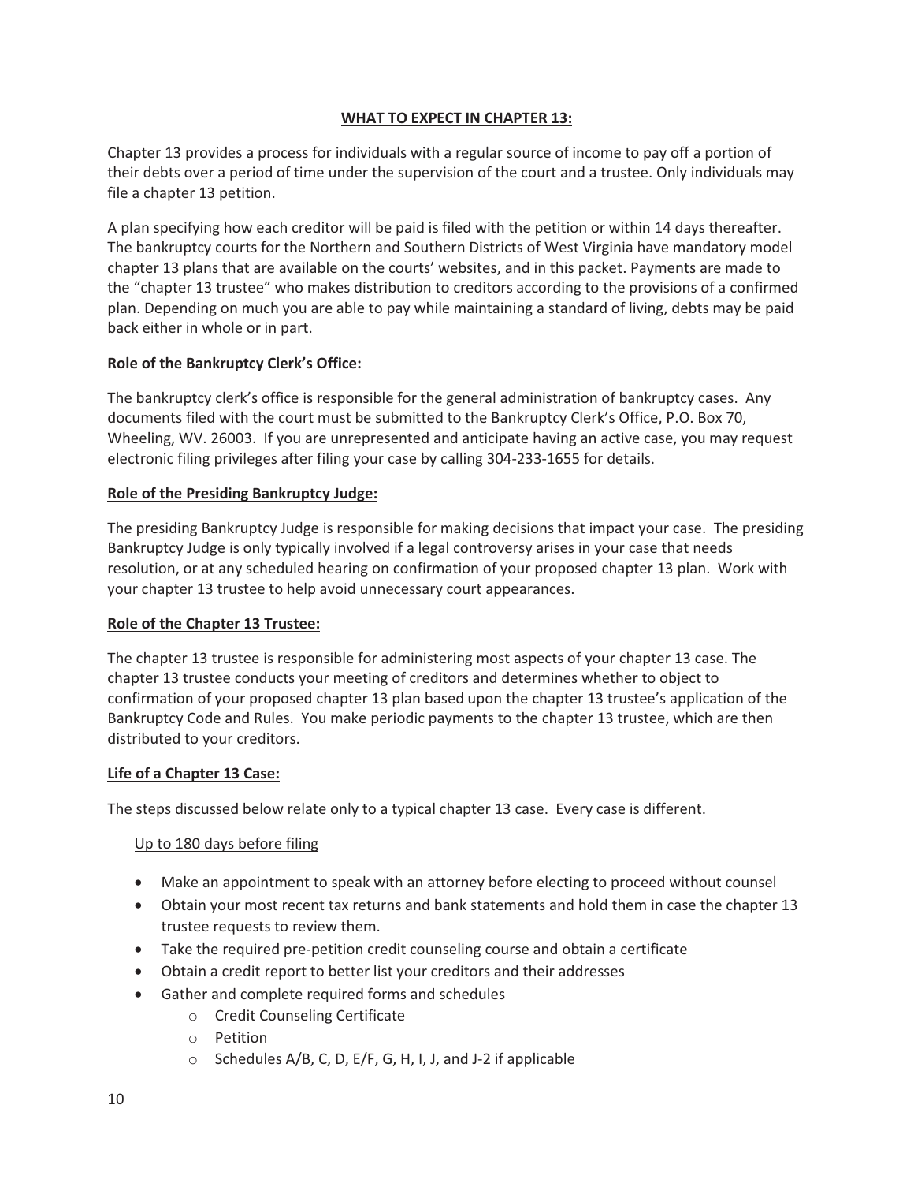## WHAT TO EXPECT IN CHAPTER 13:

Chapter 13 provides a process for individuals with a regular source of income to pay off a portion of their debts over a period of time under the supervision of the court and a trustee. Only individuals may file a chapter 13 petition.

A plan specifying how each creditor will be paid is filed with the petition or within 14 days thereafter. The bankruptcy courts for the Northern and Southern Districts of West Virginia have mandatory model chapter 13 plans that are available on the courts' websites, and in this packet. Payments are made to the "chapter 13 trustee" who makes distribution to creditors according to the provisions of a confirmed plan. Depending on much you are able to pay while maintaining a standard of living, debts may be paid back either in whole or in part.

### Role of the Bankruptcy Clerk's Office:

The bankruptcy clerk's office is responsible for the general administration of bankruptcy cases. Any documents filed with the court must be submitted to the Bankruptcy Clerk's Office, P.O. Box 70, Wheeling, WV. 26003. If you are unrepresented and anticipate having an active case, you may request electronic filing privileges after filing your case by calling 304-233-1655 for details.

### Role of the Presiding Bankruptcy Judge:

The presiding Bankruptcy Judge is responsible for making decisions that impact your case. The presiding Bankruptcy Judge is only typically involved if a legal controversy arises in your case that needs resolution, or at any scheduled hearing on confirmation of your proposed chapter 13 plan. Work with your chapter 13 trustee to help avoid unnecessary court appearances.

### Role of the Chapter 13 Trustee:

The chapter 13 trustee is responsible for administering most aspects of your chapter 13 case. The chapter 13 trustee conducts your meeting of creditors and determines whether to object to confirmation of your proposed chapter 13 plan based upon the chapter 13 trustee's application of the Bankruptcy Code and Rules. You make periodic payments to the chapter 13 trustee, which are then distributed to your creditors.

### Life of a Chapter 13 Case:

The steps discussed below relate only to a typical chapter 13 case. Every case is different.

Up to 180 days before filing

- Make an appointment to speak with an attorney before electing to proceed without counsel
- Obtain your most recent tax returns and bank statements and hold them in case the chapter 13 trustee requests to review them.
- Take the required pre-petition credit counseling course and obtain a certificate
- Obtain a credit report to better list your creditors and their addresses
- Gather and complete required forms and schedules
  - Credit Counseling Certificate
  - Petition
  - Schedules A/B, C, D, E/F, G, H, I, J, and J-2 if applicable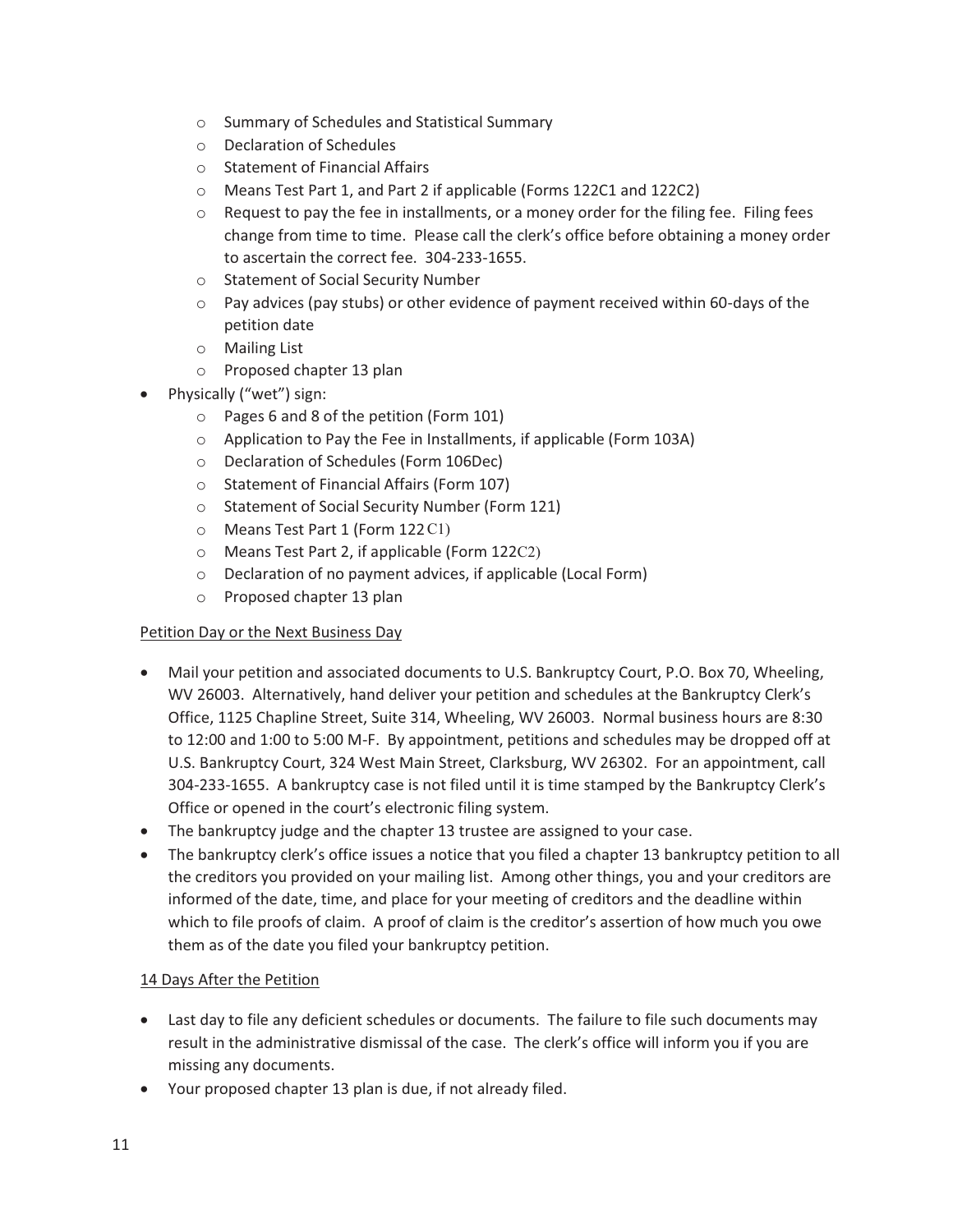- Summary of Schedules and Statistical Summary
  - Declaration of Schedules
  - Statement of Financial Affairs
  - Means Test Part 1, and Part 2 if applicable (Forms 122C1 and 122C2)
  - Request to pay the fee in installments, or a money order for the filing fee. Filing fees change from time to time. Please call the clerk's office before obtaining a money order to ascertain the correct fee. 304-233-1655.
  - Statement of Social Security Number
  - Pay advices (pay stubs) or other evidence of payment received within 60-days of the petition date
  - Mailing List
  - Proposed chapter 13 plan
- Physically ("wet") sign:
  - Pages 6 and 8 of the petition (Form 101)
  - Application to Pay the Fee in Installments, if applicable (Form 103A)
  - Declaration of Schedules (Form 106Dec)
  - Statement of Financial Affairs (Form 107)
  - Statement of Social Security Number (Form 121)
  - Means Test Part 1 (Form 122C1)
  - Means Test Part 2, if applicable (Form 122C2)
  - Declaration of no payment advices, if applicable (Local Form)
  - Proposed chapter 13 plan

Petition Day or the Next Business Day

- Mail your petition and associated documents to U.S. Bankruptcy Court, P.O. Box 70, Wheeling, WV 26003. Alternatively, hand deliver your petition and schedules at the Bankruptcy Clerk's Office, 1125 Chapline Street, Suite 314, Wheeling, WV 26003. Normal business hours are 8:30 to 12:00 and 1:00 to 5:00 M-F. By appointment, petitions and schedules may be dropped off at U.S. Bankruptcy Court, 324 West Main Street, Clarksburg, WV 26302. For an appointment, call 304-233-1655. A bankruptcy case is not filed until it is time stamped by the Bankruptcy Clerk's Office or opened in the court's electronic filing system.
- The bankruptcy judge and the chapter 13 trustee are assigned to your case.
- The bankruptcy clerk's office issues a notice that you filed a chapter 13 bankruptcy petition to all the creditors you provided on your mailing list. Among other things, you and your creditors are informed of the date, time, and place for your meeting of creditors and the deadline within which to file proofs of claim. A proof of claim is the creditor's assertion of how much you owe them as of the date you filed your bankruptcy petition.

14 Days After the Petition

- Last day to file any deficient schedules or documents. The failure to file such documents may result in the administrative dismissal of the case. The clerk's office will inform you if you are missing any documents.
- Your proposed chapter 13 plan is due, if not already filed.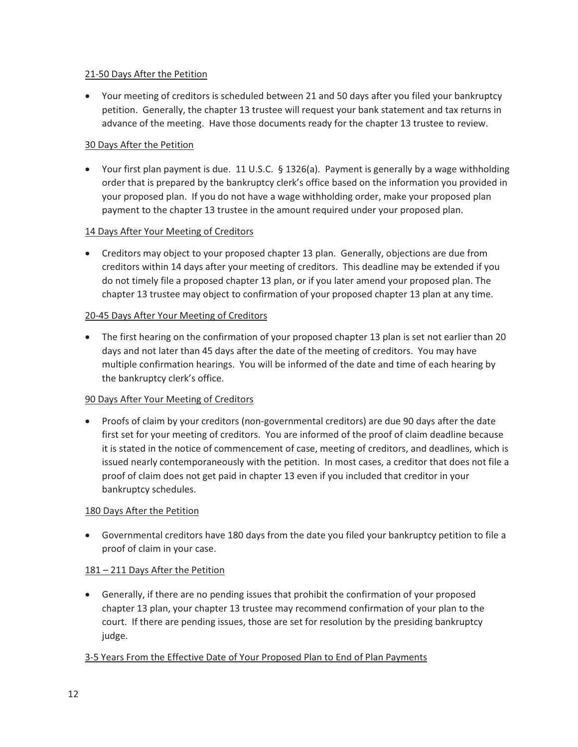21-50 Days After the Petition

- Your meeting of creditors is scheduled between 21 and 50 days after you filed your bankruptcy petition. Generally, the chapter 13 trustee will request your bank statement and tax returns in advance of the meeting. Have those documents ready for the chapter 13 trustee to review.

30 Days After the Petition

- Your first plan payment is due. 11 U.S.C. § 1326(a). Payment is generally by a wage withholding order that is prepared by the bankruptcy clerk's office based on the information you provided in your proposed plan. If you do not have a wage withholding order, make your proposed plan payment to the chapter 13 trustee in the amount required under your proposed plan.

14 Days After Your Meeting of Creditors

- Creditors may object to your proposed chapter 13 plan. Generally, objections are due from creditors within 14 days after your meeting of creditors. This deadline may be extended if you do not timely file a proposed chapter 13 plan, or if you later amend your proposed plan. The chapter 13 trustee may object to confirmation of your proposed chapter 13 plan at any time.

20-45 Days After Your Meeting of Creditors

- The first hearing on the confirmation of your proposed chapter 13 plan is set not earlier than 20 days and not later than 45 days after the date of the meeting of creditors. You may have multiple confirmation hearings. You will be informed of the date and time of each hearing by the bankruptcy clerk's office.

90 Days After Your Meeting of Creditors

- Proofs of claim by your creditors (non-governmental creditors) are due 90 days after the date first set for your meeting of creditors. You are informed of the proof of claim deadline because it is stated in the notice of commencement of case, meeting of creditors, and deadlines, which is issued nearly contemporaneously with the petition. In most cases, a creditor that does not file a proof of claim does not get paid in chapter 13 even if you included that creditor in your bankruptcy schedules.

180 Days After the Petition

- Governmental creditors have 180 days from the date you filed your bankruptcy petition to file a proof of claim in your case.

181 – 211 Days After the Petition

- Generally, if there are no pending issues that prohibit the confirmation of your proposed chapter 13 plan, your chapter 13 trustee may recommend confirmation of your plan to the court. If there are pending issues, those are set for resolution by the presiding bankruptcy judge.

3-5 Years From the Effective Date of Your Proposed Plan to End of Plan Payments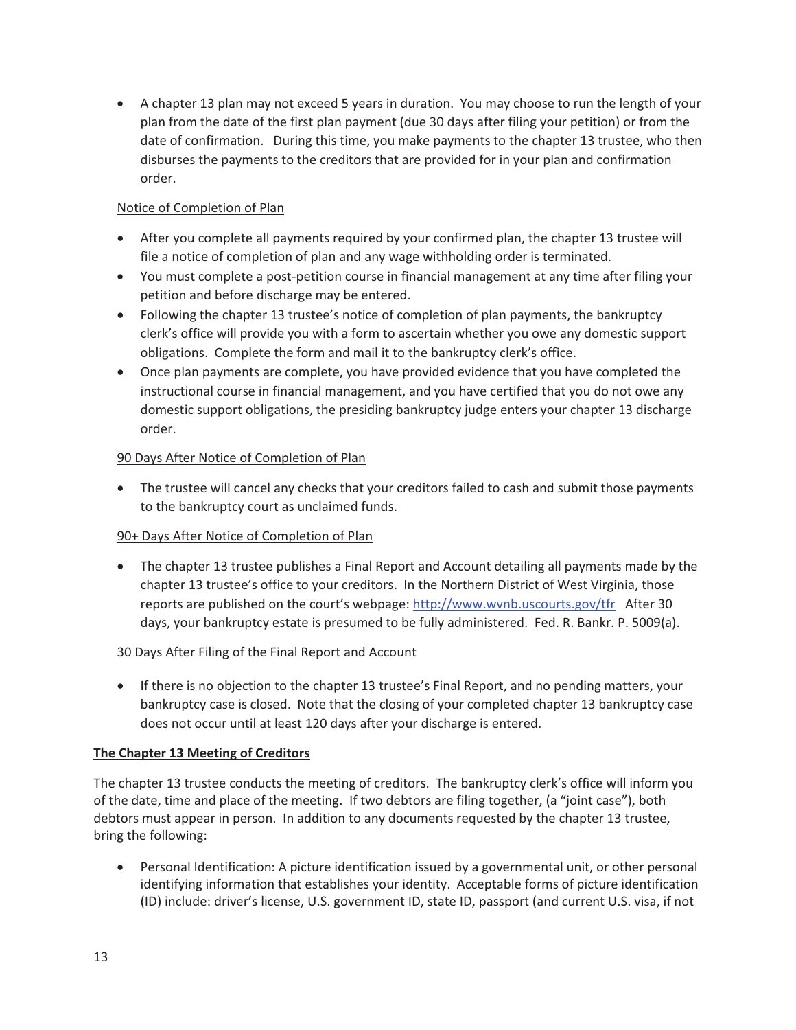- A chapter 13 plan may not exceed 5 years in duration. You may choose to run the length of your plan from the date of the first plan payment (due 30 days after filing your petition) or from the date of confirmation. During this time, you make payments to the chapter 13 trustee, who then disburses the payments to the creditors that are provided for in your plan and confirmation order.

Notice of Completion of Plan

- After you complete all payments required by your confirmed plan, the chapter 13 trustee will file a notice of completion of plan and any wage withholding order is terminated.
- You must complete a post-petition course in financial management at any time after filing your petition and before discharge may be entered.
- Following the chapter 13 trustee's notice of completion of plan payments, the bankruptcy clerk's office will provide you with a form to ascertain whether you owe any domestic support obligations. Complete the form and mail it to the bankruptcy clerk's office.
- Once plan payments are complete, you have provided evidence that you have completed the instructional course in financial management, and you have certified that you do not owe any domestic support obligations, the presiding bankruptcy judge enters your chapter 13 discharge order.

90 Days After Notice of Completion of Plan

- The trustee will cancel any checks that your creditors failed to cash and submit those payments to the bankruptcy court as unclaimed funds.

90+ Days After Notice of Completion of Plan

- The chapter 13 trustee publishes a Final Report and Account detailing all payments made by the chapter 13 trustee's office to your creditors. In the Northern District of West Virginia, those reports are published on the court's webpage: [http://www.wvnb.uscourts.gov/tfr](http://www.wvnb.uscourts.gov/tfr) After 30 days, your bankruptcy estate is presumed to be fully administered. Fed. R. Bankr. P. 5009(a).

30 Days After Filing of the Final Report and Account

- If there is no objection to the chapter 13 trustee's Final Report, and no pending matters, your bankruptcy case is closed. Note that the closing of your completed chapter 13 bankruptcy case does not occur until at least 120 days after your discharge is entered.

**The Chapter 13 Meeting of Creditors**

The chapter 13 trustee conducts the meeting of creditors. The bankruptcy clerk's office will inform you of the date, time and place of the meeting. If two debtors are filing together, (a "joint case"), both debtors must appear in person. In addition to any documents requested by the chapter 13 trustee, bring the following:

- Personal Identification: A picture identification issued by a governmental unit, or other personal identifying information that establishes your identity. Acceptable forms of picture identification (ID) include: driver's license, U.S. government ID, state ID, passport (and current U.S. visa, if not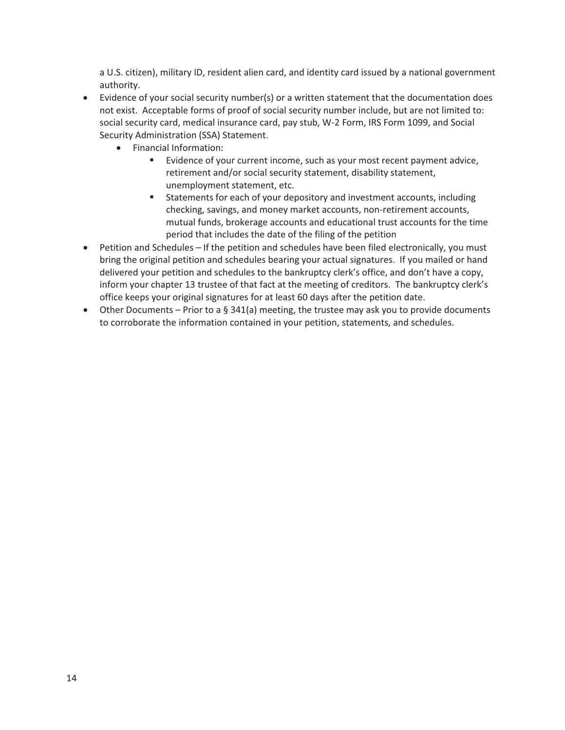a U.S. citizen), military ID, resident alien card, and identity card issued by a national government authority.

- Evidence of your social security number(s) or a written statement that the documentation does not exist. Acceptable forms of proof of social security number include, but are not limited to: social security card, medical insurance card, pay stub, W-2 Form, IRS Form 1099, and Social Security Administration (SSA) Statement.
    - Financial Information:
        - Evidence of your current income, such as your most recent payment advice, retirement and/or social security statement, disability statement, unemployment statement, etc.
        - Statements for each of your depository and investment accounts, including checking, savings, and money market accounts, non-retirement accounts, mutual funds, brokerage accounts and educational trust accounts for the time period that includes the date of the filing of the petition
- Petition and Schedules – If the petition and schedules have been filed electronically, you must bring the original petition and schedules bearing your actual signatures. If you mailed or hand delivered your petition and schedules to the bankruptcy clerk's office, and don't have a copy, inform your chapter 13 trustee of that fact at the meeting of creditors. The bankruptcy clerk's office keeps your original signatures for at least 60 days after the petition date.
- Other Documents – Prior to a § 341(a) meeting, the trustee may ask you to provide documents to corroborate the information contained in your petition, statements, and schedules.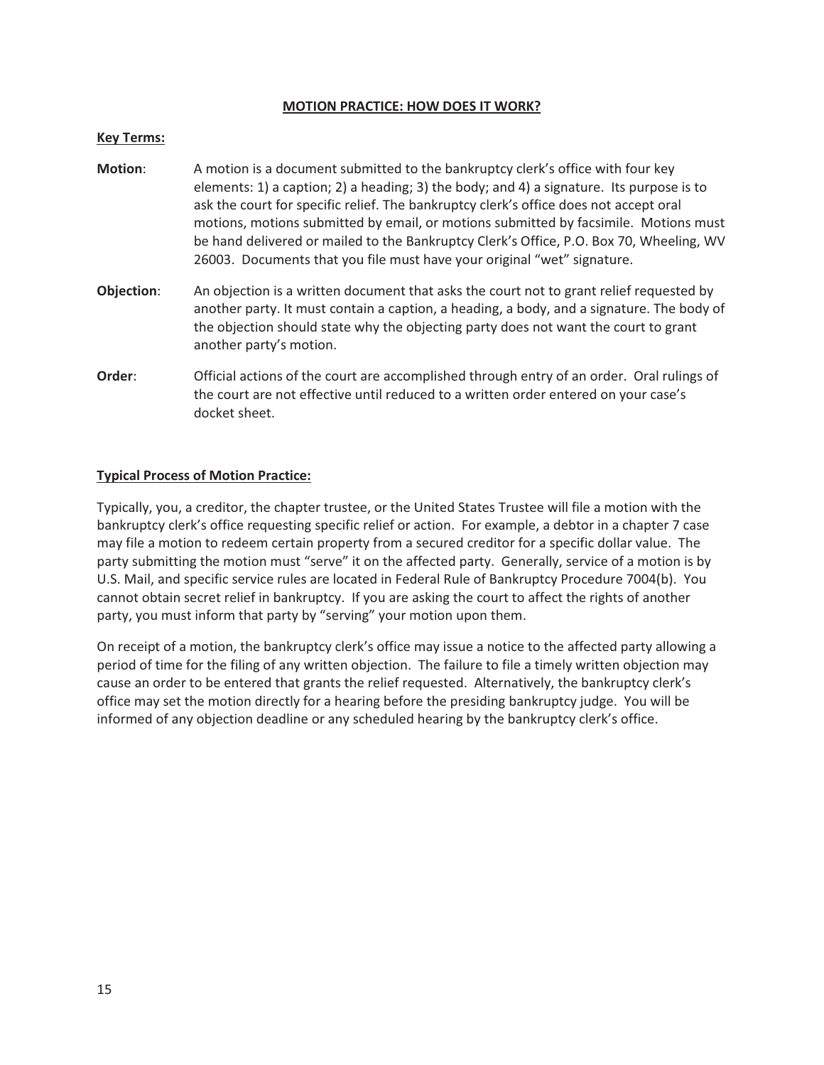## MOTION PRACTICE: HOW DOES IT WORK?

### Key Terms:

**Motion**: A motion is a document submitted to the bankruptcy clerk's office with four key elements: 1) a caption; 2) a heading; 3) the body; and 4) a signature. Its purpose is to ask the court for specific relief. The bankruptcy clerk's office does not accept oral motions, motions submitted by email, or motions submitted by facsimile. Motions must be hand delivered or mailed to the Bankruptcy Clerk's Office, P.O. Box 70, Wheeling, WV 26003. Documents that you file must have your original "wet" signature.

**Objection**: An objection is a written document that asks the court not to grant relief requested by another party. It must contain a caption, a heading, a body, and a signature. The body of the objection should state why the objecting party does not want the court to grant another party's motion.

**Order**: Official actions of the court are accomplished through entry of an order. Oral rulings of the court are not effective until reduced to a written order entered on your case's docket sheet.

### Typical Process of Motion Practice:

Typically, you, a creditor, the chapter trustee, or the United States Trustee will file a motion with the bankruptcy clerk's office requesting specific relief or action. For example, a debtor in a chapter 7 case may file a motion to redeem certain property from a secured creditor for a specific dollar value. The party submitting the motion must "serve" it on the affected party. Generally, service of a motion is by U.S. Mail, and specific service rules are located in Federal Rule of Bankruptcy Procedure 7004(b). You cannot obtain secret relief in bankruptcy. If you are asking the court to affect the rights of another party, you must inform that party by "serving" your motion upon them.

On receipt of a motion, the bankruptcy clerk's office may issue a notice to the affected party allowing a period of time for the filing of any written objection. The failure to file a timely written objection may cause an order to be entered that grants the relief requested. Alternatively, the bankruptcy clerk's office may set the motion directly for a hearing before the presiding bankruptcy judge. You will be informed of any objection deadline or any scheduled hearing by the bankruptcy clerk's office.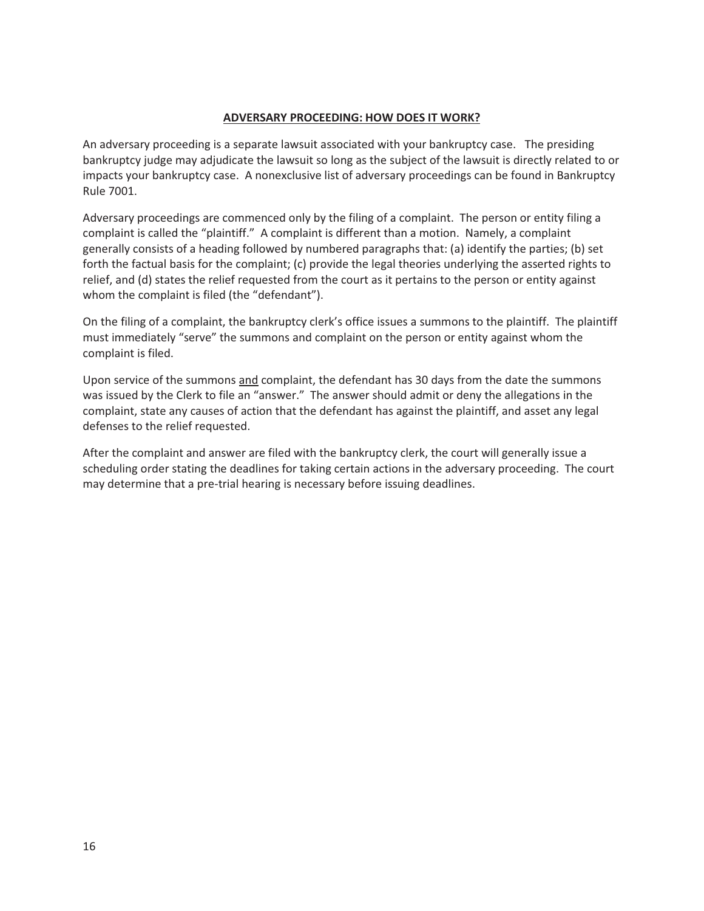## **ADVERSARY PROCEEDING: HOW DOES IT WORK?**

An adversary proceeding is a separate lawsuit associated with your bankruptcy case. The presiding bankruptcy judge may adjudicate the lawsuit so long as the subject of the lawsuit is directly related to or impacts your bankruptcy case. A nonexclusive list of adversary proceedings can be found in Bankruptcy Rule 7001.

Adversary proceedings are commenced only by the filing of a complaint. The person or entity filing a complaint is called the "plaintiff." A complaint is different than a motion. Namely, a complaint generally consists of a heading followed by numbered paragraphs that: (a) identify the parties; (b) set forth the factual basis for the complaint; (c) provide the legal theories underlying the asserted rights to relief, and (d) states the relief requested from the court as it pertains to the person or entity against whom the complaint is filed (the "defendant").

On the filing of a complaint, the bankruptcy clerk's office issues a summons to the plaintiff. The plaintiff must immediately "serve" the summons and complaint on the person or entity against whom the complaint is filed.

Upon service of the summons <u>and</u> complaint, the defendant has 30 days from the date the summons was issued by the Clerk to file an "answer." The answer should admit or deny the allegations in the complaint, state any causes of action that the defendant has against the plaintiff, and asset any legal defenses to the relief requested.

After the complaint and answer are filed with the bankruptcy clerk, the court will generally issue a scheduling order stating the deadlines for taking certain actions in the adversary proceeding. The court may determine that a pre-trial hearing is necessary before issuing deadlines.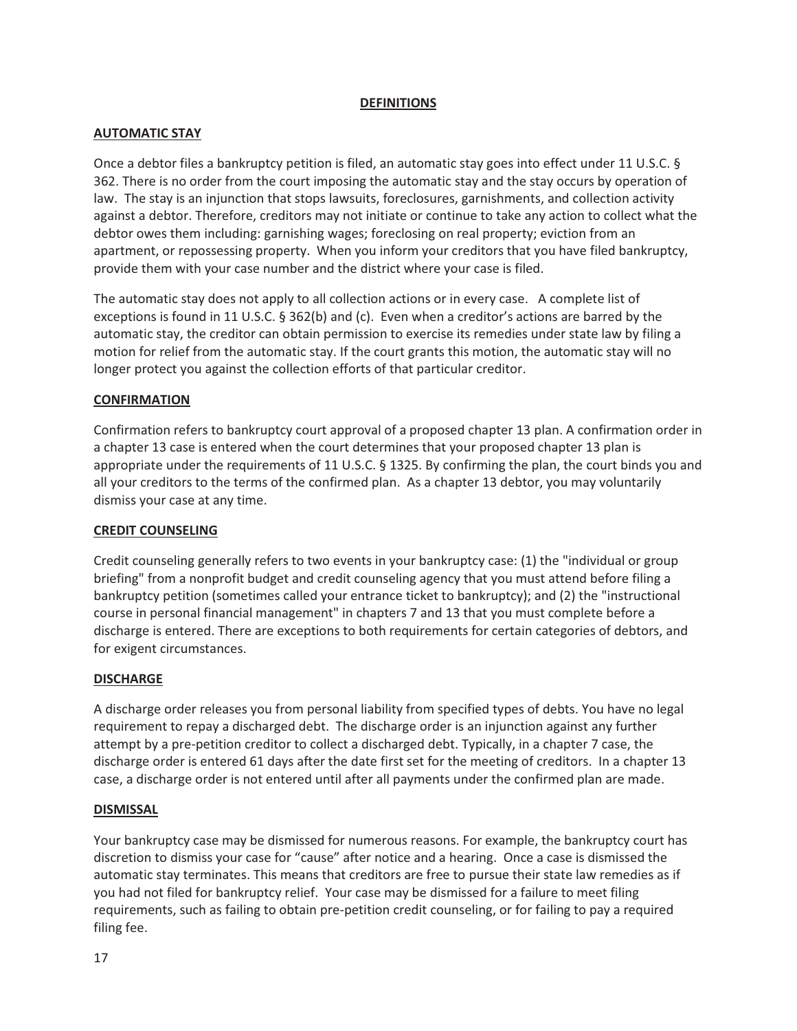# DEFINITIONS

## AUTOMATIC STAY

Once a debtor files a bankruptcy petition is filed, an automatic stay goes into effect under 11 U.S.C. § 362. There is no order from the court imposing the automatic stay and the stay occurs by operation of law. The stay is an injunction that stops lawsuits, foreclosures, garnishments, and collection activity against a debtor. Therefore, creditors may not initiate or continue to take any action to collect what the debtor owes them including: garnishing wages; foreclosing on real property; eviction from an apartment, or repossessing property. When you inform your creditors that you have filed bankruptcy, provide them with your case number and the district where your case is filed.

The automatic stay does not apply to all collection actions or in every case. A complete list of exceptions is found in 11 U.S.C. § 362(b) and (c). Even when a creditor's actions are barred by the automatic stay, the creditor can obtain permission to exercise its remedies under state law by filing a motion for relief from the automatic stay. If the court grants this motion, the automatic stay will no longer protect you against the collection efforts of that particular creditor.

## CONFIRMATION

Confirmation refers to bankruptcy court approval of a proposed chapter 13 plan. A confirmation order in a chapter 13 case is entered when the court determines that your proposed chapter 13 plan is appropriate under the requirements of 11 U.S.C. § 1325. By confirming the plan, the court binds you and all your creditors to the terms of the confirmed plan. As a chapter 13 debtor, you may voluntarily dismiss your case at any time.

## CREDIT COUNSELING

Credit counseling generally refers to two events in your bankruptcy case: (1) the "individual or group briefing" from a nonprofit budget and credit counseling agency that you must attend before filing a bankruptcy petition (sometimes called your entrance ticket to bankruptcy); and (2) the "instructional course in personal financial management" in chapters 7 and 13 that you must complete before a discharge is entered. There are exceptions to both requirements for certain categories of debtors, and for exigent circumstances.

## DISCHARGE

A discharge order releases you from personal liability from specified types of debts. You have no legal requirement to repay a discharged debt. The discharge order is an injunction against any further attempt by a pre-petition creditor to collect a discharged debt. Typically, in a chapter 7 case, the discharge order is entered 61 days after the date first set for the meeting of creditors. In a chapter 13 case, a discharge order is not entered until after all payments under the confirmed plan are made.

## DISMISSAL

Your bankruptcy case may be dismissed for numerous reasons. For example, the bankruptcy court has discretion to dismiss your case for "cause" after notice and a hearing. Once a case is dismissed the automatic stay terminates. This means that creditors are free to pursue their state law remedies as if you had not filed for bankruptcy relief. Your case may be dismissed for a failure to meet filing requirements, such as failing to obtain pre-petition credit counseling, or for failing to pay a required filing fee.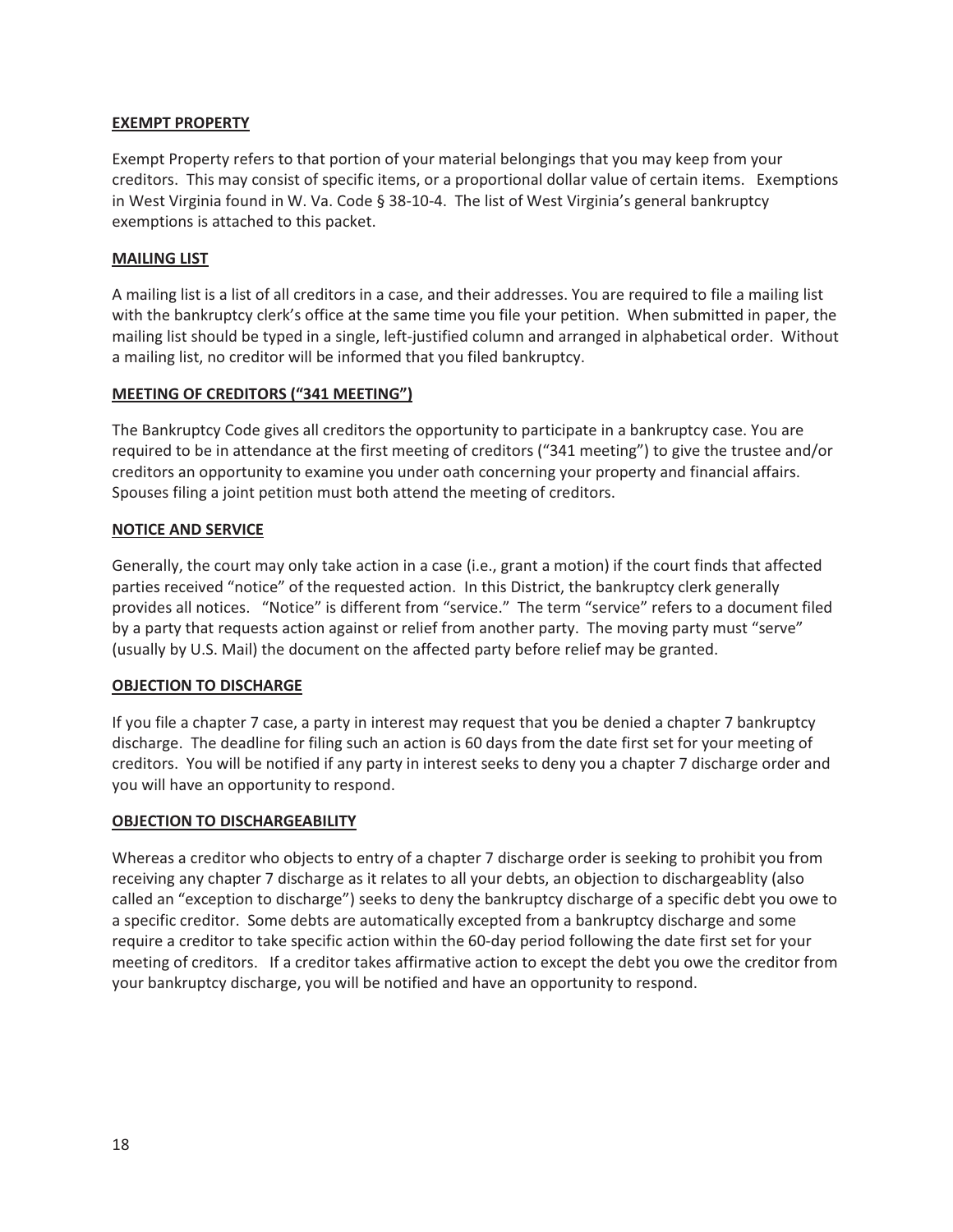**EXEMPT PROPERTY**

Exempt Property refers to that portion of your material belongings that you may keep from your creditors. This may consist of specific items, or a proportional dollar value of certain items. Exemptions in West Virginia found in W. Va. Code § 38-10-4. The list of West Virginia's general bankruptcy exemptions is attached to this packet.

**MAILING LIST**

A mailing list is a list of all creditors in a case, and their addresses. You are required to file a mailing list with the bankruptcy clerk's office at the same time you file your petition. When submitted in paper, the mailing list should be typed in a single, left-justified column and arranged in alphabetical order. Without a mailing list, no creditor will be informed that you filed bankruptcy.

**MEETING OF CREDITORS ("341 MEETING")**

The Bankruptcy Code gives all creditors the opportunity to participate in a bankruptcy case. You are required to be in attendance at the first meeting of creditors ("341 meeting") to give the trustee and/or creditors an opportunity to examine you under oath concerning your property and financial affairs. Spouses filing a joint petition must both attend the meeting of creditors.

**NOTICE AND SERVICE**

Generally, the court may only take action in a case (i.e., grant a motion) if the court finds that affected parties received "notice" of the requested action. In this District, the bankruptcy clerk generally provides all notices. "Notice" is different from "service." The term "service" refers to a document filed by a party that requests action against or relief from another party. The moving party must "serve" (usually by U.S. Mail) the document on the affected party before relief may be granted.

**OBJECTION TO DISCHARGE**

If you file a chapter 7 case, a party in interest may request that you be denied a chapter 7 bankruptcy discharge. The deadline for filing such an action is 60 days from the date first set for your meeting of creditors. You will be notified if any party in interest seeks to deny you a chapter 7 discharge order and you will have an opportunity to respond.

**OBJECTION TO DISCHARGEABILITY**

Whereas a creditor who objects to entry of a chapter 7 discharge order is seeking to prohibit you from receiving any chapter 7 discharge as it relates to all your debts, an objection to dischargeablity (also called an "exception to discharge") seeks to deny the bankruptcy discharge of a specific debt you owe to a specific creditor. Some debts are automatically excepted from a bankruptcy discharge and some require a creditor to take specific action within the 60-day period following the date first set for your meeting of creditors. If a creditor takes affirmative action to except the debt you owe the creditor from your bankruptcy discharge, you will be notified and have an opportunity to respond.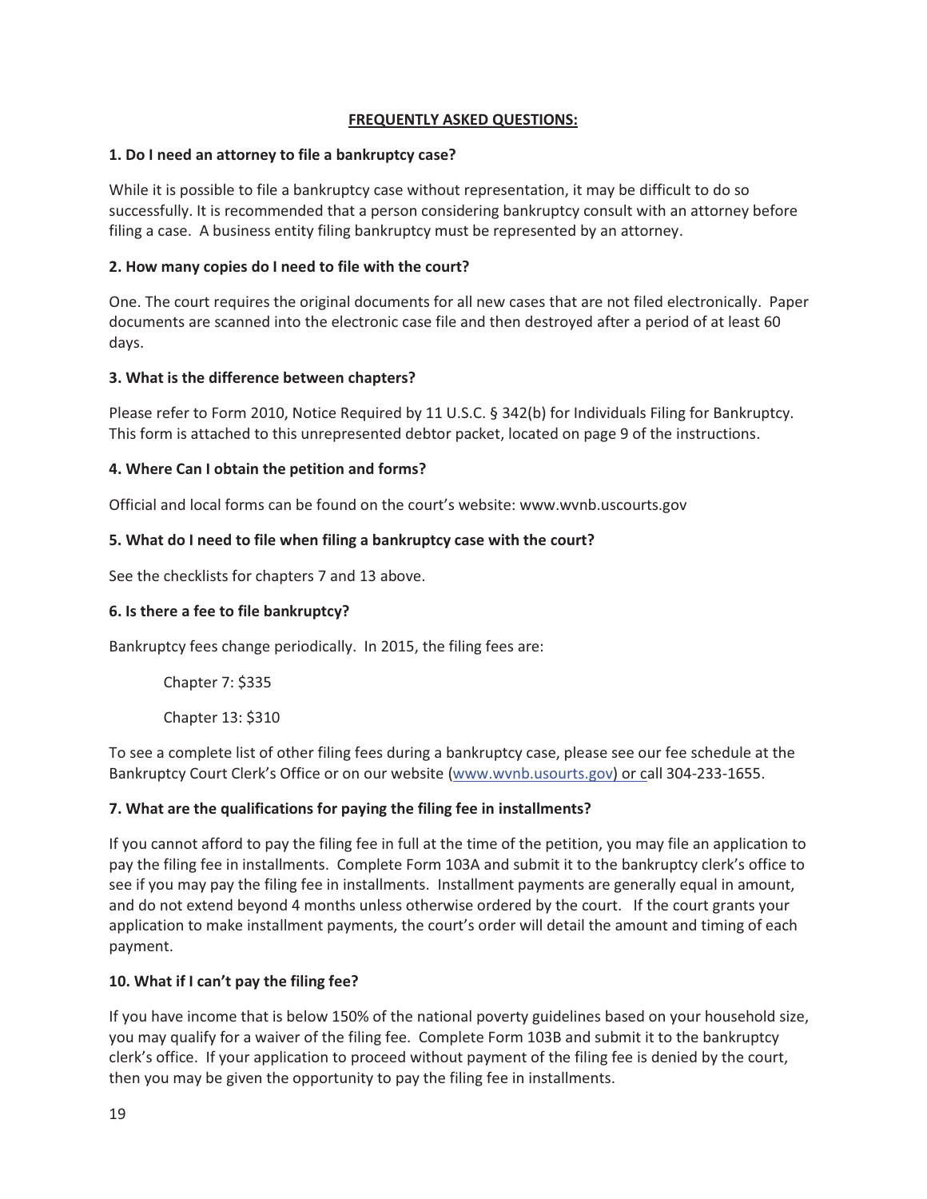## FREQUENTLY ASKED QUESTIONS:

### 1. Do I need an attorney to file a bankruptcy case?

While it is possible to file a bankruptcy case without representation, it may be difficult to do so successfully. It is recommended that a person considering bankruptcy consult with an attorney before filing a case. A business entity filing bankruptcy must be represented by an attorney.

### 2. How many copies do I need to file with the court?

One. The court requires the original documents for all new cases that are not filed electronically. Paper documents are scanned into the electronic case file and then destroyed after a period of at least 60 days.

### 3. What is the difference between chapters?

Please refer to Form 2010, Notice Required by 11 U.S.C. § 342(b) for Individuals Filing for Bankruptcy. This form is attached to this unrepresented debtor packet, located on page 9 of the instructions.

### 4. Where Can I obtain the petition and forms?

Official and local forms can be found on the court's website: www.wvnb.uscourts.gov

### 5. What do I need to file when filing a bankruptcy case with the court?

See the checklists for chapters 7 and 13 above.

### 6. Is there a fee to file bankruptcy?

Bankruptcy fees change periodically. In 2015, the filing fees are:

Chapter 7: $335

Chapter 13: $310

To see a complete list of other filing fees during a bankruptcy case, please see our fee schedule at the Bankruptcy Court Clerk's Office or on our website (www.wvnb.usourts.gov) or call 304-233-1655.

### 7. What are the qualifications for paying the filing fee in installments?

If you cannot afford to pay the filing fee in full at the time of the petition, you may file an application to pay the filing fee in installments. Complete Form 103A and submit it to the bankruptcy clerk's office to see if you may pay the filing fee in installments. Installment payments are generally equal in amount, and do not extend beyond 4 months unless otherwise ordered by the court. If the court grants your application to make installment payments, the court's order will detail the amount and timing of each payment.

### 10. What if I can't pay the filing fee?

If you have income that is below 150% of the national poverty guidelines based on your household size, you may qualify for a waiver of the filing fee. Complete Form 103B and submit it to the bankruptcy clerk's office. If your application to proceed without payment of the filing fee is denied by the court, then you may be given the opportunity to pay the filing fee in installments.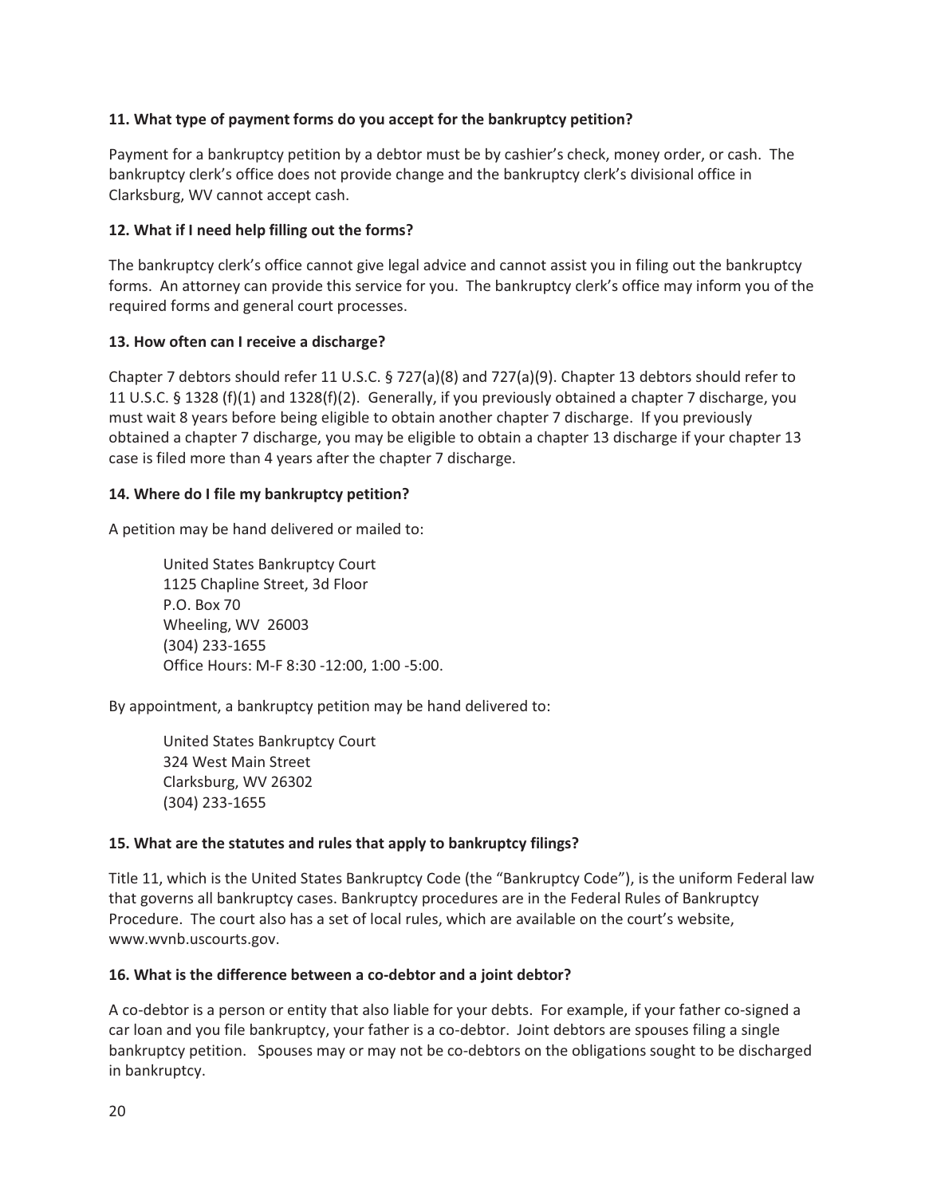**11. What type of payment forms do you accept for the bankruptcy petition?**

Payment for a bankruptcy petition by a debtor must be by cashier's check, money order, or cash. The bankruptcy clerk's office does not provide change and the bankruptcy clerk's divisional office in Clarksburg, WV cannot accept cash.

**12. What if I need help filling out the forms?**

The bankruptcy clerk's office cannot give legal advice and cannot assist you in filing out the bankruptcy forms. An attorney can provide this service for you. The bankruptcy clerk's office may inform you of the required forms and general court processes.

**13. How often can I receive a discharge?**

Chapter 7 debtors should refer 11 U.S.C. § 727(a)(8) and 727(a)(9). Chapter 13 debtors should refer to 11 U.S.C. § 1328 (f)(1) and 1328(f)(2). Generally, if you previously obtained a chapter 7 discharge, you must wait 8 years before being eligible to obtain another chapter 7 discharge. If you previously obtained a chapter 7 discharge, you may be eligible to obtain a chapter 13 discharge if your chapter 13 case is filed more than 4 years after the chapter 7 discharge.

**14. Where do I file my bankruptcy petition?**

A petition may be hand delivered or mailed to:

> United States Bankruptcy Court
> 1125 Chapline Street, 3d Floor
> P.O. Box 70
> Wheeling, WV 26003
> (304) 233-1655
> Office Hours: M-F 8:30 -12:00, 1:00 -5:00.

By appointment, a bankruptcy petition may be hand delivered to:

> United States Bankruptcy Court
> 324 West Main Street
> Clarksburg, WV 26302
> (304) 233-1655

**15. What are the statutes and rules that apply to bankruptcy filings?**

Title 11, which is the United States Bankruptcy Code (the "Bankruptcy Code"), is the uniform Federal law that governs all bankruptcy cases. Bankruptcy procedures are in the Federal Rules of Bankruptcy Procedure. The court also has a set of local rules, which are available on the court's website, www.wvnb.uscourts.gov.

**16. What is the difference between a co-debtor and a joint debtor?**

A co-debtor is a person or entity that also liable for your debts. For example, if your father co-signed a car loan and you file bankruptcy, your father is a co-debtor. Joint debtors are spouses filing a single bankruptcy petition. Spouses may or may not be co-debtors on the obligations sought to be discharged in bankruptcy.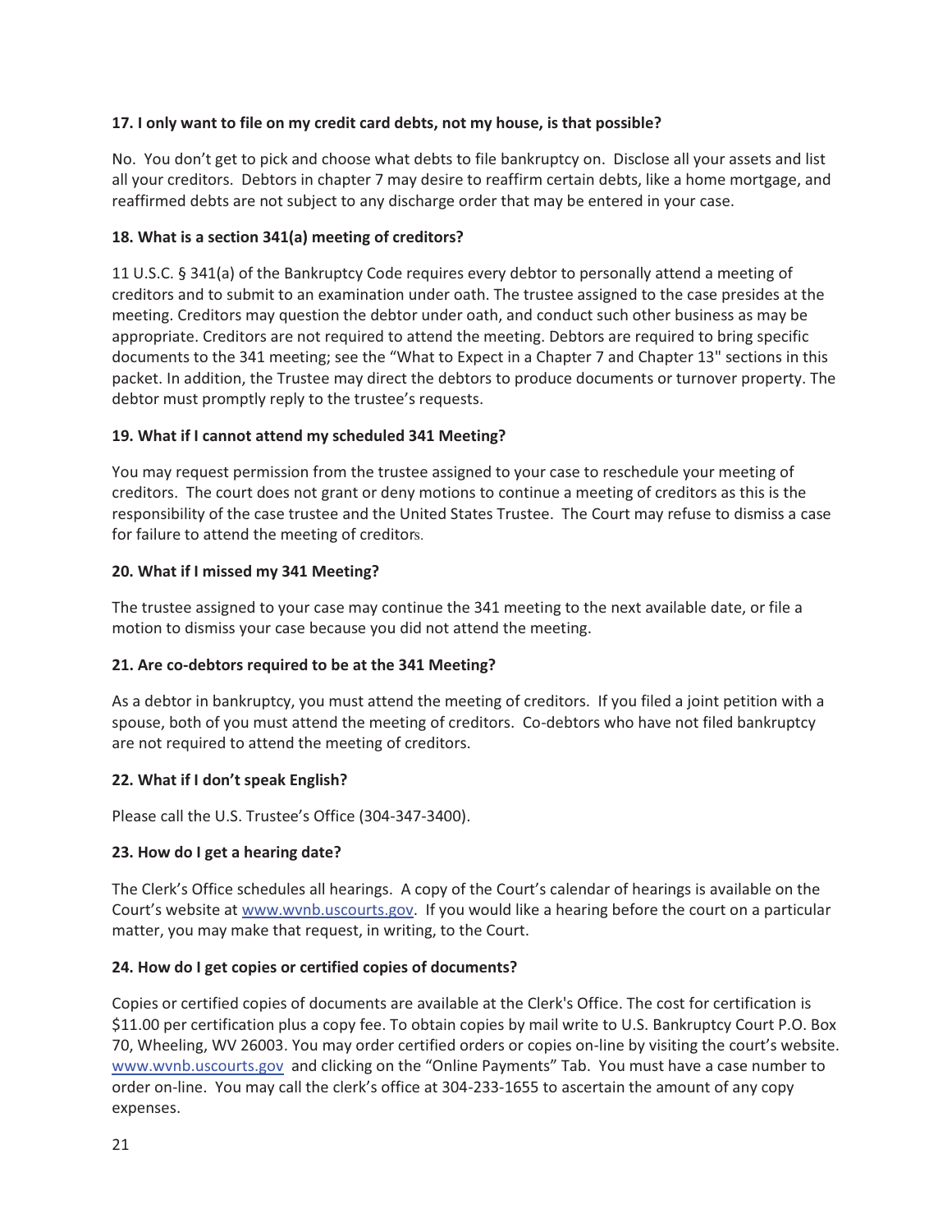**17. I only want to file on my credit card debts, not my house, is that possible?**

No. You don't get to pick and choose what debts to file bankruptcy on. Disclose all your assets and list all your creditors. Debtors in chapter 7 may desire to reaffirm certain debts, like a home mortgage, and reaffirmed debts are not subject to any discharge order that may be entered in your case.

**18. What is a section 341(a) meeting of creditors?**

11 U.S.C. § 341(a) of the Bankruptcy Code requires every debtor to personally attend a meeting of creditors and to submit to an examination under oath. The trustee assigned to the case presides at the meeting. Creditors may question the debtor under oath, and conduct such other business as may be appropriate. Creditors are not required to attend the meeting. Debtors are required to bring specific documents to the 341 meeting; see the "What to Expect in a Chapter 7 and Chapter 13" sections in this packet. In addition, the Trustee may direct the debtors to produce documents or turnover property. The debtor must promptly reply to the trustee's requests.

**19. What if I cannot attend my scheduled 341 Meeting?**

You may request permission from the trustee assigned to your case to reschedule your meeting of creditors. The court does not grant or deny motions to continue a meeting of creditors as this is the responsibility of the case trustee and the United States Trustee. The Court may refuse to dismiss a case for failure to attend the meeting of creditors.

**20. What if I missed my 341 Meeting?**

The trustee assigned to your case may continue the 341 meeting to the next available date, or file a motion to dismiss your case because you did not attend the meeting.

**21. Are co-debtors required to be at the 341 Meeting?**

As a debtor in bankruptcy, you must attend the meeting of creditors. If you filed a joint petition with a spouse, both of you must attend the meeting of creditors. Co-debtors who have not filed bankruptcy are not required to attend the meeting of creditors.

**22. What if I don't speak English?**

Please call the U.S. Trustee's Office (304-347-3400).

**23. How do I get a hearing date?**

The Clerk's Office schedules all hearings. A copy of the Court's calendar of hearings is available on the Court's website at www.wvnb.uscourts.gov. If you would like a hearing before the court on a particular matter, you may make that request, in writing, to the Court.

**24. How do I get copies or certified copies of documents?**

Copies or certified copies of documents are available at the Clerk's Office. The cost for certification is $11.00 per certification plus a copy fee. To obtain copies by mail write to U.S. Bankruptcy Court P.O. Box 70, Wheeling, WV 26003. You may order certified orders or copies on-line by visiting the court's website. www.wvnb.uscourts.gov and clicking on the "Online Payments" Tab. You must have a case number to order on-line. You may call the clerk's office at 304-233-1655 to ascertain the amount of any copy expenses.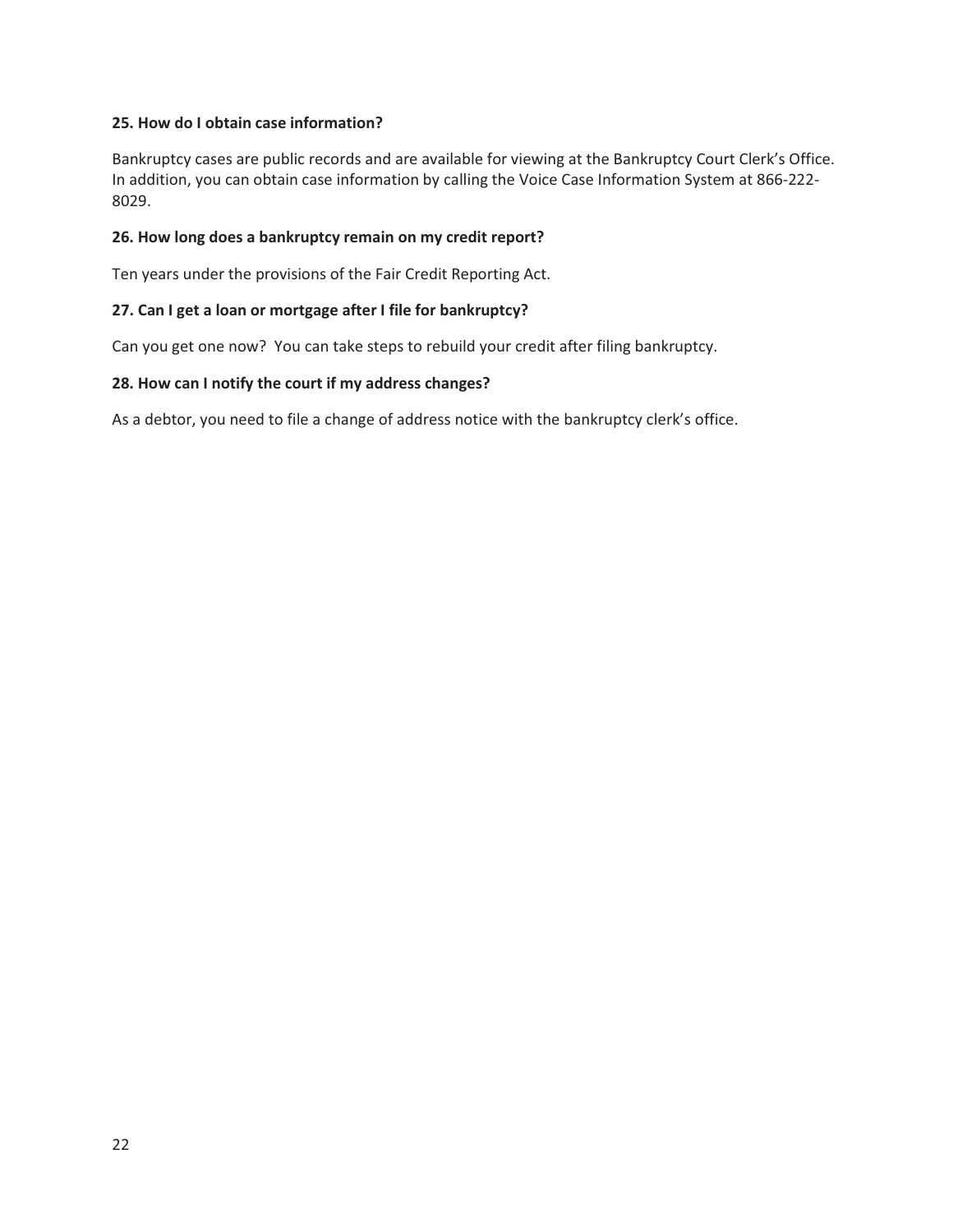**25. How do I obtain case information?**

Bankruptcy cases are public records and are available for viewing at the Bankruptcy Court Clerk's Office. In addition, you can obtain case information by calling the Voice Case Information System at 866-222-8029.

**26. How long does a bankruptcy remain on my credit report?**

Ten years under the provisions of the Fair Credit Reporting Act.

**27. Can I get a loan or mortgage after I file for bankruptcy?**

Can you get one now? You can take steps to rebuild your credit after filing bankruptcy.

**28. How can I notify the court if my address changes?**

As a debtor, you need to file a change of address notice with the bankruptcy clerk's office.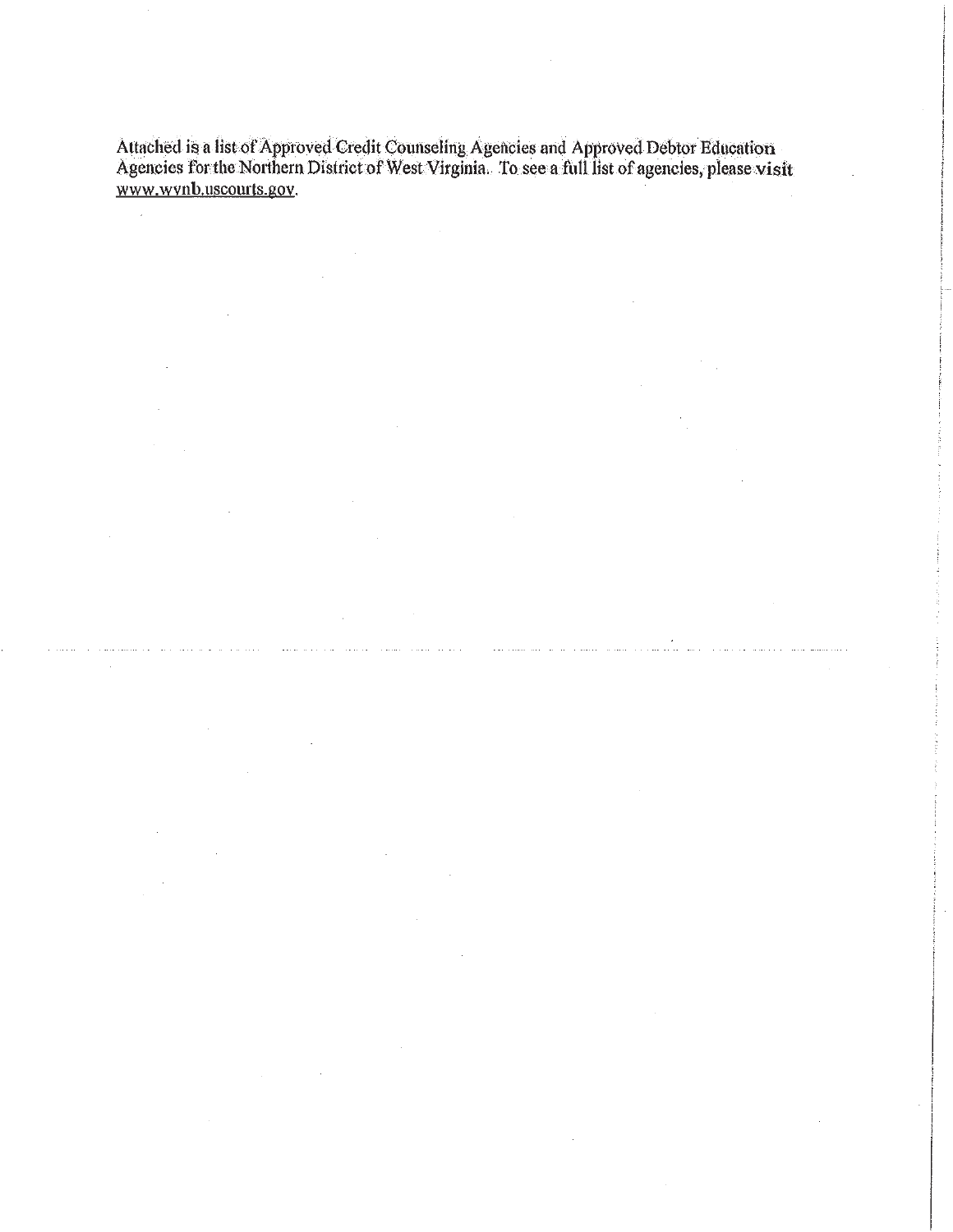Attached is a list of Approved Credit Counseling Agencies and Approved Debtor Education Agencies for the Northern District of West Virginia. To see a full list of agencies, please visit www.wvnb.uscourts.gov.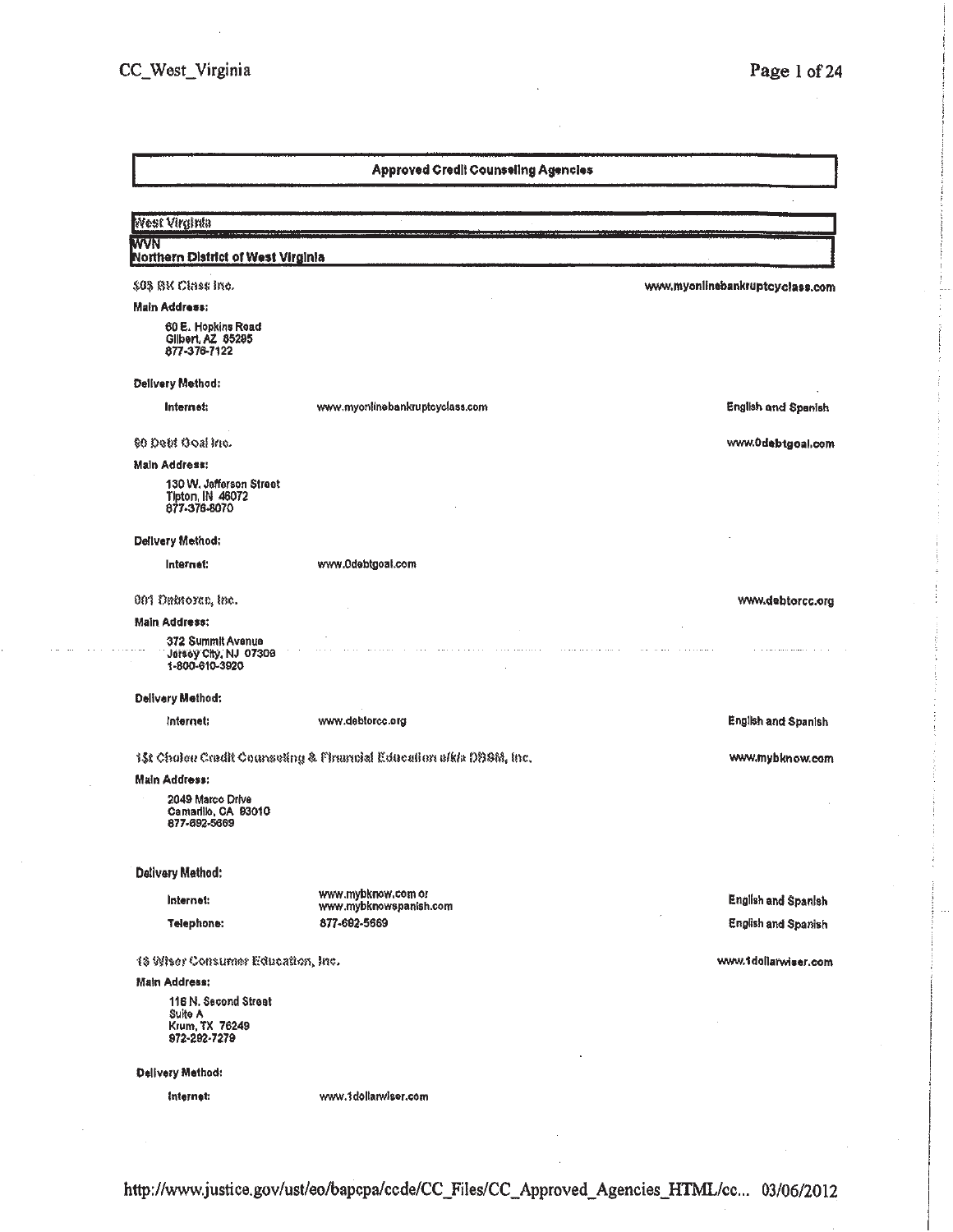## Approved Credit Counseling Agencies

### West Virginia

#### WVN
#### Northern District of West Virginia

**$0$ BK Class Inc.** — www.myonlinebankruptcyclass.com

**Main Address:**

60 E. Hopkins Road
Gilbert, AZ 85295
877-376-7122

**Delivery Method:**

| Method | Details | Language |
|---|---|---|
| Internet: | www.myonlinebankruptcyclass.com | English and Spanish |

**$0 Debt Goal Inc.** — www.0debtgoal.com

**Main Address:**

130 W. Jefferson Street
Tipton, IN 46072
877-376-8070

**Delivery Method:**

| Method | Details | Language |
|---|---|---|
| Internet: | www.0debtgoal.com | |

**001 Debtorcc, Inc.** — www.debtorcc.org

**Main Address:**

372 Summit Avenue
Jersey City, NJ 07306
1-800-610-3920

**Delivery Method:**

| Method | Details | Language |
|---|---|---|
| Internet: | www.debtorcc.org | English and Spanish |

**1st Choice Credit Counseling & Financial Education a/k/a DBSM, Inc.** — www.mybknow.com

**Main Address:**

2049 Marco Drive
Camarillo, CA 93010
877-692-5669

**Delivery Method:**

| Method | Details | Language |
|---|---|---|
| Internet: | www.mybknow.com or www.mybknowspanish.com | English and Spanish |
| Telephone: | 877-692-5669 | English and Spanish |

**1$ Wiser Consumer Education, Inc.** — www.1dollarwiser.com

**Main Address:**

116 N. Second Street
Suite A
Krum, TX 76249
972-292-7279

**Delivery Method:**

| Method | Details | Language |
|---|---|---|
| Internet: | www.1dollarwiser.com | |

http://www.justice.gov/ust/eo/bapcpa/ccde/CC_Files/CC_Approved_Agencies_HTML/cc... 03/06/2012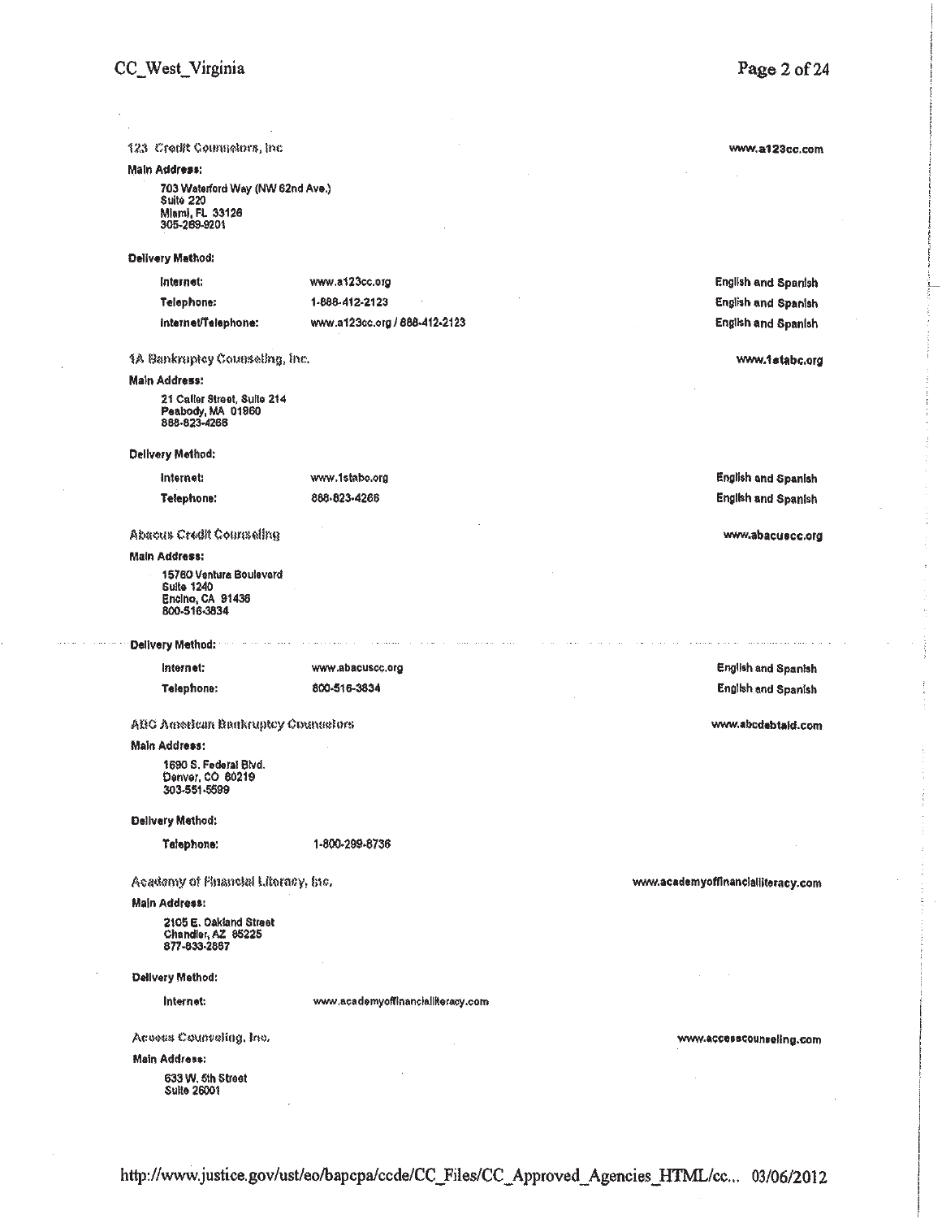### 123 Credit Counselors, Inc

www.a123cc.com

**Main Address:**

703 Waterford Way (NW 62nd Ave.)
Suite 220
Miami, FL 33126
305-269-9201

**Delivery Method:**

| | | |
|---|---|---|
| Internet: | www.a123cc.org | English and Spanish |
| Telephone: | 1-888-412-2123 | English and Spanish |
| Internet/Telephone: | www.a123cc.org / 888-412-2123 | English and Spanish |

### 1A Bankruptcy Counseling, Inc.

www.1stabc.org

**Main Address:**

21 Caller Street, Suite 214
Peabody, MA 01960
888-823-4266

**Delivery Method:**

| | | |
|---|---|---|
| Internet: | www.1stabc.org | English and Spanish |
| Telephone: | 888-823-4266 | English and Spanish |

### Abacus Credit Counseling

www.abacuscc.org

**Main Address:**

15760 Ventura Boulevard
Suite 1240
Encino, CA 91436
800-516-3834

**Delivery Method:**

| | | |
|---|---|---|
| Internet: | www.abacuscc.org | English and Spanish |
| Telephone: | 800-516-3834 | English and Spanish |

### ABC American Bankruptcy Counselors

www.abcdebtaid.com

**Main Address:**

1690 S. Federal Blvd.
Denver, CO 80219
303-551-5599

**Delivery Method:**

| | |
|---|---|
| Telephone: | 1-800-299-8736 |

### Academy of Financial Literacy, Inc.

www.academyoffinancialliteracy.com

**Main Address:**

2105 E. Oakland Street
Chandler, AZ 85225
877-833-2867

**Delivery Method:**

| | |
|---|---|
| Internet: | www.academyoffinancialliteracy.com |

### Access Counseling, Inc.

www.accesscounseling.com

**Main Address:**

633 W. 5th Street
Suite 26001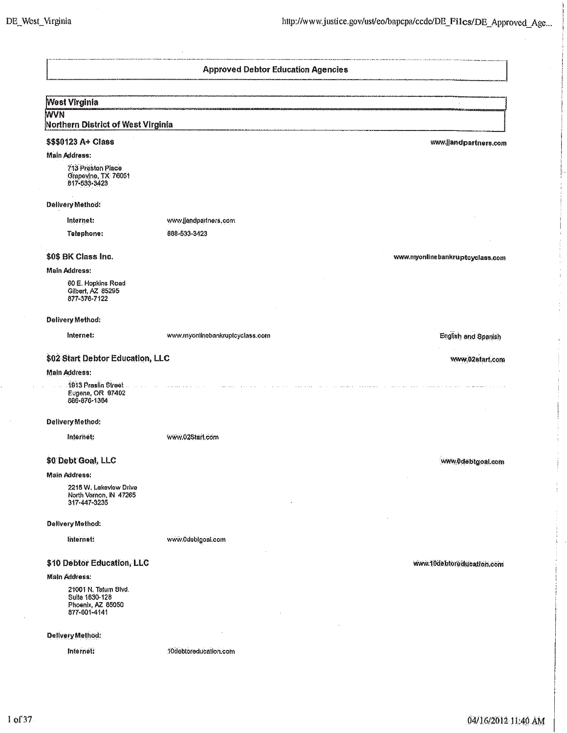# Approved Debtor Education Agencies

## West Virginia

**WVN**

**Northern District of West Virginia**

### $$$0123 A+ Class

www.jjandpartners.com

**Main Address:**

713 Preston Place
Grapevine, TX 76051
817-533-3423

**Delivery Method:**

| | |
|---|---|
| **Internet:** | www.jjandpartners.com |
| **Telephone:** | 888-533-3423 |

### $0$ BK Class Inc.

www.myonlinebankruptcyclass.com

**Main Address:**

60 E. Hopkins Road
Gilbert, AZ 85295
877-376-7122

**Delivery Method:**

| | | |
|---|---|---|
| **Internet:** | www.myonlinebankruptcyclass.com | English and Spanish |

### $02 Start Debtor Education, LLC

www.02start.com

**Main Address:**

1913 Praslin Street
Eugene, OR 97402
866-676-1364

**Delivery Method:**

| | |
|---|---|
| **Internet:** | www.02Start.com |

### $0 Debt Goal, LLC

www.0debtgoal.com

**Main Address:**

2215 W. Lakeview Drive
North Vernon, IN 47265
317-447-3235

**Delivery Method:**

| | |
|---|---|
| **Internet:** | www.0debtgoal.com |

### $10 Debtor Education, LLC

www.10debtoreducation.com

**Main Address:**

21001 N. Tatum Blvd.
Suite 1630-128
Phoenix, AZ 85050
877-601-4141

**Delivery Method:**

| | |
|---|---|
| **Internet:** | 10debtoreducation.com |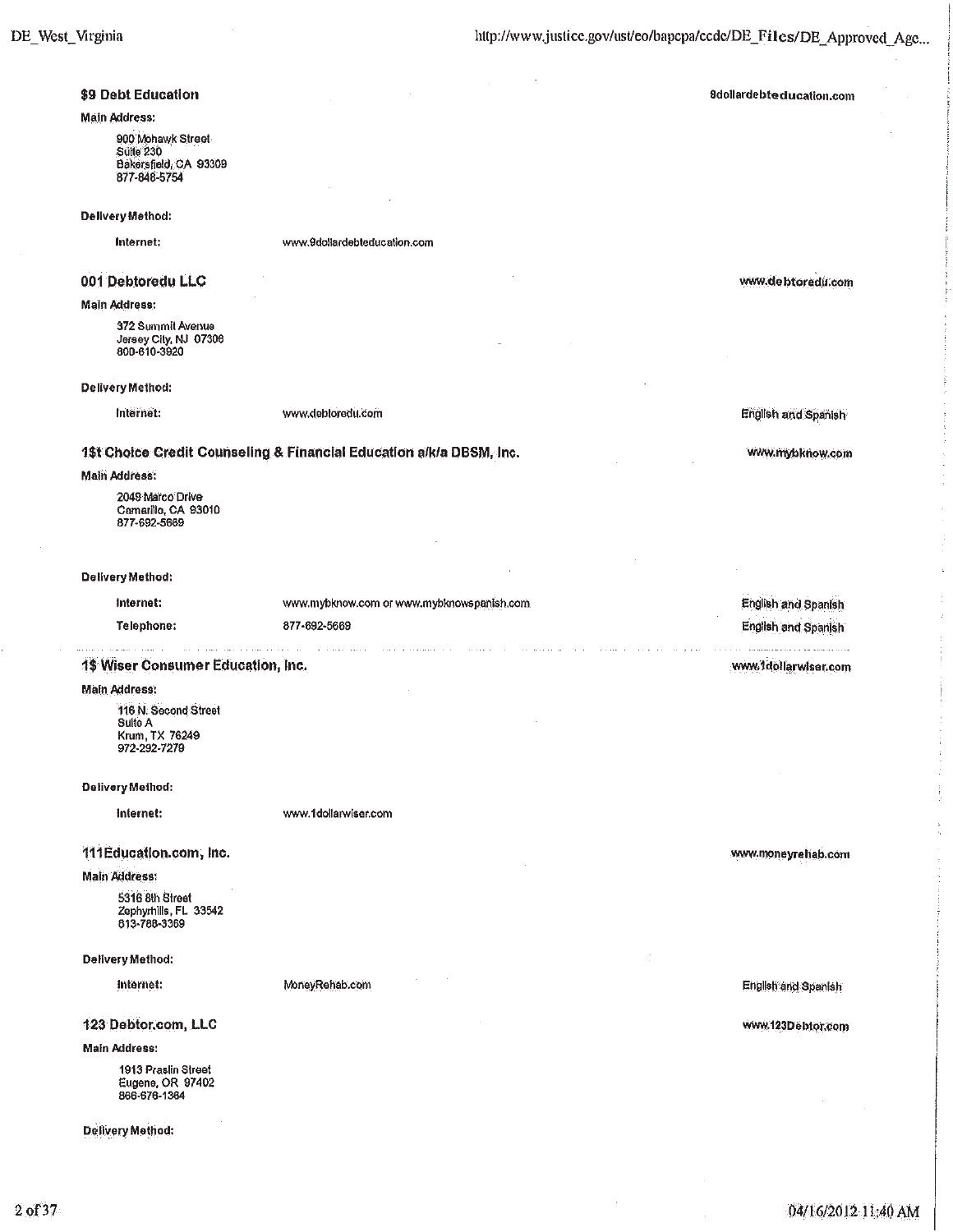### $9 Debt Education

9dollardebteducation.com

**Main Address:**

900 Mohawk Street
Suite 230
Bakersfield, CA 93309
877-848-5754

**Delivery Method:**

| | | |
|---|---|---|
| **Internet:** | www.9dollardebteducation.com | |

### 001 Debtoredu LLC

www.debtoredu.com

**Main Address:**

372 Summit Avenue
Jersey City, NJ 07306
800-610-3920

**Delivery Method:**

| | | |
|---|---|---|
| **Internet:** | www.debtoredu.com | English and Spanish |

### 1$t Choice Credit Counseling & Financial Education a/k/a DBSM, Inc.

www.mybknow.com

**Main Address:**

2049 Marco Drive
Camarillo, CA 93010
877-692-5669

**Delivery Method:**

| | | |
|---|---|---|
| **Internet:** | www.mybknow.com or www.mybknowspanish.com | English and Spanish |
| **Telephone:** | 877-692-5669 | English and Spanish |

### 1$ Wiser Consumer Education, Inc.

www.1dollarwiser.com

**Main Address:**

116 N. Second Street
Suite A
Krum, TX 76249
972-292-7279

**Delivery Method:**

| | | |
|---|---|---|
| **Internet:** | www.1dollarwiser.com | |

### 111Education.com, Inc.

www.moneyrehab.com

**Main Address:**

5316 8th Street
Zephyrhills, FL 33542
813-788-3369

**Delivery Method:**

| | | |
|---|---|---|
| **Internet:** | MoneyRehab.com | English and Spanish |

### 123 Debtor.com, LLC

www.123Debtor.com

**Main Address:**

1913 Praslin Street
Eugene, OR 97402
866-676-1364

**Delivery Method:**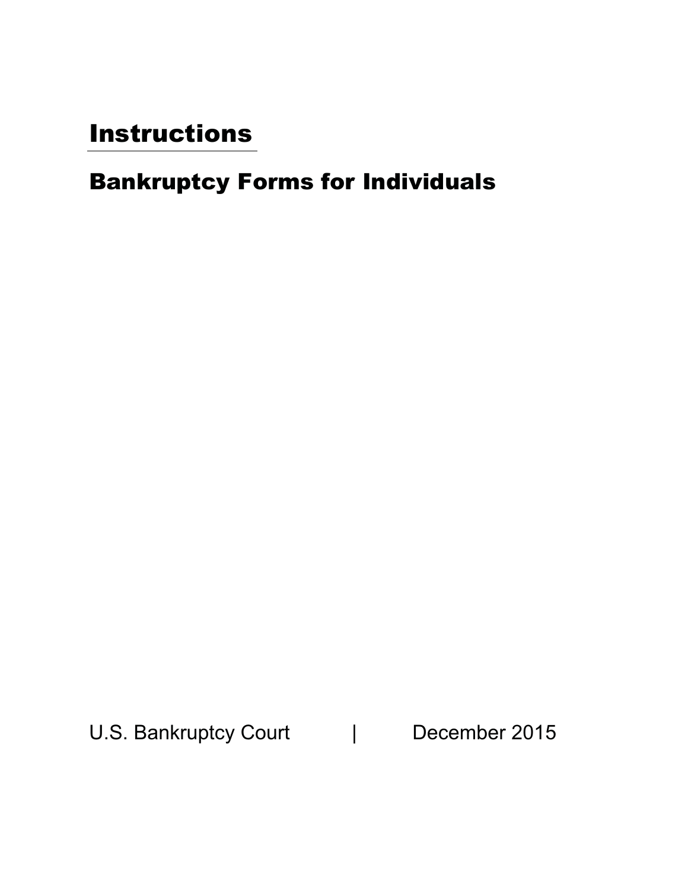# Instructions

## Bankruptcy Forms for Individuals

U.S. Bankruptcy Court | December 2015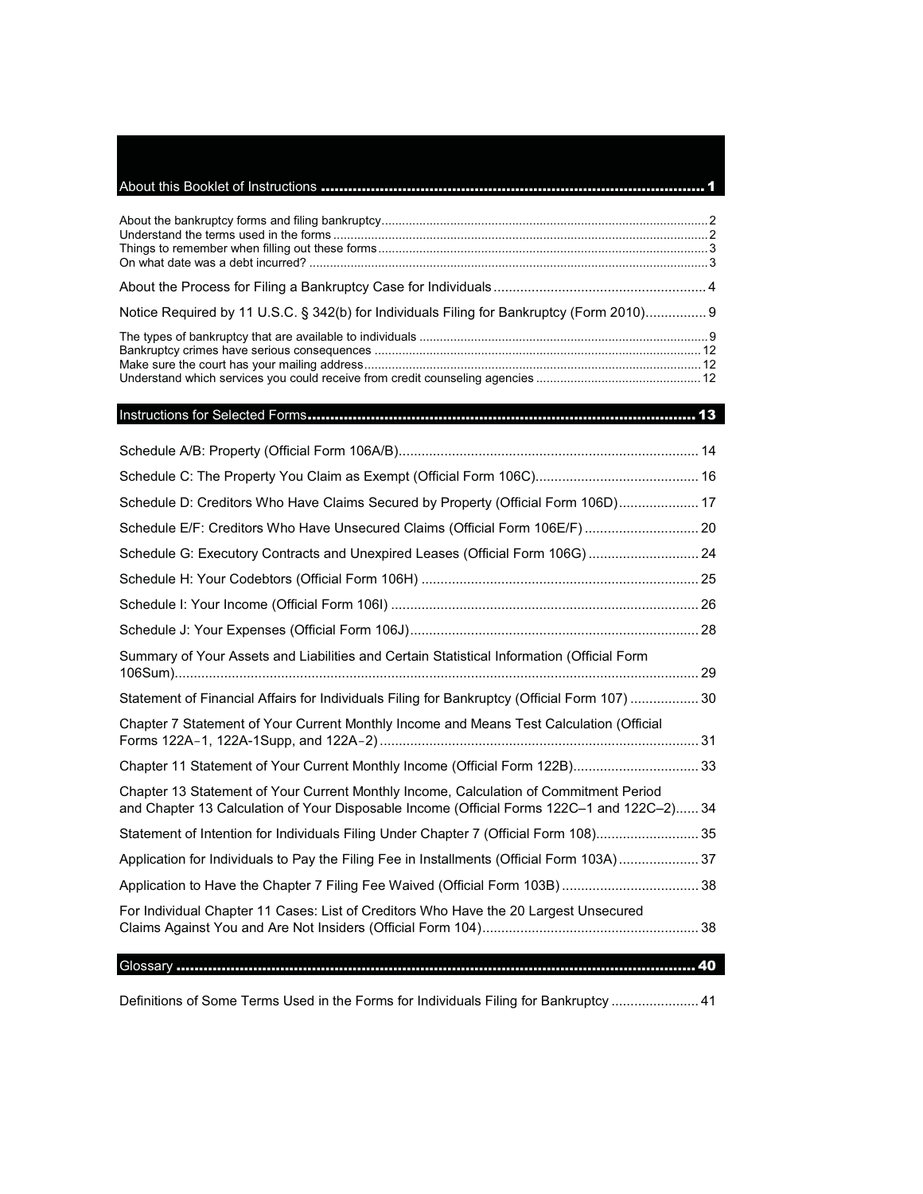## About this Booklet of Instructions ........ 1

About the bankruptcy forms and filing bankruptcy........ 2
Understand the terms used in the forms........ 2
Things to remember when filling out these forms........ 3
On what date was a debt incurred?........ 3

About the Process for Filing a Bankruptcy Case for Individuals........ 4

Notice Required by 11 U.S.C. § 342(b) for Individuals Filing for Bankruptcy (Form 2010)........ 9

The types of bankruptcy that are available to individuals........ 9
Bankruptcy crimes have serious consequences........ 12
Make sure the court has your mailing address........ 12
Understand which services you could receive from credit counseling agencies........ 12

## Instructions for Selected Forms........ 13

Schedule A/B: Property (Official Form 106A/B)........ 14

Schedule C: The Property You Claim as Exempt (Official Form 106C)........ 16

Schedule D: Creditors Who Have Claims Secured by Property (Official Form 106D)........ 17

Schedule E/F: Creditors Who Have Unsecured Claims (Official Form 106E/F)........ 20

Schedule G: Executory Contracts and Unexpired Leases (Official Form 106G)........ 24

Schedule H: Your Codebtors (Official Form 106H)........ 25

Schedule I: Your Income (Official Form 106I)........ 26

Schedule J: Your Expenses (Official Form 106J)........ 28

Summary of Your Assets and Liabilities and Certain Statistical Information (Official Form 106Sum)........ 29

Statement of Financial Affairs for Individuals Filing for Bankruptcy (Official Form 107)........ 30

Chapter 7 Statement of Your Current Monthly Income and Means Test Calculation (Official Forms 122A–1, 122A-1Supp, and 122A–2)........ 31

Chapter 11 Statement of Your Current Monthly Income (Official Form 122B)........ 33

Chapter 13 Statement of Your Current Monthly Income, Calculation of Commitment Period and Chapter 13 Calculation of Your Disposable Income (Official Forms 122C–1 and 122C–2)........ 34

Statement of Intention for Individuals Filing Under Chapter 7 (Official Form 108)........ 35

Application for Individuals to Pay the Filing Fee in Installments (Official Form 103A)........ 37

Application to Have the Chapter 7 Filing Fee Waived (Official Form 103B)........ 38

For Individual Chapter 11 Cases: List of Creditors Who Have the 20 Largest Unsecured Claims Against You and Are Not Insiders (Official Form 104)........ 38

## Glossary........ 40

Definitions of Some Terms Used in the Forms for Individuals Filing for Bankruptcy........ 41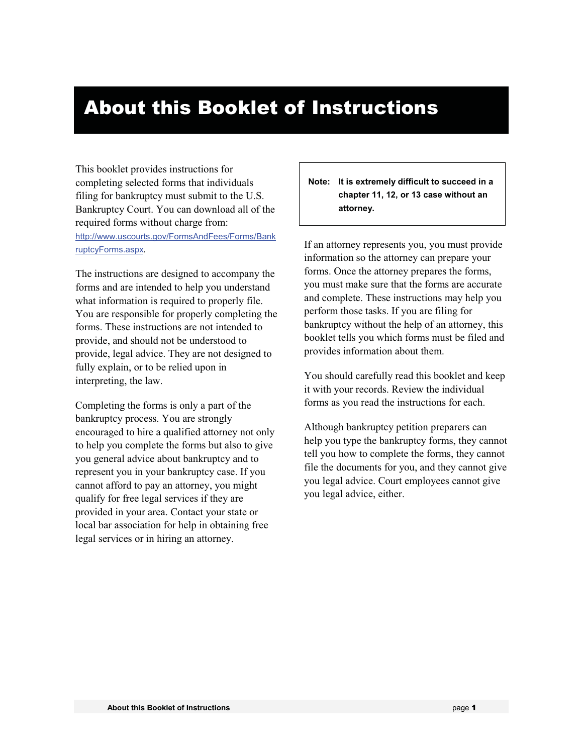# About this Booklet of Instructions

This booklet provides instructions for completing selected forms that individuals filing for bankruptcy must submit to the U.S. Bankruptcy Court. You can download all of the required forms without charge from: http://www.uscourts.gov/FormsAndFees/Forms/BankruptcyForms.aspx.

The instructions are designed to accompany the forms and are intended to help you understand what information is required to properly file. You are responsible for properly completing the forms. These instructions are not intended to provide, and should not be understood to provide, legal advice. They are not designed to fully explain, or to be relied upon in interpreting, the law.

Completing the forms is only a part of the bankruptcy process. You are strongly encouraged to hire a qualified attorney not only to help you complete the forms but also to give you general advice about bankruptcy and to represent you in your bankruptcy case. If you cannot afford to pay an attorney, you might qualify for free legal services if they are provided in your area. Contact your state or local bar association for help in obtaining free legal services or in hiring an attorney.

> **Note: It is extremely difficult to succeed in a chapter 11, 12, or 13 case without an attorney.**

If an attorney represents you, you must provide information so the attorney can prepare your forms. Once the attorney prepares the forms, you must make sure that the forms are accurate and complete. These instructions may help you perform those tasks. If you are filing for bankruptcy without the help of an attorney, this booklet tells you which forms must be filed and provides information about them.

You should carefully read this booklet and keep it with your records. Review the individual forms as you read the instructions for each.

Although bankruptcy petition preparers can help you type the bankruptcy forms, they cannot tell you how to complete the forms, they cannot file the documents for you, and they cannot give you legal advice. Court employees cannot give you legal advice, either.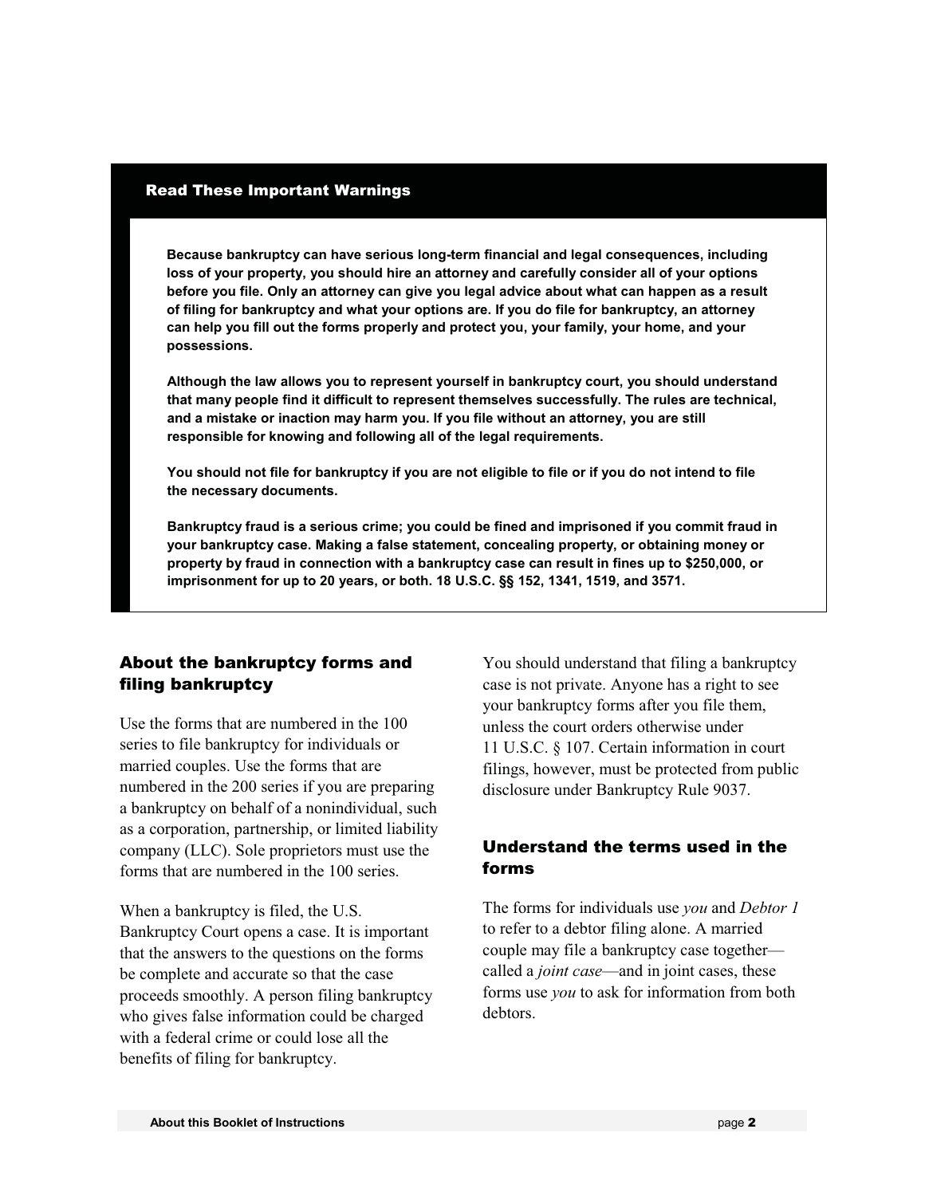## Read These Important Warnings

**Because bankruptcy can have serious long-term financial and legal consequences, including loss of your property, you should hire an attorney and carefully consider all of your options before you file. Only an attorney can give you legal advice about what can happen as a result of filing for bankruptcy and what your options are. If you do file for bankruptcy, an attorney can help you fill out the forms properly and protect you, your family, your home, and your possessions.**

**Although the law allows you to represent yourself in bankruptcy court, you should understand that many people find it difficult to represent themselves successfully. The rules are technical, and a mistake or inaction may harm you. If you file without an attorney, you are still responsible for knowing and following all of the legal requirements.**

**You should not file for bankruptcy if you are not eligible to file or if you do not intend to file the necessary documents.**

**Bankruptcy fraud is a serious crime; you could be fined and imprisoned if you commit fraud in your bankruptcy case. Making a false statement, concealing property, or obtaining money or property by fraud in connection with a bankruptcy case can result in fines up to $250,000, or imprisonment for up to 20 years, or both. 18 U.S.C. §§ 152, 1341, 1519, and 3571.**

## About the bankruptcy forms and filing bankruptcy

Use the forms that are numbered in the 100 series to file bankruptcy for individuals or married couples. Use the forms that are numbered in the 200 series if you are preparing a bankruptcy on behalf of a nonindividual, such as a corporation, partnership, or limited liability company (LLC). Sole proprietors must use the forms that are numbered in the 100 series.

When a bankruptcy is filed, the U.S. Bankruptcy Court opens a case. It is important that the answers to the questions on the forms be complete and accurate so that the case proceeds smoothly. A person filing bankruptcy who gives false information could be charged with a federal crime or could lose all the benefits of filing for bankruptcy.

You should understand that filing a bankruptcy case is not private. Anyone has a right to see your bankruptcy forms after you file them, unless the court orders otherwise under 11 U.S.C. § 107. Certain information in court filings, however, must be protected from public disclosure under Bankruptcy Rule 9037.

## Understand the terms used in the forms

The forms for individuals use *you* and *Debtor 1* to refer to a debtor filing alone. A married couple may file a bankruptcy case together—called a *joint case*—and in joint cases, these forms use *you* to ask for information from both debtors.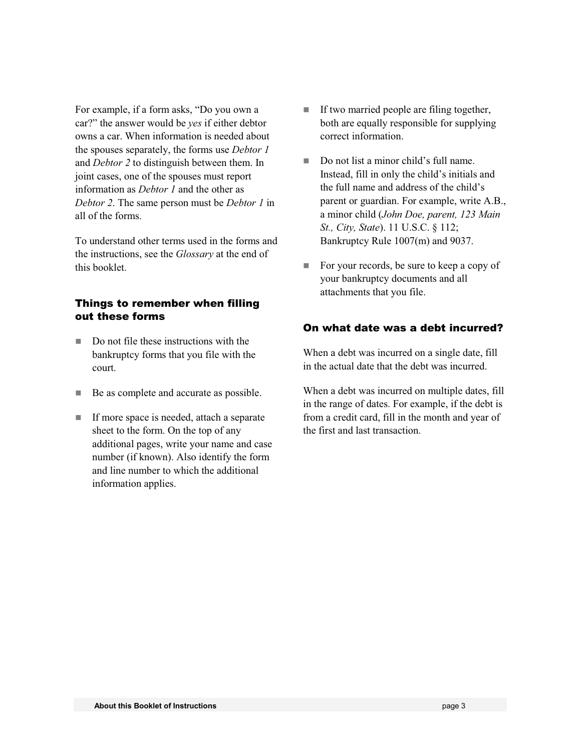For example, if a form asks, “Do you own a car?” the answer would be *yes* if either debtor owns a car. When information is needed about the spouses separately, the forms use *Debtor 1* and *Debtor 2* to distinguish between them. In joint cases, one of the spouses must report information as *Debtor 1* and the other as *Debtor 2*. The same person must be *Debtor 1* in all of the forms.

To understand other terms used in the forms and the instructions, see the *Glossary* at the end of this booklet.

### Things to remember when filling out these forms

- Do not file these instructions with the bankruptcy forms that you file with the court.
- Be as complete and accurate as possible.
- If more space is needed, attach a separate sheet to the form. On the top of any additional pages, write your name and case number (if known). Also identify the form and line number to which the additional information applies.
- If two married people are filing together, both are equally responsible for supplying correct information.
- Do not list a minor child’s full name. Instead, fill in only the child’s initials and the full name and address of the child’s parent or guardian. For example, write A.B., a minor child (*John Doe, parent, 123 Main St., City, State*). 11 U.S.C. § 112; Bankruptcy Rule 1007(m) and 9037.
- For your records, be sure to keep a copy of your bankruptcy documents and all attachments that you file.

### On what date was a debt incurred?

When a debt was incurred on a single date, fill in the actual date that the debt was incurred.

When a debt was incurred on multiple dates, fill in the range of dates. For example, if the debt is from a credit card, fill in the month and year of the first and last transaction.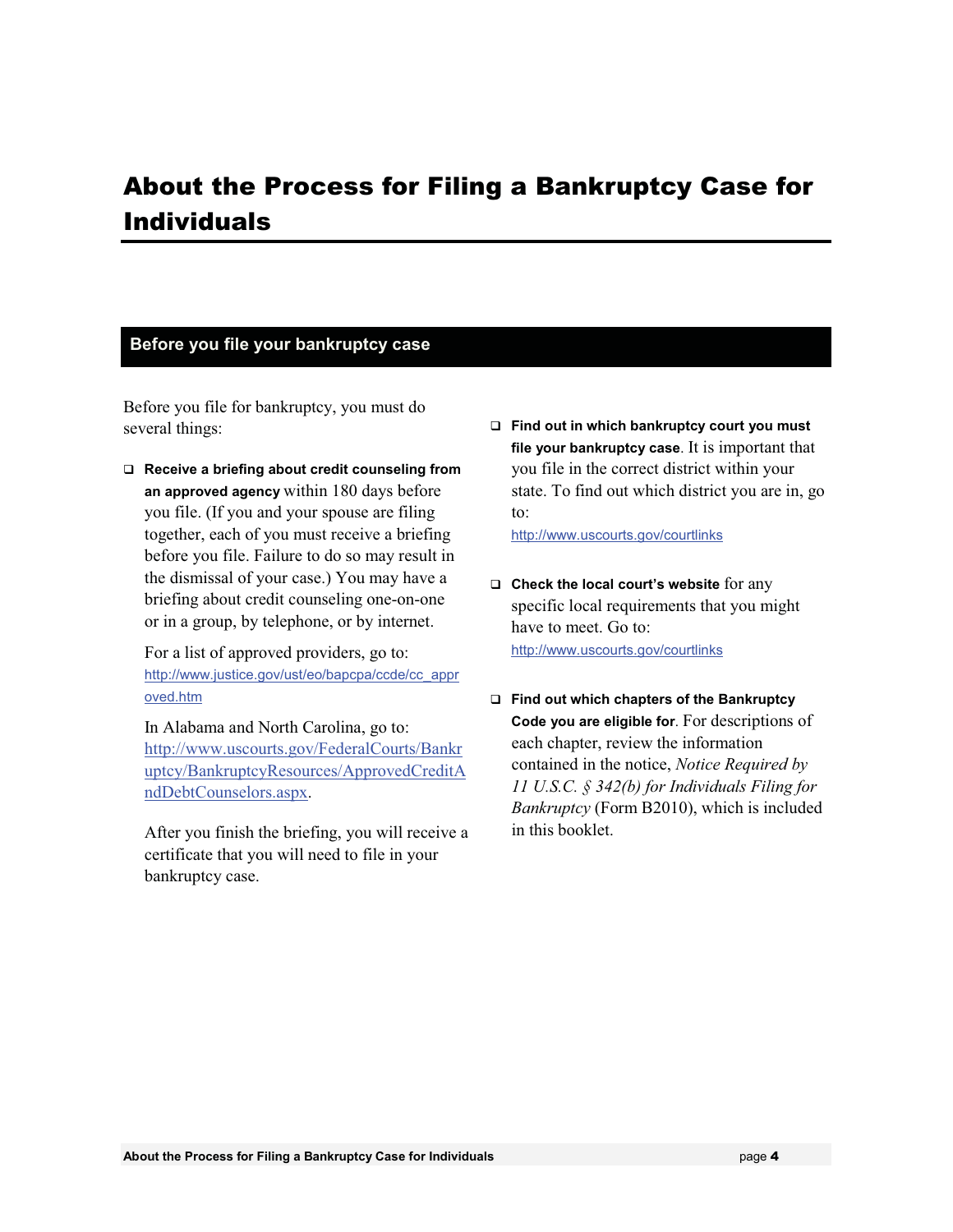# About the Process for Filing a Bankruptcy Case for Individuals

## Before you file your bankruptcy case

Before you file for bankruptcy, you must do several things:

- **Receive a briefing about credit counseling from an approved agency** within 180 days before you file. (If you and your spouse are filing together, each of you must receive a briefing before you file. Failure to do so may result in the dismissal of your case.) You may have a briefing about credit counseling one-on-one or in a group, by telephone, or by internet.

  For a list of approved providers, go to: http://www.justice.gov/ust/eo/bapcpa/ccde/cc_approved.htm

  In Alabama and North Carolina, go to: http://www.uscourts.gov/FederalCourts/Bankruptcy/BankruptcyResources/ApprovedCreditAndDebtCounselors.aspx.

  After you finish the briefing, you will receive a certificate that you will need to file in your bankruptcy case.

- **Find out in which bankruptcy court you must file your bankruptcy case**. It is important that you file in the correct district within your state. To find out which district you are in, go to: http://www.uscourts.gov/courtlinks

- **Check the local court's website** for any specific local requirements that you might have to meet. Go to: http://www.uscourts.gov/courtlinks

- **Find out which chapters of the Bankruptcy Code you are eligible for**. For descriptions of each chapter, review the information contained in the notice, *Notice Required by 11 U.S.C. § 342(b) for Individuals Filing for Bankruptcy* (Form B2010), which is included in this booklet.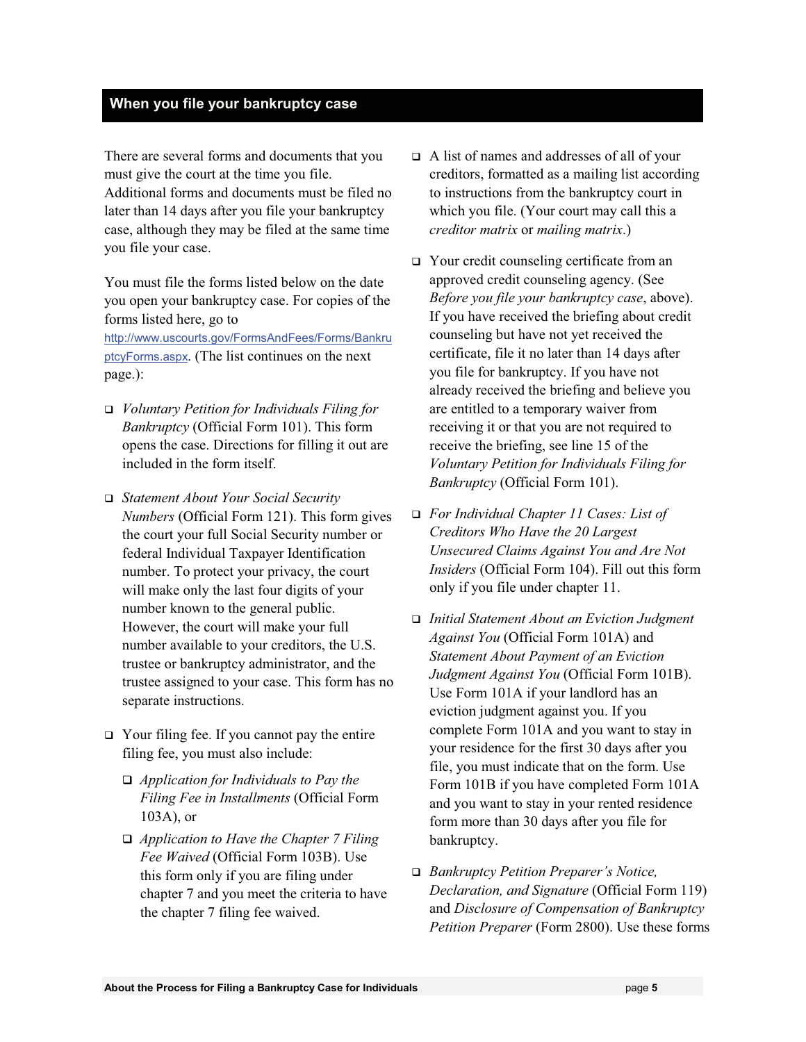## When you file your bankruptcy case

There are several forms and documents that you must give the court at the time you file. Additional forms and documents must be filed no later than 14 days after you file your bankruptcy case, although they may be filed at the same time you file your case.

You must file the forms listed below on the date you open your bankruptcy case. For copies of the forms listed here, go to http://www.uscourts.gov/FormsAndFees/Forms/BankruptcyForms.aspx. (The list continues on the next page.):

- ❑ *Voluntary Petition for Individuals Filing for Bankruptcy* (Official Form 101). This form opens the case. Directions for filling it out are included in the form itself.
- ❑ *Statement About Your Social Security Numbers* (Official Form 121). This form gives the court your full Social Security number or federal Individual Taxpayer Identification number. To protect your privacy, the court will make only the last four digits of your number known to the general public. However, the court will make your full number available to your creditors, the U.S. trustee or bankruptcy administrator, and the trustee assigned to your case. This form has no separate instructions.
- ❑ Your filing fee. If you cannot pay the entire filing fee, you must also include:
  - ❑ *Application for Individuals to Pay the Filing Fee in Installments* (Official Form 103A), or
  - ❑ *Application to Have the Chapter 7 Filing Fee Waived* (Official Form 103B). Use this form only if you are filing under chapter 7 and you meet the criteria to have the chapter 7 filing fee waived.
- ❑ A list of names and addresses of all of your creditors, formatted as a mailing list according to instructions from the bankruptcy court in which you file. (Your court may call this a *creditor matrix* or *mailing matrix*.)
- ❑ Your credit counseling certificate from an approved credit counseling agency. (See *Before you file your bankruptcy case*, above). If you have received the briefing about credit counseling but have not yet received the certificate, file it no later than 14 days after you file for bankruptcy. If you have not already received the briefing and believe you are entitled to a temporary waiver from receiving it or that you are not required to receive the briefing, see line 15 of the *Voluntary Petition for Individuals Filing for Bankruptcy* (Official Form 101).
- ❑ *For Individual Chapter 11 Cases: List of Creditors Who Have the 20 Largest Unsecured Claims Against You and Are Not Insiders* (Official Form 104). Fill out this form only if you file under chapter 11.
- ❑ *Initial Statement About an Eviction Judgment Against You* (Official Form 101A) and *Statement About Payment of an Eviction Judgment Against You* (Official Form 101B). Use Form 101A if your landlord has an eviction judgment against you. If you complete Form 101A and you want to stay in your residence for the first 30 days after you file, you must indicate that on the form. Use Form 101B if you have completed Form 101A and you want to stay in your rented residence form more than 30 days after you file for bankruptcy.
- ❑ *Bankruptcy Petition Preparer's Notice, Declaration, and Signature* (Official Form 119) and *Disclosure of Compensation of Bankruptcy Petition Preparer* (Form 2800). Use these forms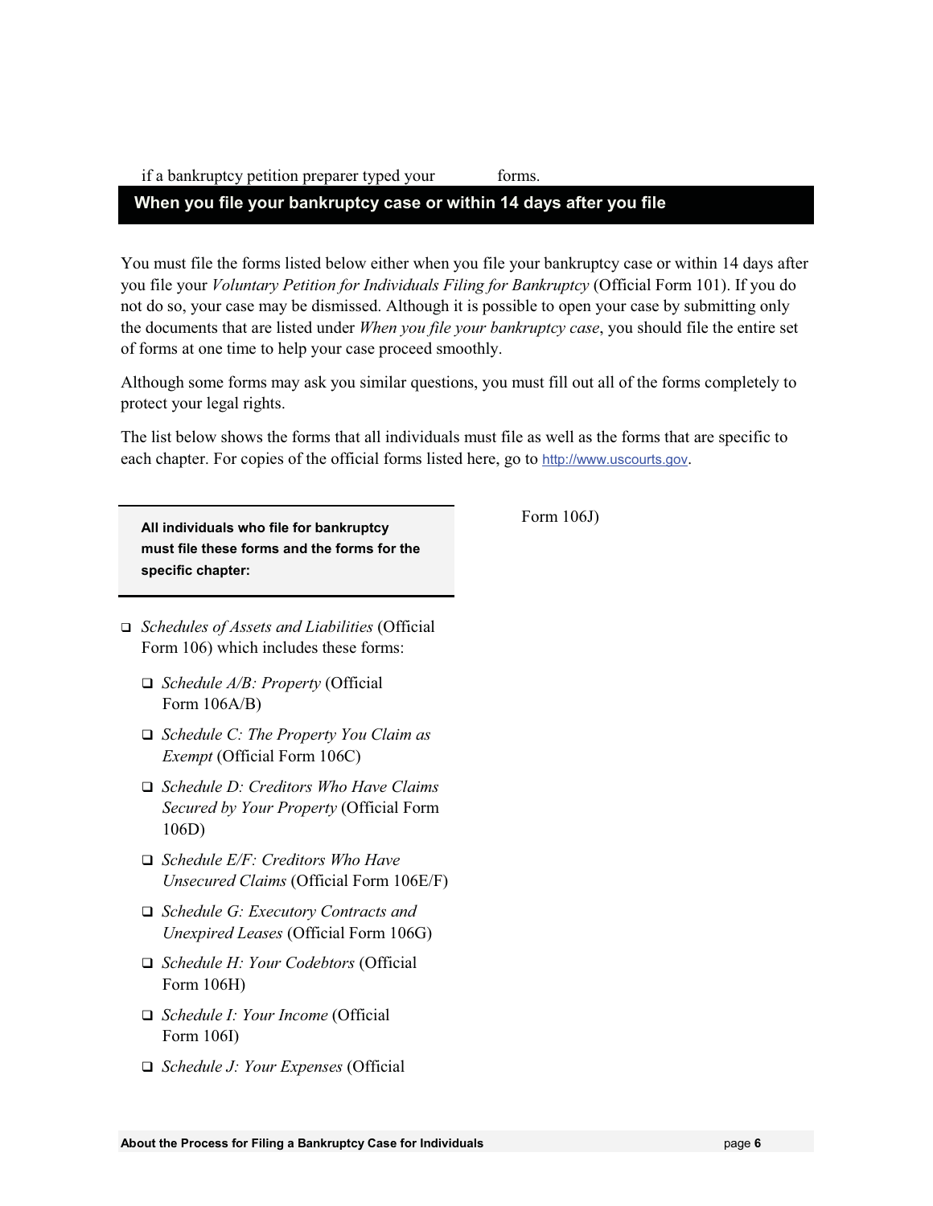if a bankruptcy petition preparer typed your forms.

## When you file your bankruptcy case or within 14 days after you file

You must file the forms listed below either when you file your bankruptcy case or within 14 days after you file your *Voluntary Petition for Individuals Filing for Bankruptcy* (Official Form 101). If you do not do so, your case may be dismissed. Although it is possible to open your case by submitting only the documents that are listed under *When you file your bankruptcy case*, you should file the entire set of forms at one time to help your case proceed smoothly.

Although some forms may ask you similar questions, you must fill out all of the forms completely to protect your legal rights.

The list below shows the forms that all individuals must file as well as the forms that are specific to each chapter. For copies of the official forms listed here, go to http://www.uscourts.gov.

**All individuals who file for bankruptcy must file these forms and the forms for the specific chapter:**

- ❑ *Schedules of Assets and Liabilities* (Official Form 106) which includes these forms:
  - ❑ *Schedule A/B: Property* (Official Form 106A/B)
  - ❑ *Schedule C: The Property You Claim as Exempt* (Official Form 106C)
  - ❑ *Schedule D: Creditors Who Have Claims Secured by Your Property* (Official Form 106D)
  - ❑ *Schedule E/F: Creditors Who Have Unsecured Claims* (Official Form 106E/F)
  - ❑ *Schedule G: Executory Contracts and Unexpired Leases* (Official Form 106G)
  - ❑ *Schedule H: Your Codebtors* (Official Form 106H)
  - ❑ *Schedule I: Your Income* (Official Form 106I)
  - ❑ *Schedule J: Your Expenses* (Official Form 106J)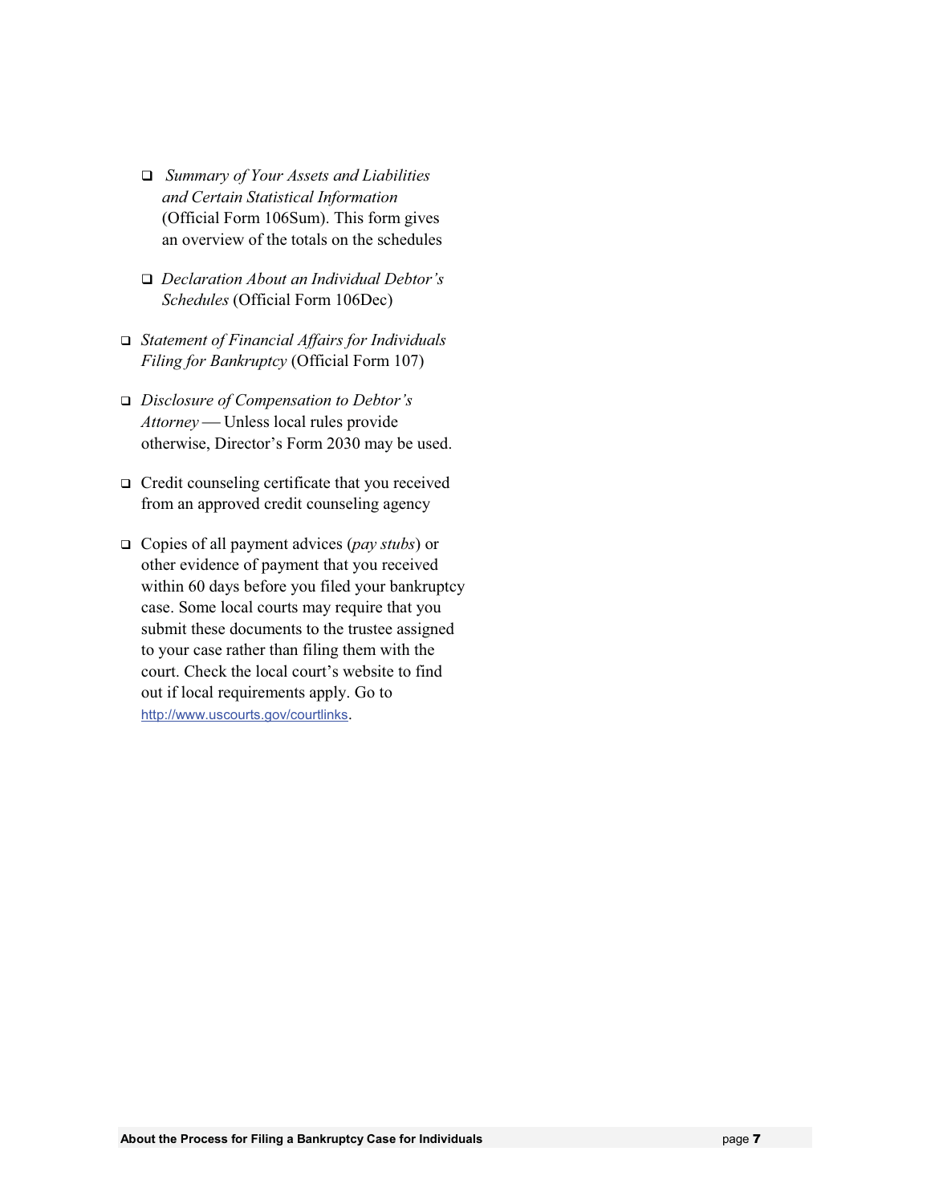- *Summary of Your Assets and Liabilities and Certain Statistical Information* (Official Form 106Sum). This form gives an overview of the totals on the schedules

  - *Declaration About an Individual Debtor's Schedules* (Official Form 106Dec)

- *Statement of Financial Affairs for Individuals Filing for Bankruptcy* (Official Form 107)

- *Disclosure of Compensation to Debtor's Attorney* — Unless local rules provide otherwise, Director's Form 2030 may be used.

- Credit counseling certificate that you received from an approved credit counseling agency

- Copies of all payment advices (*pay stubs*) or other evidence of payment that you received within 60 days before you filed your bankruptcy case. Some local courts may require that you submit these documents to the trustee assigned to your case rather than filing them with the court. Check the local court's website to find out if local requirements apply. Go to http://www.uscourts.gov/courtlinks.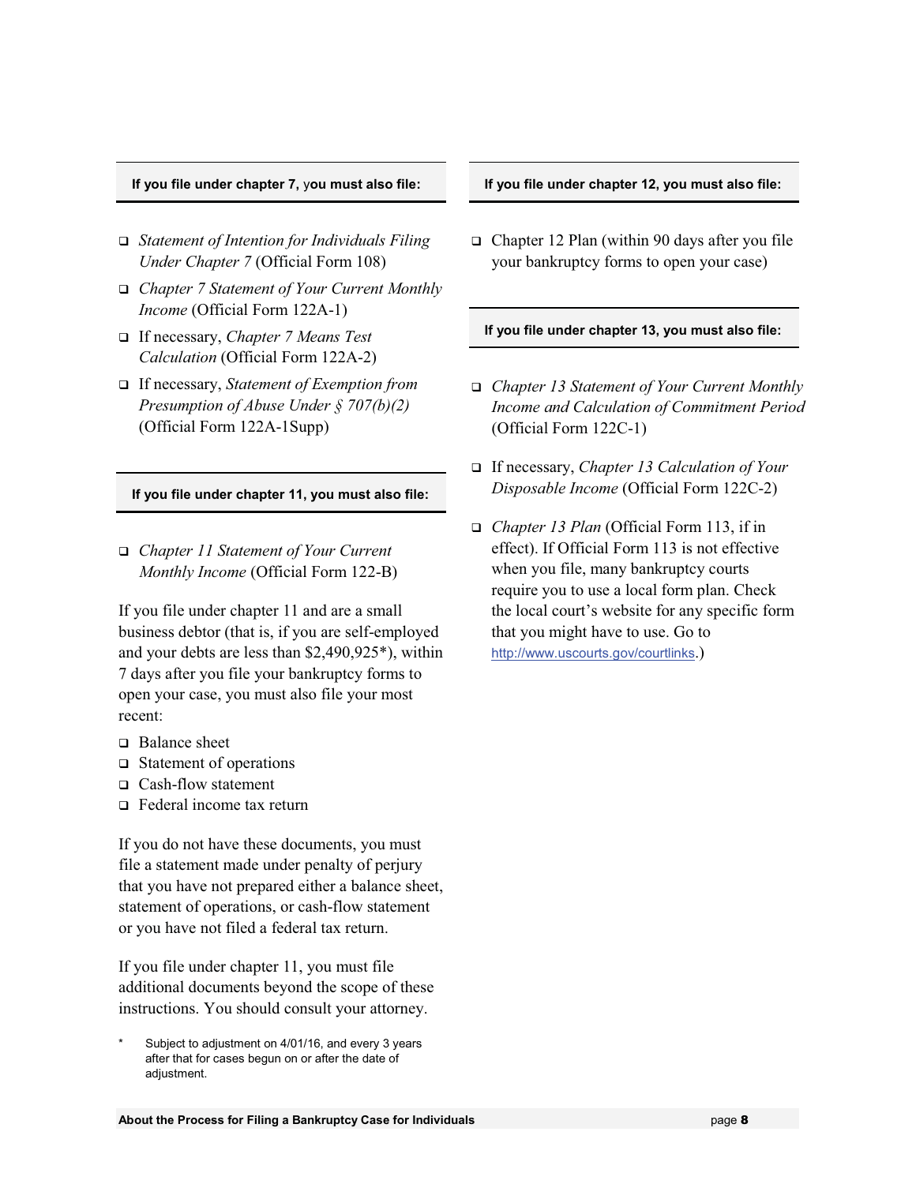**If you file under chapter 7, you must also file:**

- *Statement of Intention for Individuals Filing Under Chapter 7* (Official Form 108)
- *Chapter 7 Statement of Your Current Monthly Income* (Official Form 122A-1)
- If necessary, *Chapter 7 Means Test Calculation* (Official Form 122A-2)
- If necessary, *Statement of Exemption from Presumption of Abuse Under § 707(b)(2)* (Official Form 122A-1Supp)

**If you file under chapter 11, you must also file:**

- *Chapter 11 Statement of Your Current Monthly Income* (Official Form 122-B)

If you file under chapter 11 and are a small business debtor (that is, if you are self-employed and your debts are less than $2,490,925*), within 7 days after you file your bankruptcy forms to open your case, you must also file your most recent:

- Balance sheet
- Statement of operations
- Cash-flow statement
- Federal income tax return

If you do not have these documents, you must file a statement made under penalty of perjury that you have not prepared either a balance sheet, statement of operations, or cash-flow statement or you have not filed a federal tax return.

If you file under chapter 11, you must file additional documents beyond the scope of these instructions. You should consult your attorney.

\* Subject to adjustment on 4/01/16, and every 3 years after that for cases begun on or after the date of adjustment.

**If you file under chapter 12, you must also file:**

- Chapter 12 Plan (within 90 days after you file your bankruptcy forms to open your case)

**If you file under chapter 13, you must also file:**

- *Chapter 13 Statement of Your Current Monthly Income and Calculation of Commitment Period* (Official Form 122C-1)
- If necessary, *Chapter 13 Calculation of Your Disposable Income* (Official Form 122C-2)
- *Chapter 13 Plan* (Official Form 113, if in effect). If Official Form 113 is not effective when you file, many bankruptcy courts require you to use a local form plan. Check the local court's website for any specific form that you might have to use. Go to http://www.uscourts.gov/courtlinks.)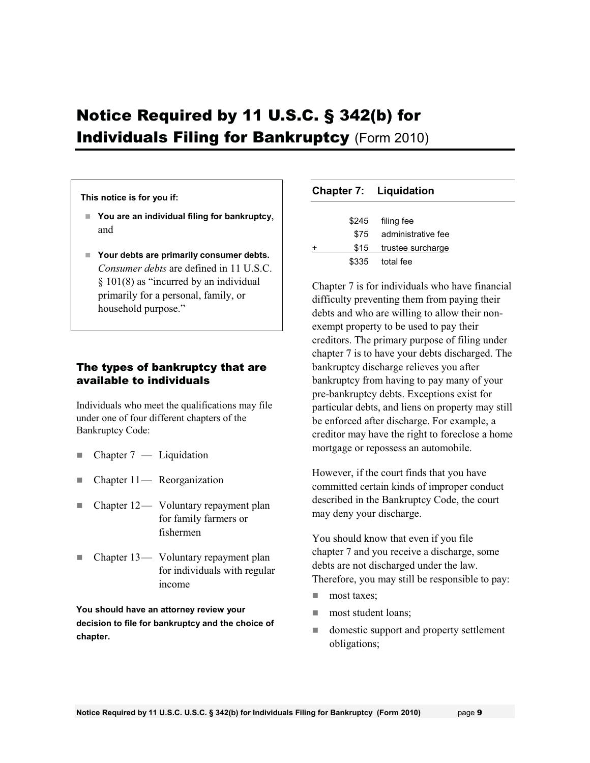# Notice Required by 11 U.S.C. § 342(b) for Individuals Filing for Bankruptcy (Form 2010)

**This notice is for you if:**

- **You are an individual filing for bankruptcy**, and
- **Your debts are primarily consumer debts.** *Consumer debts* are defined in 11 U.S.C. § 101(8) as "incurred by an individual primarily for a personal, family, or household purpose."

## The types of bankruptcy that are available to individuals

Individuals who meet the qualifications may file under one of four different chapters of the Bankruptcy Code:

- Chapter 7 — Liquidation
- Chapter 11 — Reorganization
- Chapter 12 — Voluntary repayment plan for family farmers or fishermen
- Chapter 13 — Voluntary repayment plan for individuals with regular income

**You should have an attorney review your decision to file for bankruptcy and the choice of chapter.**

## Chapter 7: Liquidation

| | Amount | Fee |
|---|---|---|
| | $245 | filing fee |
| | $75 | administrative fee |
| + | $15 | trustee surcharge |
| | $335 | total fee |

Chapter 7 is for individuals who have financial difficulty preventing them from paying their debts and who are willing to allow their non-exempt property to be used to pay their creditors. The primary purpose of filing under chapter 7 is to have your debts discharged. The bankruptcy discharge relieves you after bankruptcy from having to pay many of your pre-bankruptcy debts. Exceptions exist for particular debts, and liens on property may still be enforced after discharge. For example, a creditor may have the right to foreclose a home mortgage or repossess an automobile.

However, if the court finds that you have committed certain kinds of improper conduct described in the Bankruptcy Code, the court may deny your discharge.

You should know that even if you file chapter 7 and you receive a discharge, some debts are not discharged under the law. Therefore, you may still be responsible to pay:

- most taxes;
- most student loans;
- domestic support and property settlement obligations;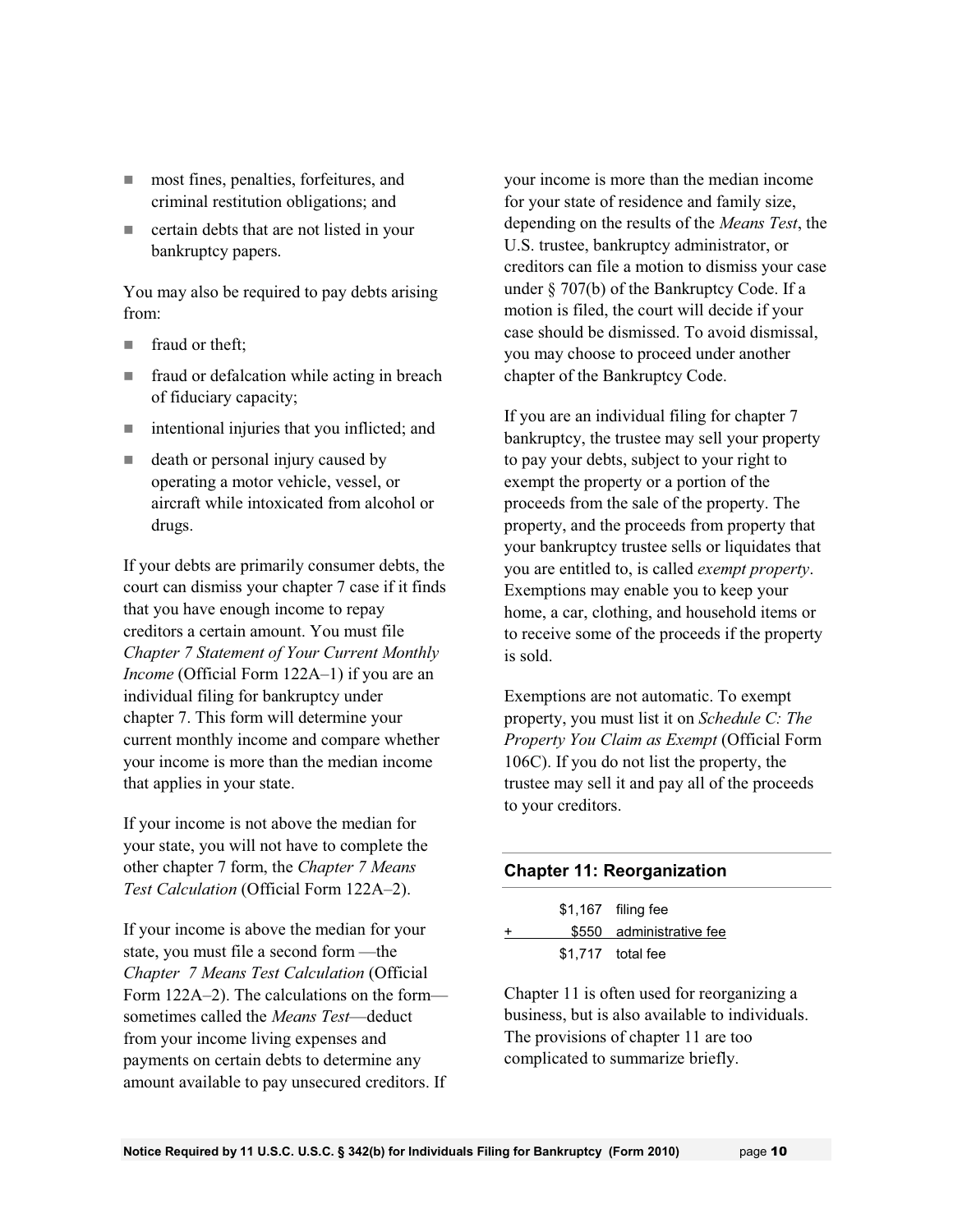- most fines, penalties, forfeitures, and criminal restitution obligations; and
- certain debts that are not listed in your bankruptcy papers.

You may also be required to pay debts arising from:

- fraud or theft;
- fraud or defalcation while acting in breach of fiduciary capacity;
- intentional injuries that you inflicted; and
- death or personal injury caused by operating a motor vehicle, vessel, or aircraft while intoxicated from alcohol or drugs.

If your debts are primarily consumer debts, the court can dismiss your chapter 7 case if it finds that you have enough income to repay creditors a certain amount. You must file *Chapter 7 Statement of Your Current Monthly Income* (Official Form 122A–1) if you are an individual filing for bankruptcy under chapter 7. This form will determine your current monthly income and compare whether your income is more than the median income that applies in your state.

If your income is not above the median for your state, you will not have to complete the other chapter 7 form, the *Chapter 7 Means Test Calculation* (Official Form 122A–2).

If your income is above the median for your state, you must file a second form —the *Chapter 7 Means Test Calculation* (Official Form 122A–2). The calculations on the form—sometimes called the *Means Test*—deduct from your income living expenses and payments on certain debts to determine any amount available to pay unsecured creditors. If your income is more than the median income for your state of residence and family size, depending on the results of the *Means Test*, the U.S. trustee, bankruptcy administrator, or creditors can file a motion to dismiss your case under § 707(b) of the Bankruptcy Code. If a motion is filed, the court will decide if your case should be dismissed. To avoid dismissal, you may choose to proceed under another chapter of the Bankruptcy Code.

If you are an individual filing for chapter 7 bankruptcy, the trustee may sell your property to pay your debts, subject to your right to exempt the property or a portion of the proceeds from the sale of the property. The property, and the proceeds from property that your bankruptcy trustee sells or liquidates that you are entitled to, is called *exempt property*. Exemptions may enable you to keep your home, a car, clothing, and household items or to receive some of the proceeds if the property is sold.

Exemptions are not automatic. To exempt property, you must list it on *Schedule C: The Property You Claim as Exempt* (Official Form 106C). If you do not list the property, the trustee may sell it and pay all of the proceeds to your creditors.

## Chapter 11: Reorganization

| | | |
|---|---|---|
| | $1,167 | filing fee |
| + | $550 | administrative fee |
| | $1,717 | total fee |

Chapter 11 is often used for reorganizing a business, but is also available to individuals. The provisions of chapter 11 are too complicated to summarize briefly.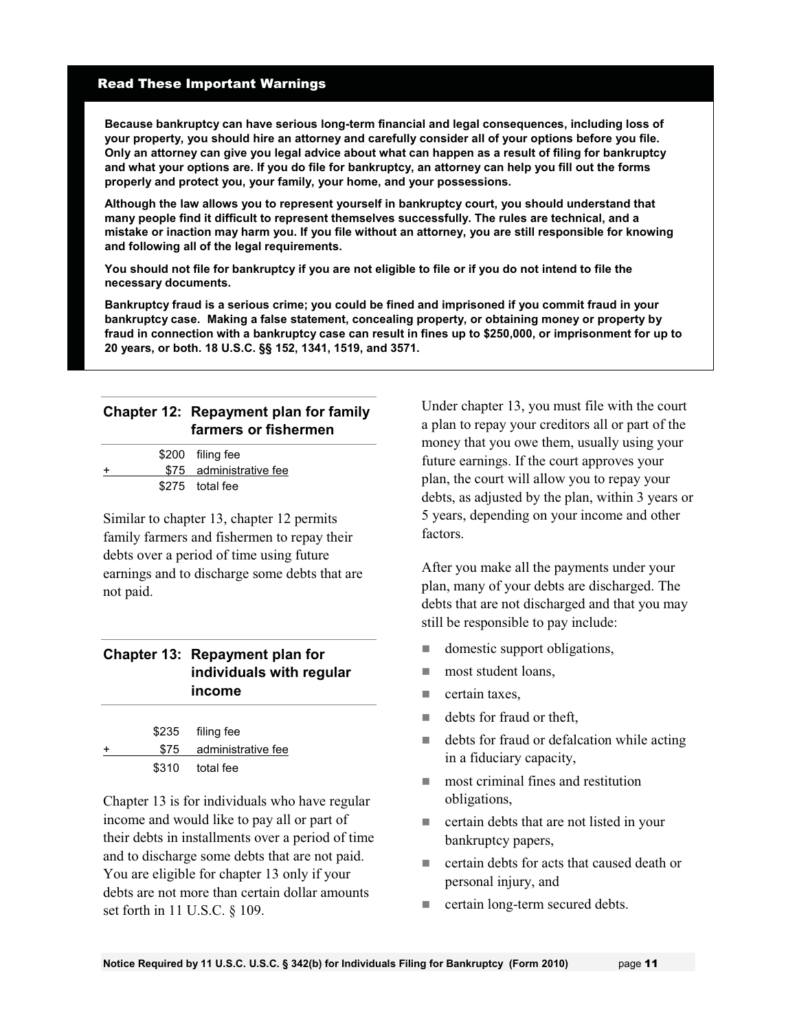## Read These Important Warnings

**Because bankruptcy can have serious long-term financial and legal consequences, including loss of your property, you should hire an attorney and carefully consider all of your options before you file. Only an attorney can give you legal advice about what can happen as a result of filing for bankruptcy and what your options are. If you do file for bankruptcy, an attorney can help you fill out the forms properly and protect you, your family, your home, and your possessions.**

**Although the law allows you to represent yourself in bankruptcy court, you should understand that many people find it difficult to represent themselves successfully. The rules are technical, and a mistake or inaction may harm you. If you file without an attorney, you are still responsible for knowing and following all of the legal requirements.**

**You should not file for bankruptcy if you are not eligible to file or if you do not intend to file the necessary documents.**

**Bankruptcy fraud is a serious crime; you could be fined and imprisoned if you commit fraud in your bankruptcy case. Making a false statement, concealing property, or obtaining money or property by fraud in connection with a bankruptcy case can result in fines up to $250,000, or imprisonment for up to 20 years, or both. 18 U.S.C. §§ 152, 1341, 1519, and 3571.**

### Chapter 12: Repayment plan for family farmers or fishermen

| | | |
|---|---|---|
| | $200 | filing fee |
| + | $75 | administrative fee |
| | $275 | total fee |

Similar to chapter 13, chapter 12 permits family farmers and fishermen to repay their debts over a period of time using future earnings and to discharge some debts that are not paid.

### Chapter 13: Repayment plan for individuals with regular income

| | | |
|---|---|---|
| | $235 | filing fee |
| + | $75 | administrative fee |
| | $310 | total fee |

Chapter 13 is for individuals who have regular income and would like to pay all or part of their debts in installments over a period of time and to discharge some debts that are not paid. You are eligible for chapter 13 only if your debts are not more than certain dollar amounts set forth in 11 U.S.C. § 109.

Under chapter 13, you must file with the court a plan to repay your creditors all or part of the money that you owe them, usually using your future earnings. If the court approves your plan, the court will allow you to repay your debts, as adjusted by the plan, within 3 years or 5 years, depending on your income and other factors.

After you make all the payments under your plan, many of your debts are discharged. The debts that are not discharged and that you may still be responsible to pay include:

- domestic support obligations,
- most student loans,
- certain taxes,
- debts for fraud or theft,
- debts for fraud or defalcation while acting in a fiduciary capacity,
- most criminal fines and restitution obligations,
- certain debts that are not listed in your bankruptcy papers,
- certain debts for acts that caused death or personal injury, and
- certain long-term secured debts.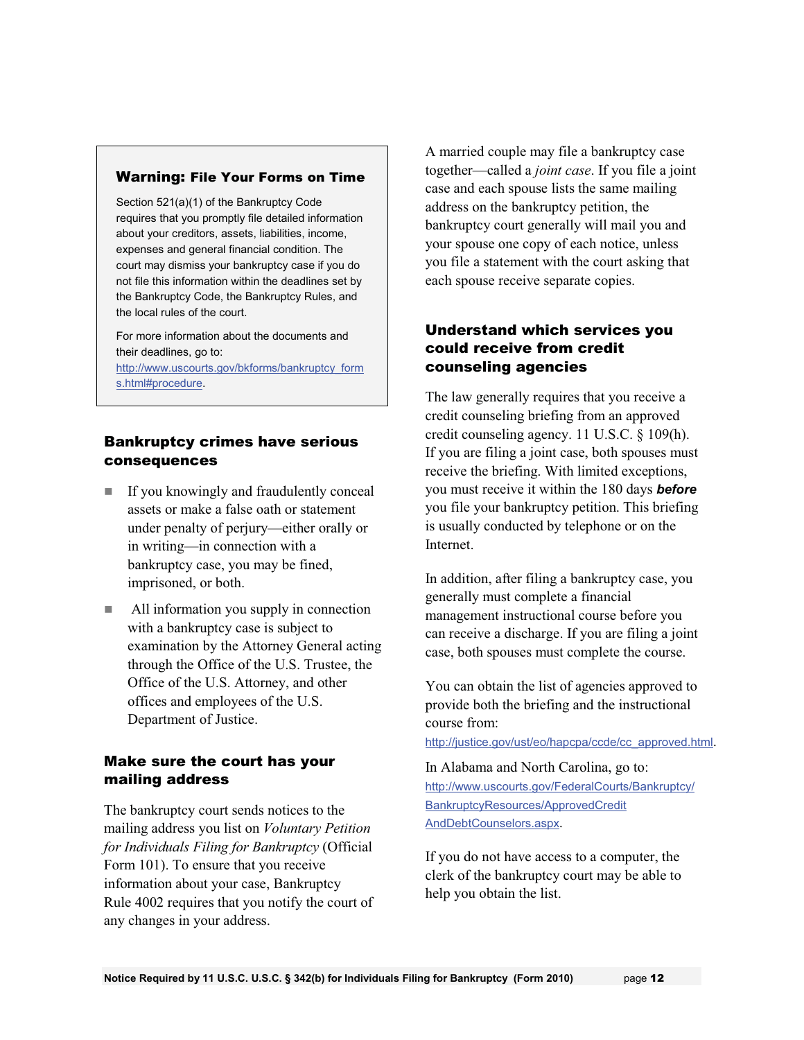**Warning: File Your Forms on Time**

Section 521(a)(1) of the Bankruptcy Code requires that you promptly file detailed information about your creditors, assets, liabilities, income, expenses and general financial condition. The court may dismiss your bankruptcy case if you do not file this information within the deadlines set by the Bankruptcy Code, the Bankruptcy Rules, and the local rules of the court.

For more information about the documents and their deadlines, go to: http://www.uscourts.gov/bkforms/bankruptcy_forms.html#procedure.

## Bankruptcy crimes have serious consequences

- If you knowingly and fraudulently conceal assets or make a false oath or statement under penalty of perjury—either orally or in writing—in connection with a bankruptcy case, you may be fined, imprisoned, or both.
- All information you supply in connection with a bankruptcy case is subject to examination by the Attorney General acting through the Office of the U.S. Trustee, the Office of the U.S. Attorney, and other offices and employees of the U.S. Department of Justice.

## Make sure the court has your mailing address

The bankruptcy court sends notices to the mailing address you list on *Voluntary Petition for Individuals Filing for Bankruptcy* (Official Form 101). To ensure that you receive information about your case, Bankruptcy Rule 4002 requires that you notify the court of any changes in your address.

A married couple may file a bankruptcy case together—called a *joint case*. If you file a joint case and each spouse lists the same mailing address on the bankruptcy petition, the bankruptcy court generally will mail you and your spouse one copy of each notice, unless you file a statement with the court asking that each spouse receive separate copies.

## Understand which services you could receive from credit counseling agencies

The law generally requires that you receive a credit counseling briefing from an approved credit counseling agency. 11 U.S.C. § 109(h). If you are filing a joint case, both spouses must receive the briefing. With limited exceptions, you must receive it within the 180 days ***before*** you file your bankruptcy petition. This briefing is usually conducted by telephone or on the Internet.

In addition, after filing a bankruptcy case, you generally must complete a financial management instructional course before you can receive a discharge. If you are filing a joint case, both spouses must complete the course.

You can obtain the list of agencies approved to provide both the briefing and the instructional course from: http://justice.gov/ust/eo/hapcpa/ccde/cc_approved.html.

In Alabama and North Carolina, go to: http://www.uscourts.gov/FederalCourts/Bankruptcy/BankruptcyResources/ApprovedCreditAndDebtCounselors.aspx.

If you do not have access to a computer, the clerk of the bankruptcy court may be able to help you obtain the list.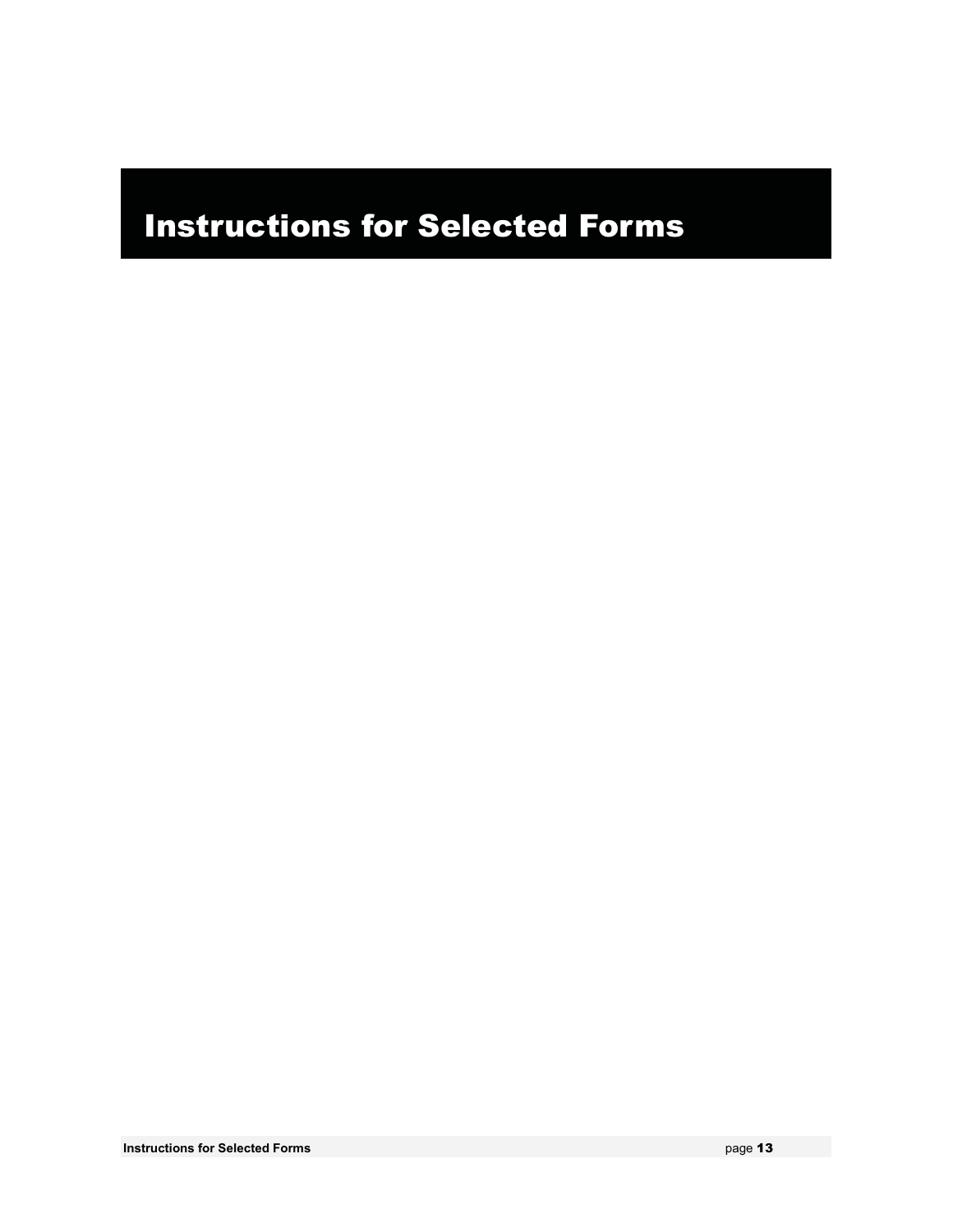# Instructions for Selected Forms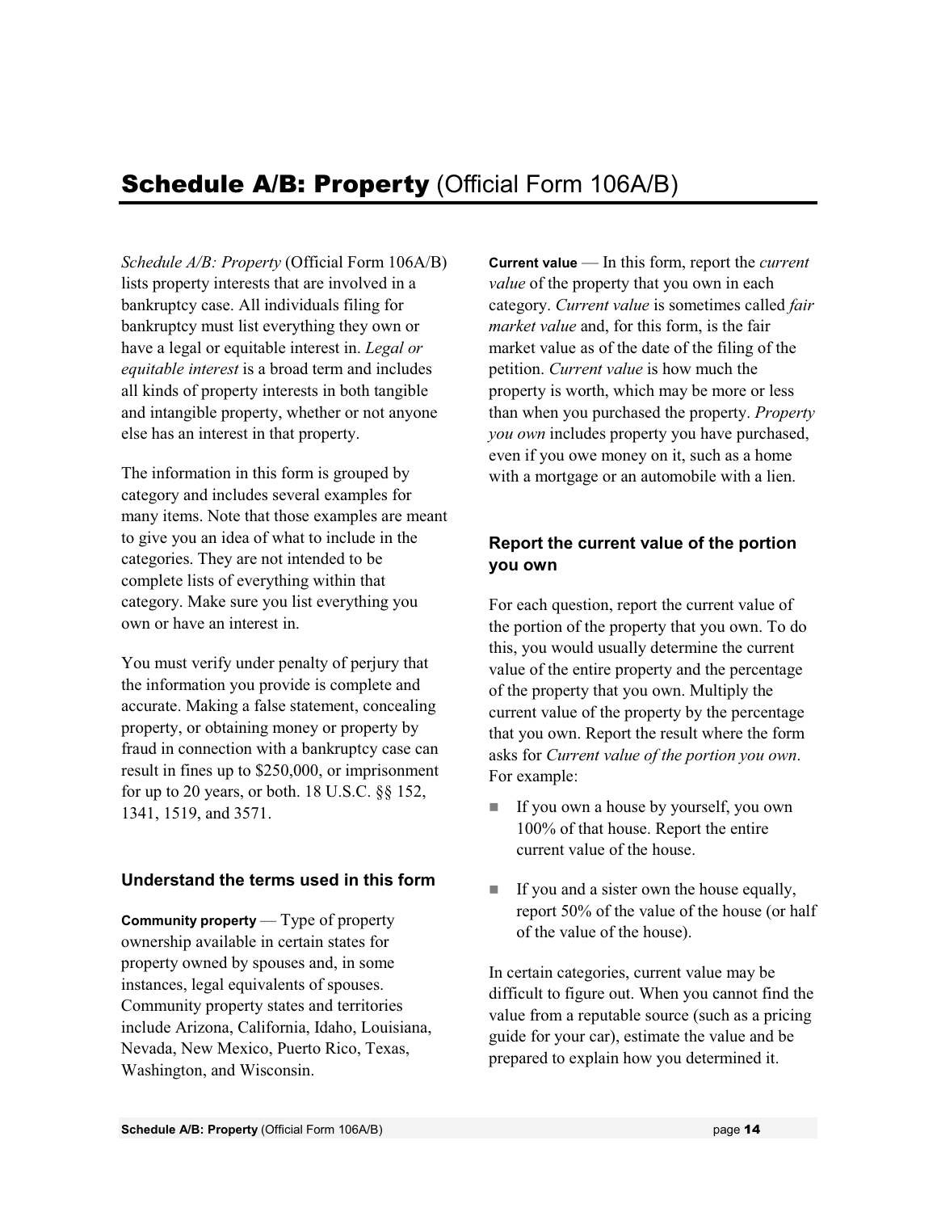# **Schedule A/B: Property** (Official Form 106A/B)

*Schedule A/B: Property* (Official Form 106A/B) lists property interests that are involved in a bankruptcy case. All individuals filing for bankruptcy must list everything they own or have a legal or equitable interest in. *Legal or equitable interest* is a broad term and includes all kinds of property interests in both tangible and intangible property, whether or not anyone else has an interest in that property.

The information in this form is grouped by category and includes several examples for many items. Note that those examples are meant to give you an idea of what to include in the categories. They are not intended to be complete lists of everything within that category. Make sure you list everything you own or have an interest in.

You must verify under penalty of perjury that the information you provide is complete and accurate. Making a false statement, concealing property, or obtaining money or property by fraud in connection with a bankruptcy case can result in fines up to $250,000, or imprisonment for up to 20 years, or both. 18 U.S.C. §§ 152, 1341, 1519, and 3571.

### Understand the terms used in this form

**Community property** — Type of property ownership available in certain states for property owned by spouses and, in some instances, legal equivalents of spouses. Community property states and territories include Arizona, California, Idaho, Louisiana, Nevada, New Mexico, Puerto Rico, Texas, Washington, and Wisconsin.

**Current value** — In this form, report the *current value* of the property that you own in each category. *Current value* is sometimes called *fair market value* and, for this form, is the fair market value as of the date of the filing of the petition. *Current value* is how much the property is worth, which may be more or less than when you purchased the property. *Property you own* includes property you have purchased, even if you owe money on it, such as a home with a mortgage or an automobile with a lien.

### Report the current value of the portion you own

For each question, report the current value of the portion of the property that you own. To do this, you would usually determine the current value of the entire property and the percentage of the property that you own. Multiply the current value of the property by the percentage that you own. Report the result where the form asks for *Current value of the portion you own*. For example:

- If you own a house by yourself, you own 100% of that house. Report the entire current value of the house.
- If you and a sister own the house equally, report 50% of the value of the house (or half of the value of the house).

In certain categories, current value may be difficult to figure out. When you cannot find the value from a reputable source (such as a pricing guide for your car), estimate the value and be prepared to explain how you determined it.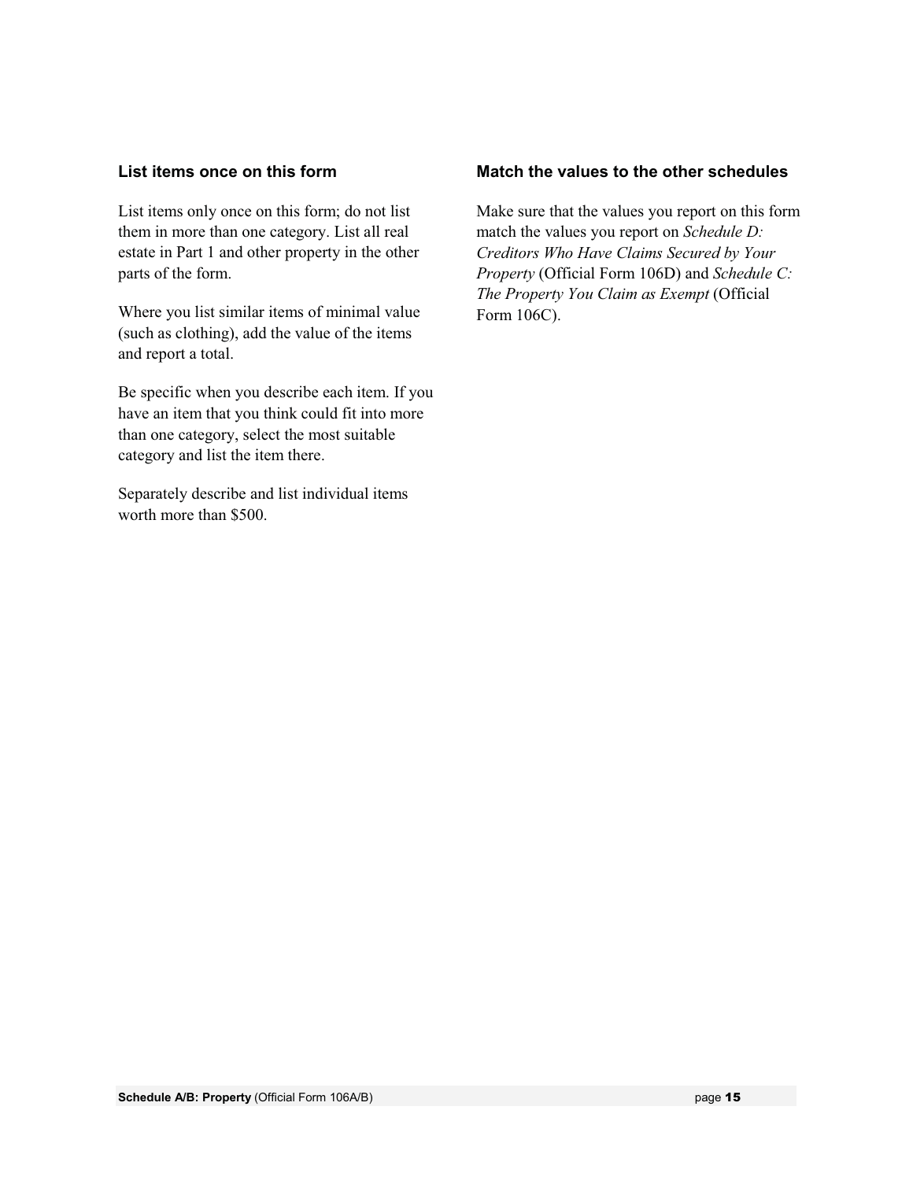### List items once on this form

List items only once on this form; do not list them in more than one category. List all real estate in Part 1 and other property in the other parts of the form.

Where you list similar items of minimal value (such as clothing), add the value of the items and report a total.

Be specific when you describe each item. If you have an item that you think could fit into more than one category, select the most suitable category and list the item there.

Separately describe and list individual items worth more than $500.

### Match the values to the other schedules

Make sure that the values you report on this form match the values you report on *Schedule D: Creditors Who Have Claims Secured by Your Property* (Official Form 106D) and *Schedule C: The Property You Claim as Exempt* (Official Form 106C).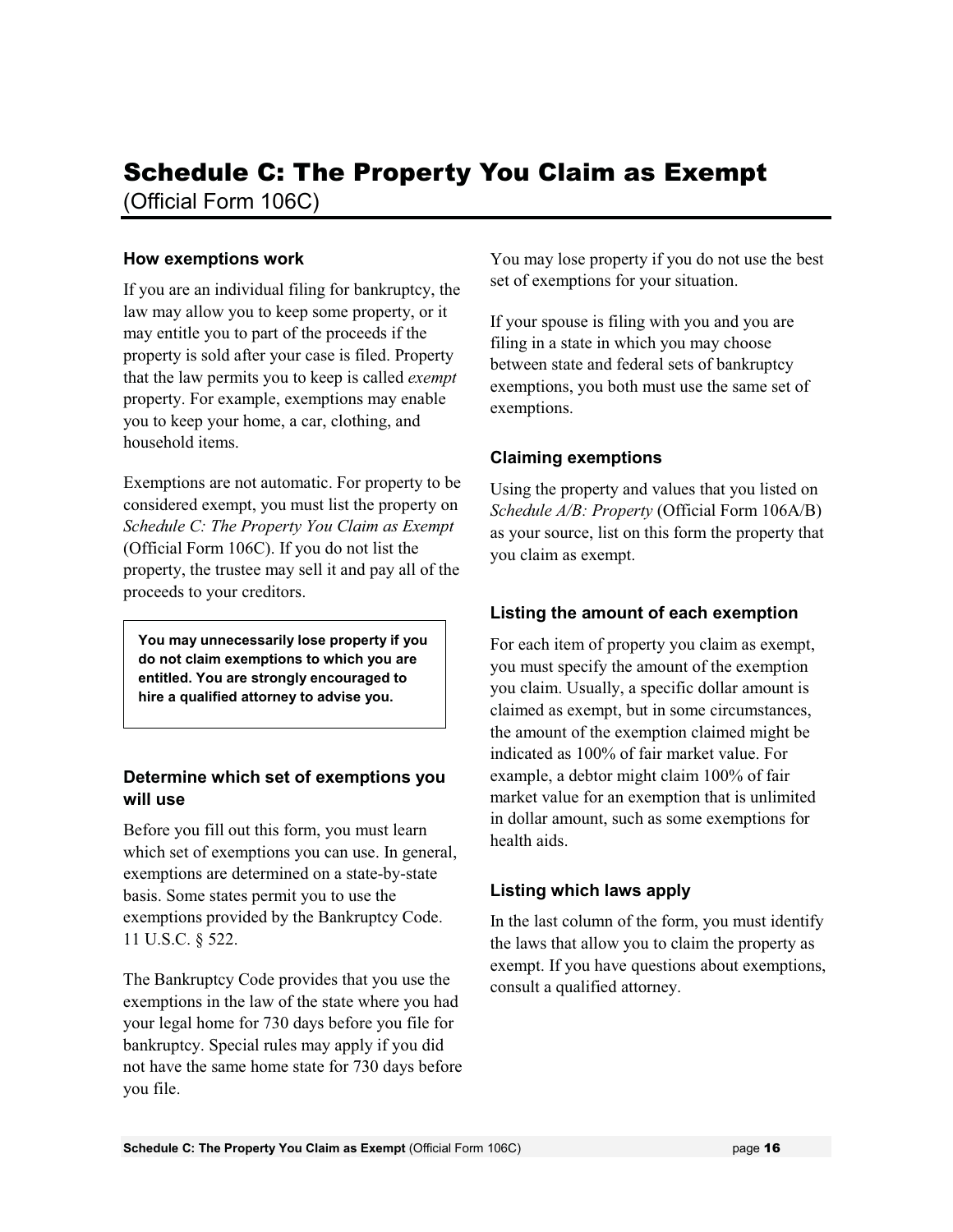# Schedule C: The Property You Claim as Exempt

(Official Form 106C)

### How exemptions work

If you are an individual filing for bankruptcy, the law may allow you to keep some property, or it may entitle you to part of the proceeds if the property is sold after your case is filed. Property that the law permits you to keep is called *exempt* property. For example, exemptions may enable you to keep your home, a car, clothing, and household items.

Exemptions are not automatic. For property to be considered exempt, you must list the property on *Schedule C: The Property You Claim as Exempt* (Official Form 106C). If you do not list the property, the trustee may sell it and pay all of the proceeds to your creditors.

**You may unnecessarily lose property if you do not claim exemptions to which you are entitled. You are strongly encouraged to hire a qualified attorney to advise you.**

### Determine which set of exemptions you will use

Before you fill out this form, you must learn which set of exemptions you can use. In general, exemptions are determined on a state-by-state basis. Some states permit you to use the exemptions provided by the Bankruptcy Code. 11 U.S.C. § 522.

The Bankruptcy Code provides that you use the exemptions in the law of the state where you had your legal home for 730 days before you file for bankruptcy. Special rules may apply if you did not have the same home state for 730 days before you file.

You may lose property if you do not use the best set of exemptions for your situation.

If your spouse is filing with you and you are filing in a state in which you may choose between state and federal sets of bankruptcy exemptions, you both must use the same set of exemptions.

### Claiming exemptions

Using the property and values that you listed on *Schedule A/B: Property* (Official Form 106A/B) as your source, list on this form the property that you claim as exempt.

### Listing the amount of each exemption

For each item of property you claim as exempt, you must specify the amount of the exemption you claim. Usually, a specific dollar amount is claimed as exempt, but in some circumstances, the amount of the exemption claimed might be indicated as 100% of fair market value. For example, a debtor might claim 100% of fair market value for an exemption that is unlimited in dollar amount, such as some exemptions for health aids.

### Listing which laws apply

In the last column of the form, you must identify the laws that allow you to claim the property as exempt. If you have questions about exemptions, consult a qualified attorney.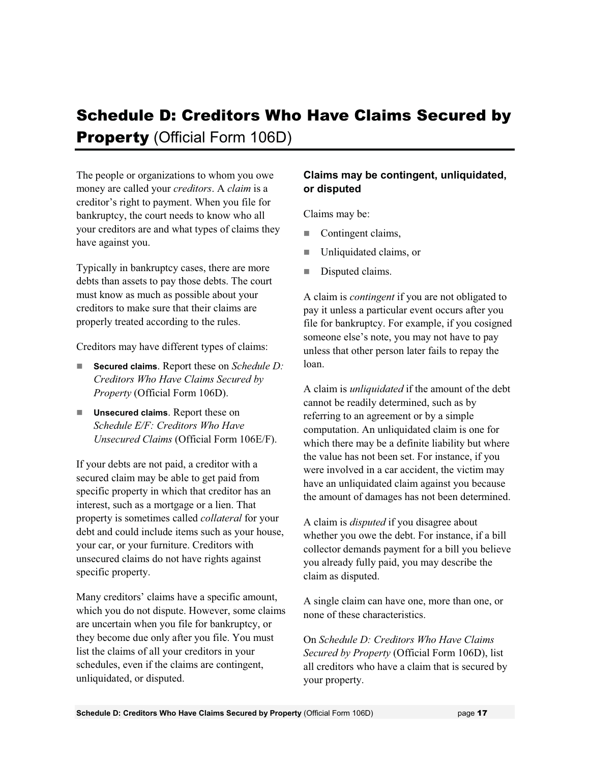# Schedule D: Creditors Who Have Claims Secured by Property (Official Form 106D)

The people or organizations to whom you owe money are called your *creditors*. A *claim* is a creditor's right to payment. When you file for bankruptcy, the court needs to know who all your creditors are and what types of claims they have against you.

Typically in bankruptcy cases, there are more debts than assets to pay those debts. The court must know as much as possible about your creditors to make sure that their claims are properly treated according to the rules.

Creditors may have different types of claims:

- **Secured claims**. Report these on *Schedule D: Creditors Who Have Claims Secured by Property* (Official Form 106D).
- **Unsecured claims**. Report these on *Schedule E/F: Creditors Who Have Unsecured Claims* (Official Form 106E/F).

If your debts are not paid, a creditor with a secured claim may be able to get paid from specific property in which that creditor has an interest, such as a mortgage or a lien. That property is sometimes called *collateral* for your debt and could include items such as your house, your car, or your furniture. Creditors with unsecured claims do not have rights against specific property.

Many creditors' claims have a specific amount, which you do not dispute. However, some claims are uncertain when you file for bankruptcy, or they become due only after you file. You must list the claims of all your creditors in your schedules, even if the claims are contingent, unliquidated, or disputed.

### Claims may be contingent, unliquidated, or disputed

Claims may be:

- Contingent claims,
- Unliquidated claims, or
- Disputed claims.

A claim is *contingent* if you are not obligated to pay it unless a particular event occurs after you file for bankruptcy. For example, if you cosigned someone else's note, you may not have to pay unless that other person later fails to repay the loan.

A claim is *unliquidated* if the amount of the debt cannot be readily determined, such as by referring to an agreement or by a simple computation. An unliquidated claim is one for which there may be a definite liability but where the value has not been set. For instance, if you were involved in a car accident, the victim may have an unliquidated claim against you because the amount of damages has not been determined.

A claim is *disputed* if you disagree about whether you owe the debt. For instance, if a bill collector demands payment for a bill you believe you already fully paid, you may describe the claim as disputed.

A single claim can have one, more than one, or none of these characteristics.

On *Schedule D: Creditors Who Have Claims Secured by Property* (Official Form 106D), list all creditors who have a claim that is secured by your property.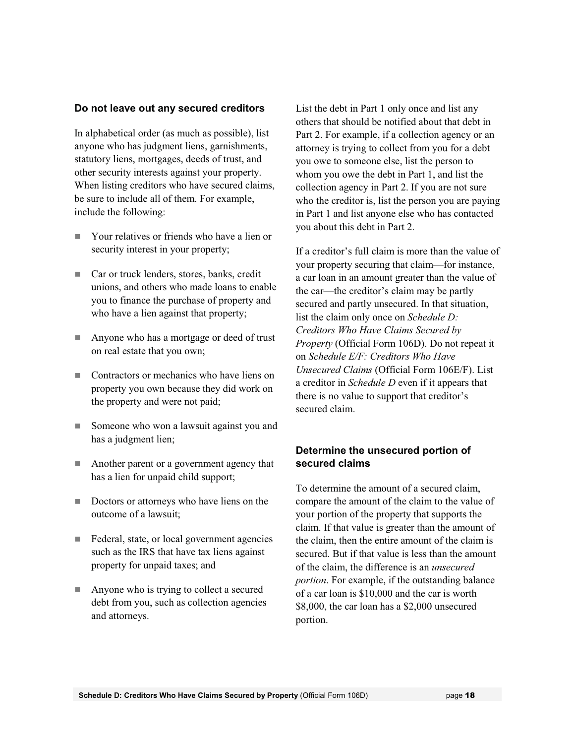### Do not leave out any secured creditors

In alphabetical order (as much as possible), list anyone who has judgment liens, garnishments, statutory liens, mortgages, deeds of trust, and other security interests against your property. When listing creditors who have secured claims, be sure to include all of them. For example, include the following:

- Your relatives or friends who have a lien or security interest in your property;
- Car or truck lenders, stores, banks, credit unions, and others who made loans to enable you to finance the purchase of property and who have a lien against that property;
- Anyone who has a mortgage or deed of trust on real estate that you own;
- Contractors or mechanics who have liens on property you own because they did work on the property and were not paid;
- Someone who won a lawsuit against you and has a judgment lien;
- Another parent or a government agency that has a lien for unpaid child support;
- Doctors or attorneys who have liens on the outcome of a lawsuit;
- Federal, state, or local government agencies such as the IRS that have tax liens against property for unpaid taxes; and
- Anyone who is trying to collect a secured debt from you, such as collection agencies and attorneys.

List the debt in Part 1 only once and list any others that should be notified about that debt in Part 2. For example, if a collection agency or an attorney is trying to collect from you for a debt you owe to someone else, list the person to whom you owe the debt in Part 1, and list the collection agency in Part 2. If you are not sure who the creditor is, list the person you are paying in Part 1 and list anyone else who has contacted you about this debt in Part 2.

If a creditor's full claim is more than the value of your property securing that claim—for instance, a car loan in an amount greater than the value of the car—the creditor's claim may be partly secured and partly unsecured. In that situation, list the claim only once on *Schedule D: Creditors Who Have Claims Secured by Property* (Official Form 106D). Do not repeat it on *Schedule E/F: Creditors Who Have Unsecured Claims* (Official Form 106E/F). List a creditor in *Schedule D* even if it appears that there is no value to support that creditor's secured claim.

### Determine the unsecured portion of secured claims

To determine the amount of a secured claim, compare the amount of the claim to the value of your portion of the property that supports the claim. If that value is greater than the amount of the claim, then the entire amount of the claim is secured. But if that value is less than the amount of the claim, the difference is an *unsecured portion*. For example, if the outstanding balance of a car loan is $10,000 and the car is worth $8,000, the car loan has a $2,000 unsecured portion.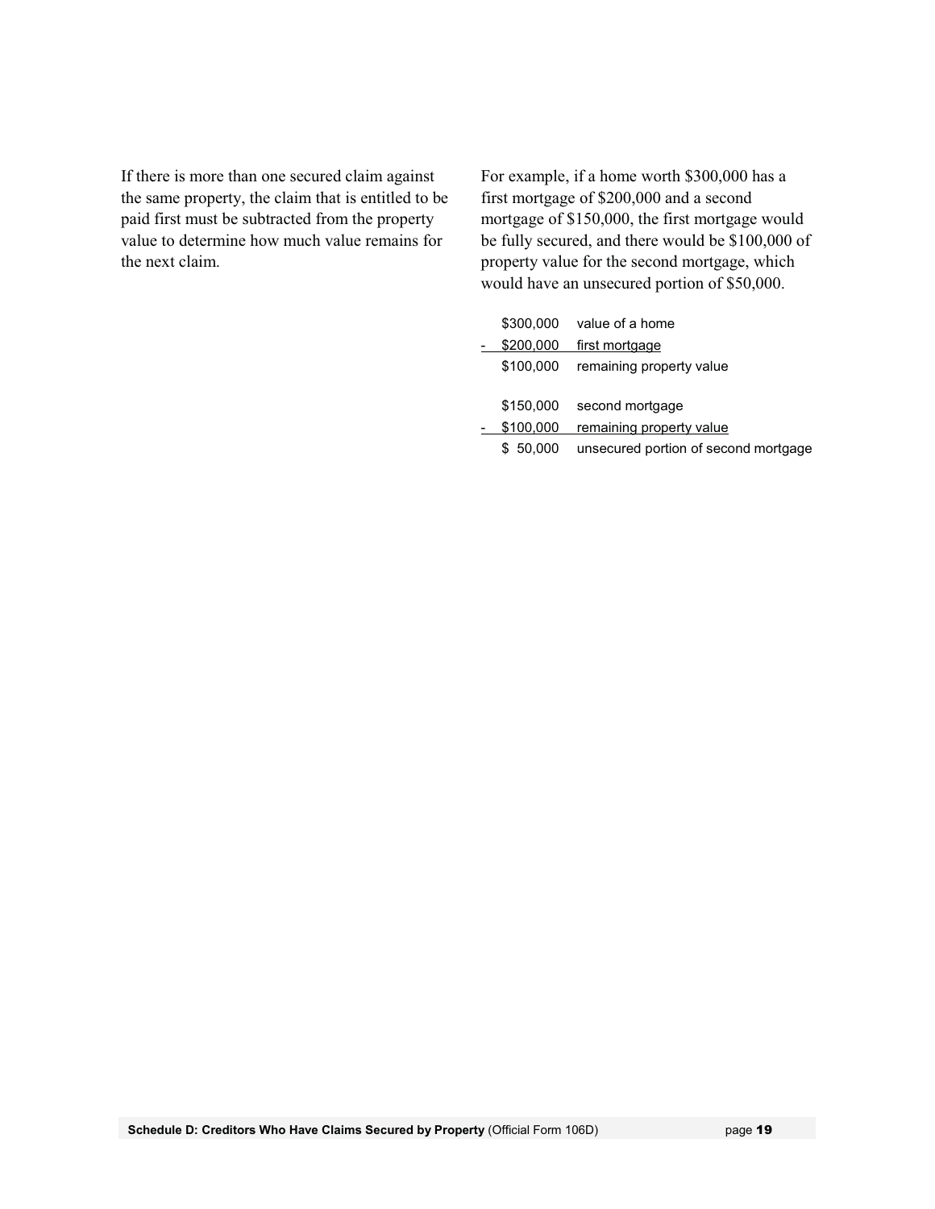If there is more than one secured claim against the same property, the claim that is entitled to be paid first must be subtracted from the property value to determine how much value remains for the next claim.

For example, if a home worth $300,000 has a first mortgage of $200,000 and a second mortgage of $150,000, the first mortgage would be fully secured, and there would be $100,000 of property value for the second mortgage, which would have an unsecured portion of $50,000.

| | | |
|---|---|---|
| | $300,000 | value of a home |
| - | $200,000 | first mortgage |
| | $100,000 | remaining property value |
| | | |
| | $150,000 | second mortgage |
| - | $100,000 | remaining property value |
| | $ 50,000 | unsecured portion of second mortgage |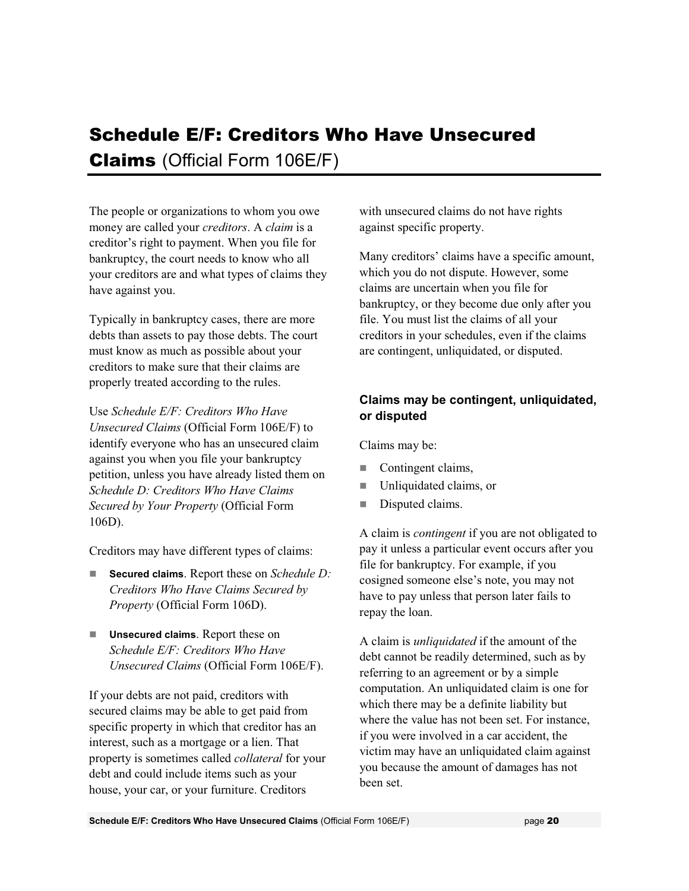# Schedule E/F: Creditors Who Have Unsecured Claims (Official Form 106E/F)

The people or organizations to whom you owe money are called your *creditors*. A *claim* is a creditor's right to payment. When you file for bankruptcy, the court needs to know who all your creditors are and what types of claims they have against you.

Typically in bankruptcy cases, there are more debts than assets to pay those debts. The court must know as much as possible about your creditors to make sure that their claims are properly treated according to the rules.

Use *Schedule E/F: Creditors Who Have Unsecured Claims* (Official Form 106E/F) to identify everyone who has an unsecured claim against you when you file your bankruptcy petition, unless you have already listed them on *Schedule D: Creditors Who Have Claims Secured by Your Property* (Official Form 106D).

Creditors may have different types of claims:

- **Secured claims**. Report these on *Schedule D: Creditors Who Have Claims Secured by Property* (Official Form 106D).
- **Unsecured claims**. Report these on *Schedule E/F: Creditors Who Have Unsecured Claims* (Official Form 106E/F).

If your debts are not paid, creditors with secured claims may be able to get paid from specific property in which that creditor has an interest, such as a mortgage or a lien. That property is sometimes called *collateral* for your debt and could include items such as your house, your car, or your furniture. Creditors with unsecured claims do not have rights against specific property.

Many creditors' claims have a specific amount, which you do not dispute. However, some claims are uncertain when you file for bankruptcy, or they become due only after you file. You must list the claims of all your creditors in your schedules, even if the claims are contingent, unliquidated, or disputed.

### Claims may be contingent, unliquidated, or disputed

Claims may be:

- Contingent claims,
- Unliquidated claims, or
- Disputed claims.

A claim is *contingent* if you are not obligated to pay it unless a particular event occurs after you file for bankruptcy. For example, if you cosigned someone else's note, you may not have to pay unless that person later fails to repay the loan.

A claim is *unliquidated* if the amount of the debt cannot be readily determined, such as by referring to an agreement or by a simple computation. An unliquidated claim is one for which there may be a definite liability but where the value has not been set. For instance, if you were involved in a car accident, the victim may have an unliquidated claim against you because the amount of damages has not been set.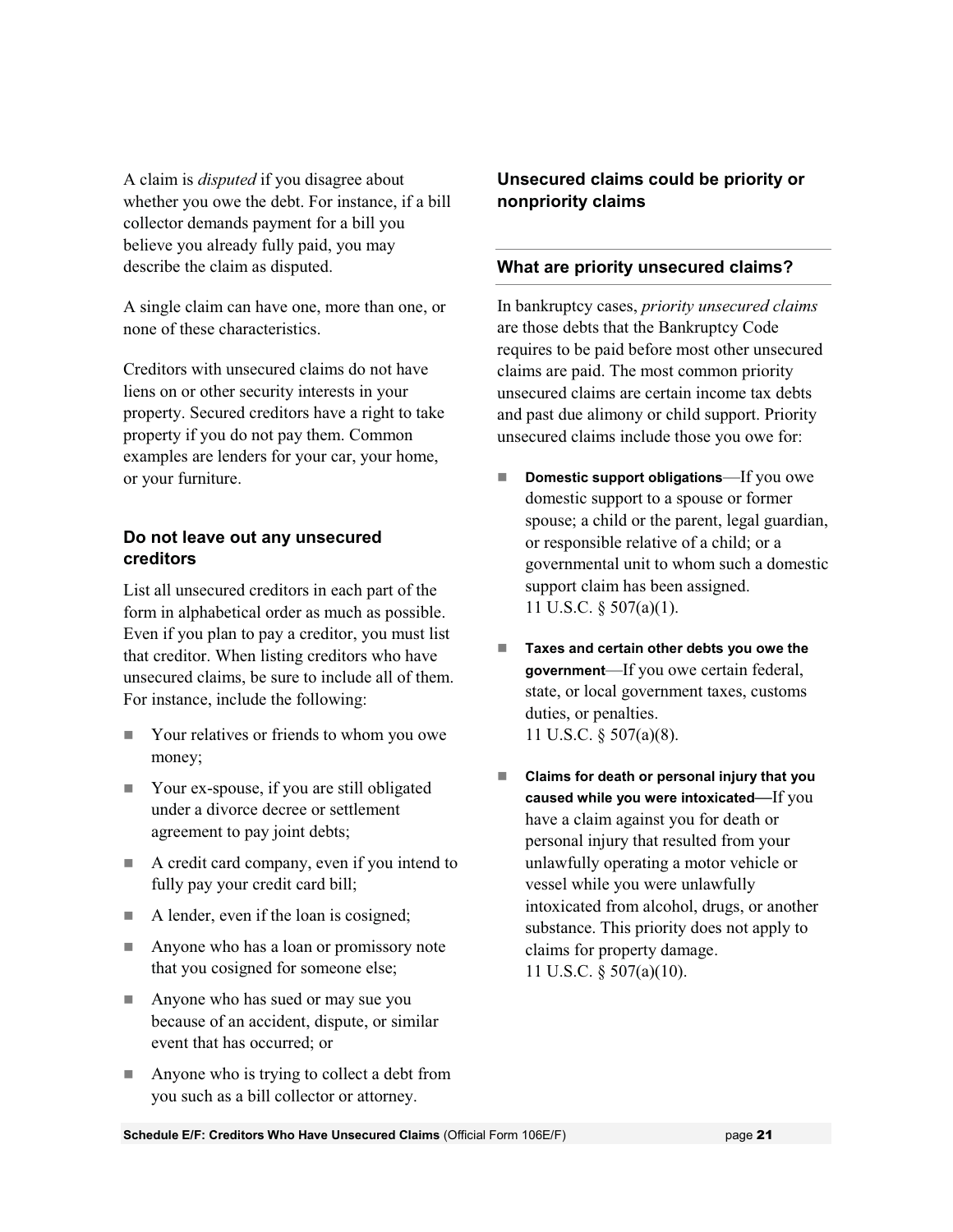A claim is *disputed* if you disagree about whether you owe the debt. For instance, if a bill collector demands payment for a bill you believe you already fully paid, you may describe the claim as disputed.

A single claim can have one, more than one, or none of these characteristics.

Creditors with unsecured claims do not have liens on or other security interests in your property. Secured creditors have a right to take property if you do not pay them. Common examples are lenders for your car, your home, or your furniture.

### Do not leave out any unsecured creditors

List all unsecured creditors in each part of the form in alphabetical order as much as possible. Even if you plan to pay a creditor, you must list that creditor. When listing creditors who have unsecured claims, be sure to include all of them. For instance, include the following:

- Your relatives or friends to whom you owe money;
- Your ex-spouse, if you are still obligated under a divorce decree or settlement agreement to pay joint debts;
- A credit card company, even if you intend to fully pay your credit card bill;
- A lender, even if the loan is cosigned;
- Anyone who has a loan or promissory note that you cosigned for someone else;
- Anyone who has sued or may sue you because of an accident, dispute, or similar event that has occurred; or
- Anyone who is trying to collect a debt from you such as a bill collector or attorney.

### Unsecured claims could be priority or nonpriority claims

### What are priority unsecured claims?

In bankruptcy cases, *priority unsecured claims* are those debts that the Bankruptcy Code requires to be paid before most other unsecured claims are paid. The most common priority unsecured claims are certain income tax debts and past due alimony or child support. Priority unsecured claims include those you owe for:

- **Domestic support obligations**—If you owe domestic support to a spouse or former spouse; a child or the parent, legal guardian, or responsible relative of a child; or a governmental unit to whom such a domestic support claim has been assigned.
  11 U.S.C. § 507(a)(1).
- **Taxes and certain other debts you owe the government**—If you owe certain federal, state, or local government taxes, customs duties, or penalties.
  11 U.S.C. § 507(a)(8).
- **Claims for death or personal injury that you caused while you were intoxicated**—If you have a claim against you for death or personal injury that resulted from your unlawfully operating a motor vehicle or vessel while you were unlawfully intoxicated from alcohol, drugs, or another substance. This priority does not apply to claims for property damage.
  11 U.S.C. § 507(a)(10).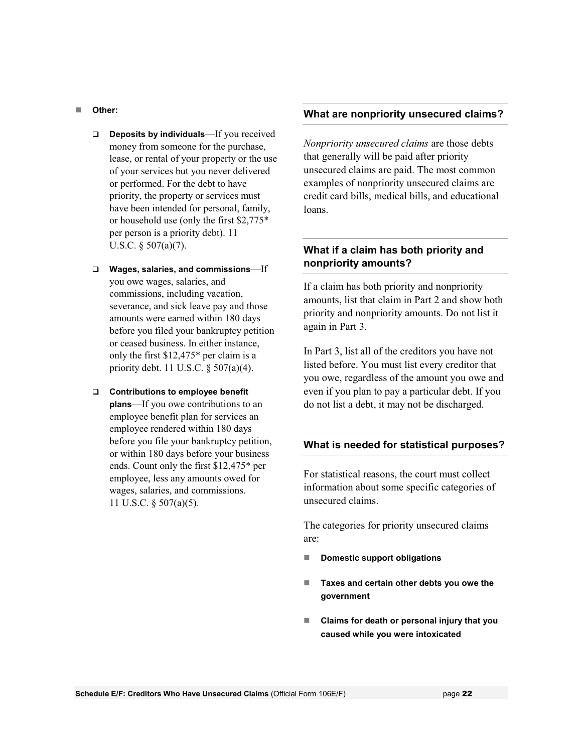- **Other:**

  - **Deposits by individuals**—If you received money from someone for the purchase, lease, or rental of your property or the use of your services but you never delivered or performed. For the debt to have priority, the property or services must have been intended for personal, family, or household use (only the first $2,775* per person is a priority debt). 11 U.S.C. § 507(a)(7).

  - **Wages, salaries, and commissions**—If you owe wages, salaries, and commissions, including vacation, severance, and sick leave pay and those amounts were earned within 180 days before you filed your bankruptcy petition or ceased business. In either instance, only the first $12,475* per claim is a priority debt. 11 U.S.C. § 507(a)(4).

  - **Contributions to employee benefit plans**—If you owe contributions to an employee benefit plan for services an employee rendered within 180 days before you file your bankruptcy petition, or within 180 days before your business ends. Count only the first $12,475* per employee, less any amounts owed for wages, salaries, and commissions. 11 U.S.C. § 507(a)(5).

## What are nonpriority unsecured claims?

*Nonpriority unsecured claims* are those debts that generally will be paid after priority unsecured claims are paid. The most common examples of nonpriority unsecured claims are credit card bills, medical bills, and educational loans.

## What if a claim has both priority and nonpriority amounts?

If a claim has both priority and nonpriority amounts, list that claim in Part 2 and show both priority and nonpriority amounts. Do not list it again in Part 3.

In Part 3, list all of the creditors you have not listed before. You must list every creditor that you owe, regardless of the amount you owe and even if you plan to pay a particular debt. If you do not list a debt, it may not be discharged.

## What is needed for statistical purposes?

For statistical reasons, the court must collect information about some specific categories of unsecured claims.

The categories for priority unsecured claims are:

- **Domestic support obligations**
- **Taxes and certain other debts you owe the government**
- **Claims for death or personal injury that you caused while you were intoxicated**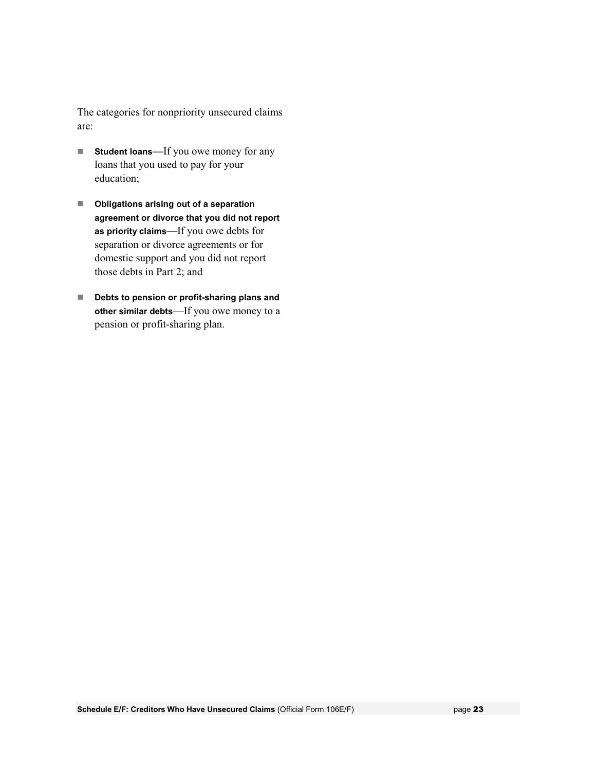The categories for nonpriority unsecured claims are:

- **Student loans—**If you owe money for any loans that you used to pay for your education;
- **Obligations arising out of a separation agreement or divorce that you did not report as priority claims—**If you owe debts for separation or divorce agreements or for domestic support and you did not report those debts in Part 2; and
- **Debts to pension or profit-sharing plans and other similar debts**—If you owe money to a pension or profit-sharing plan.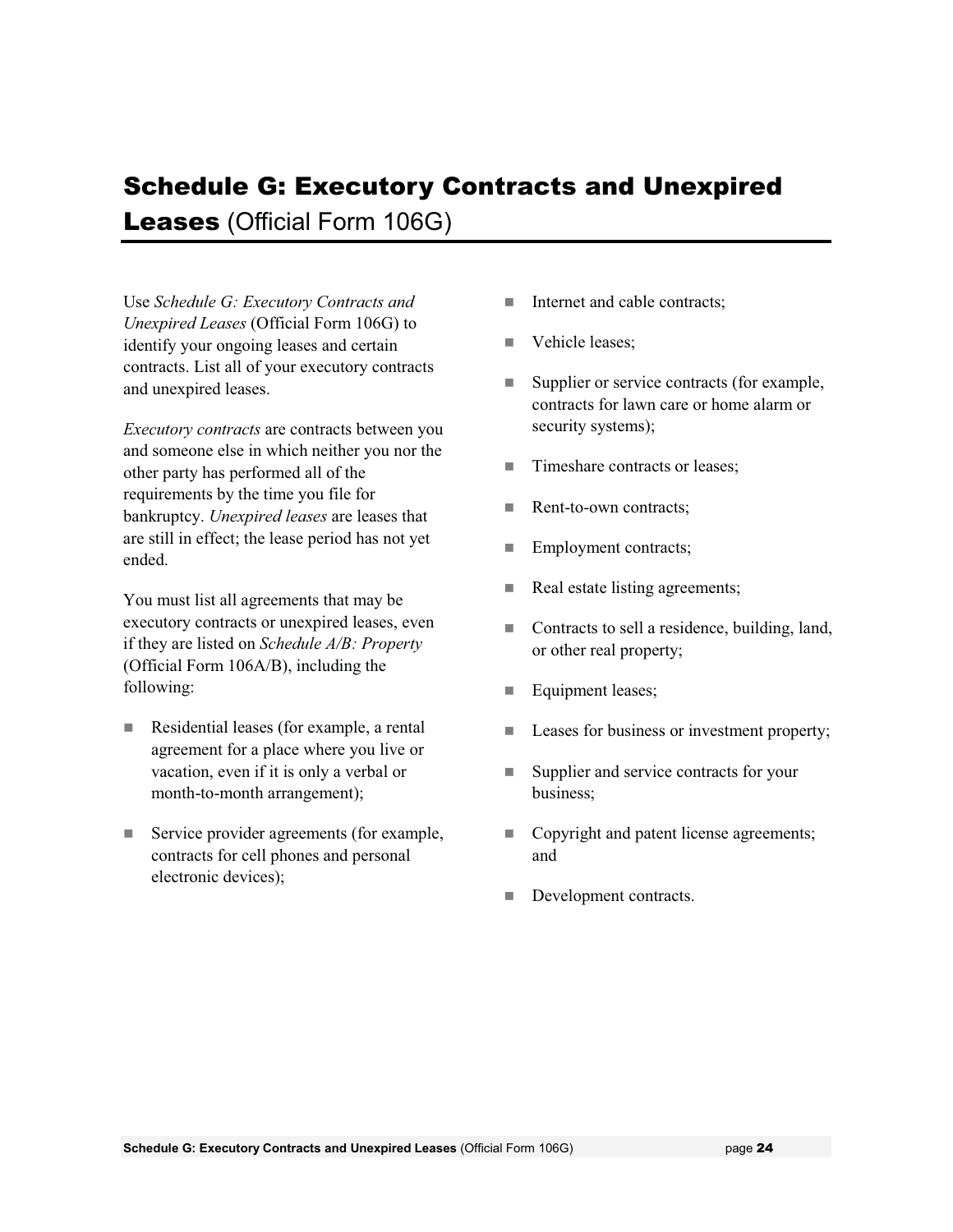# Schedule G: Executory Contracts and Unexpired Leases (Official Form 106G)

Use *Schedule G: Executory Contracts and Unexpired Leases* (Official Form 106G) to identify your ongoing leases and certain contracts. List all of your executory contracts and unexpired leases.

*Executory contracts* are contracts between you and someone else in which neither you nor the other party has performed all of the requirements by the time you file for bankruptcy. *Unexpired leases* are leases that are still in effect; the lease period has not yet ended.

You must list all agreements that may be executory contracts or unexpired leases, even if they are listed on *Schedule A/B: Property* (Official Form 106A/B), including the following:

- Residential leases (for example, a rental agreement for a place where you live or vacation, even if it is only a verbal or month-to-month arrangement);
- Service provider agreements (for example, contracts for cell phones and personal electronic devices);
- Internet and cable contracts;
- Vehicle leases;
- Supplier or service contracts (for example, contracts for lawn care or home alarm or security systems);
- Timeshare contracts or leases;
- Rent-to-own contracts;
- Employment contracts;
- Real estate listing agreements;
- Contracts to sell a residence, building, land, or other real property;
- Equipment leases;
- Leases for business or investment property;
- Supplier and service contracts for your business;
- Copyright and patent license agreements; and
- Development contracts.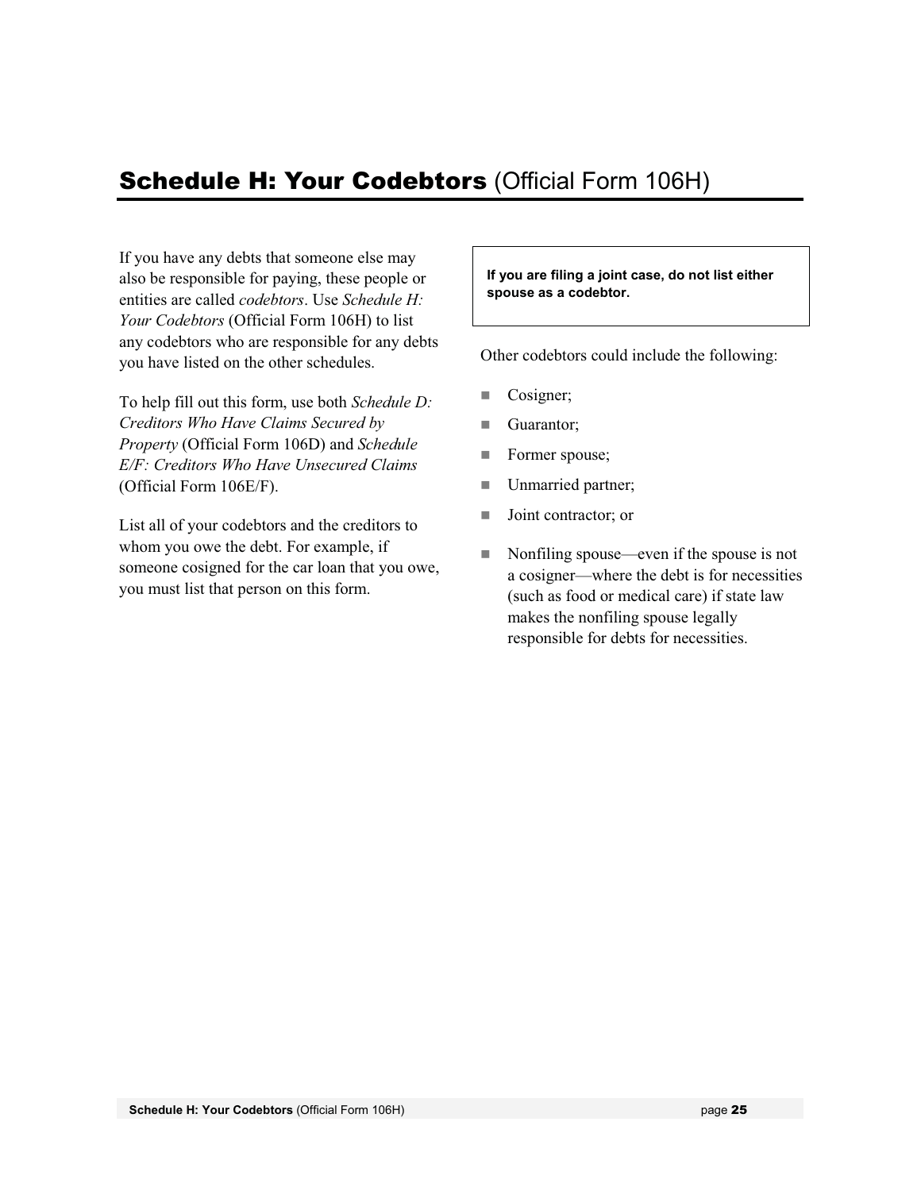# **Schedule H: Your Codebtors** (Official Form 106H)

If you have any debts that someone else may also be responsible for paying, these people or entities are called *codebtors*. Use *Schedule H: Your Codebtors* (Official Form 106H) to list any codebtors who are responsible for any debts you have listed on the other schedules.

To help fill out this form, use both *Schedule D: Creditors Who Have Claims Secured by Property* (Official Form 106D) and *Schedule E/F: Creditors Who Have Unsecured Claims* (Official Form 106E/F).

List all of your codebtors and the creditors to whom you owe the debt. For example, if someone cosigned for the car loan that you owe, you must list that person on this form.

**If you are filing a joint case, do not list either spouse as a codebtor.**

Other codebtors could include the following:

- Cosigner;
- Guarantor;
- Former spouse;
- Unmarried partner;
- Joint contractor; or
- Nonfiling spouse—even if the spouse is not a cosigner—where the debt is for necessities (such as food or medical care) if state law makes the nonfiling spouse legally responsible for debts for necessities.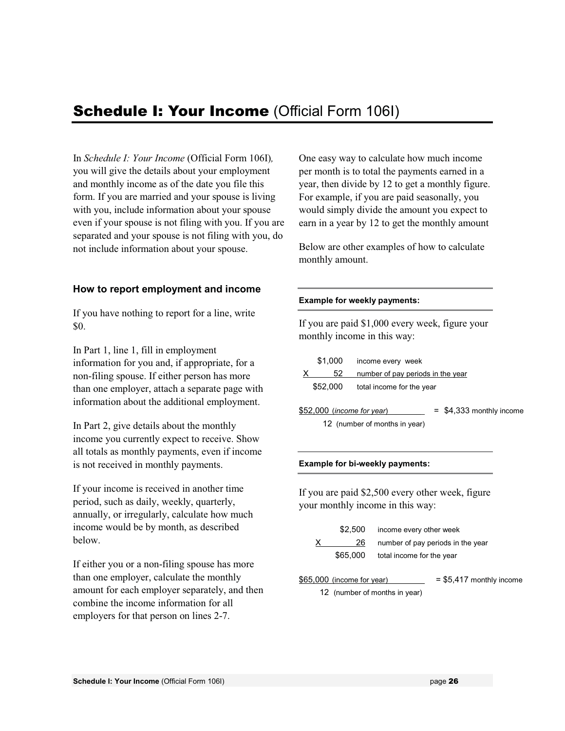# Schedule I: Your Income (Official Form 106I)

In *Schedule I: Your Income* (Official Form 106I), you will give the details about your employment and monthly income as of the date you file this form. If you are married and your spouse is living with you, include information about your spouse even if your spouse is not filing with you. If you are separated and your spouse is not filing with you, do not include information about your spouse.

### How to report employment and income

If you have nothing to report for a line, write $0.

In Part 1, line 1, fill in employment information for you and, if appropriate, for a non-filing spouse. If either person has more than one employer, attach a separate page with information about the additional employment.

In Part 2, give details about the monthly income you currently expect to receive. Show all totals as monthly payments, even if income is not received in monthly payments.

If your income is received in another time period, such as daily, weekly, quarterly, annually, or irregularly, calculate how much income would be by month, as described below.

If either you or a non-filing spouse has more than one employer, calculate the monthly amount for each employer separately, and then combine the income information for all employers for that person on lines 2-7.

One easy way to calculate how much income per month is to total the payments earned in a year, then divide by 12 to get a monthly figure. For example, if you are paid seasonally, you would simply divide the amount you expect to earn in a year by 12 to get the monthly amount

Below are other examples of how to calculate monthly amount.

**Example for weekly payments:**

If you are paid $1,000 every week, figure your monthly income in this way:

| | |
|---|---|
| $1,000 | income every week |
| X 52 | number of pay periods in the year |
| $52,000 | total income for the year |

$52,000 (*income for year*) / 12 (number of months in year) = $4,333 monthly income

**Example for bi-weekly payments:**

If you are paid $2,500 every other week, figure your monthly income in this way:

| | |
|---|---|
| $2,500 | income every other week |
| X 26 | number of pay periods in the year |
| $65,000 | total income for the year |

$65,000 (income for year) / 12 (number of months in year) = $5,417 monthly income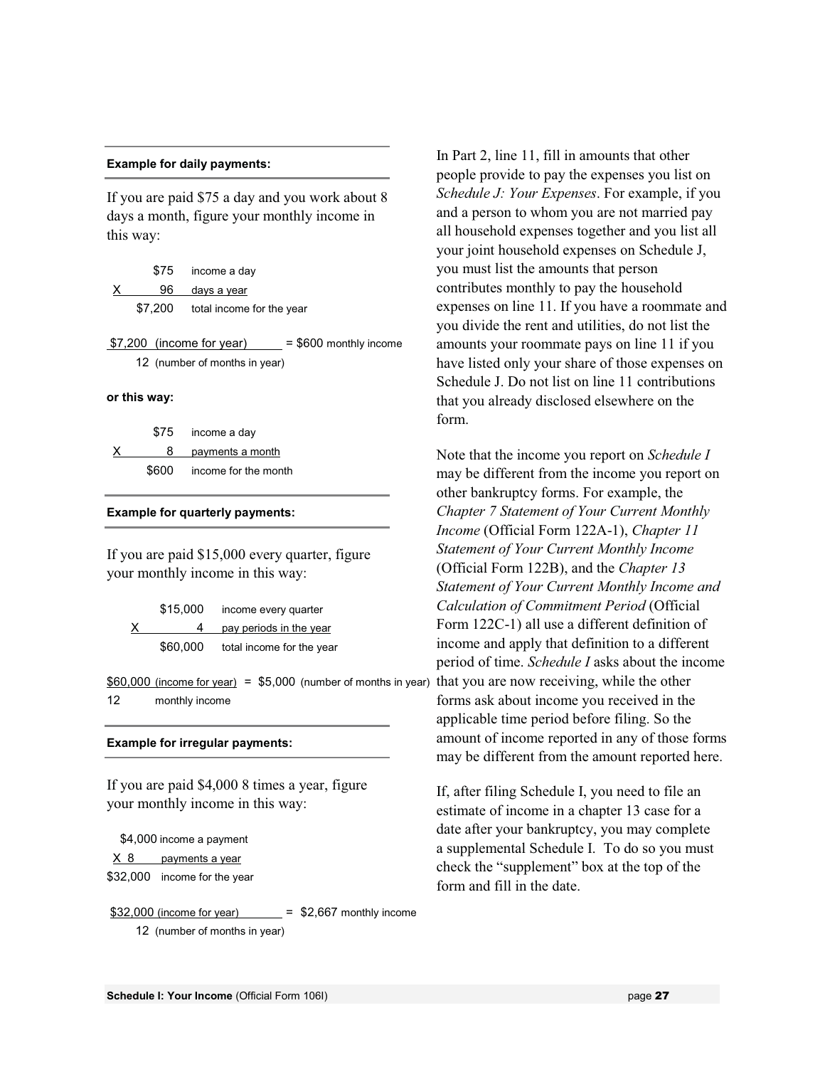**Example for daily payments:**

If you are paid $75 a day and you work about 8 days a month, figure your monthly income in this way:

| | | |
|---|---|---|
| | $75 | income a day |
| X | 96 | days a year |
| | $7,200 | total income for the year |

$7,200 (income for year) / 12 (number of months in year) = $600 monthly income

**or this way:**

| | | |
|---|---|---|
| | $75 | income a day |
| X | 8 | payments a month |
| | $600 | income for the month |

**Example for quarterly payments:**

If you are paid $15,000 every quarter, figure your monthly income in this way:

| | | |
|---|---|---|
| | $15,000 | income every quarter |
| X | 4 | pay periods in the year |
| | $60,000 | total income for the year |

$60,000 (income for year) / 12 (number of months in year) = $5,000 monthly income

**Example for irregular payments:**

If you are paid $4,000 8 times a year, figure your monthly income in this way:

| | | |
|---|---|---|
| | $4,000 | income a payment |
| X | 8 | payments a year |
| | $32,000 | income for the year |

$32,000 (income for year) / 12 (number of months in year) = $2,667 monthly income

In Part 2, line 11, fill in amounts that other people provide to pay the expenses you list on *Schedule J: Your Expenses*. For example, if you and a person to whom you are not married pay all household expenses together and you list all your joint household expenses on Schedule J, you must list the amounts that person contributes monthly to pay the household expenses on line 11. If you have a roommate and you divide the rent and utilities, do not list the amounts your roommate pays on line 11 if you have listed only your share of those expenses on Schedule J. Do not list on line 11 contributions that you already disclosed elsewhere on the form.

Note that the income you report on *Schedule I* may be different from the income you report on other bankruptcy forms. For example, the *Chapter 7 Statement of Your Current Monthly Income* (Official Form 122A-1), *Chapter 11 Statement of Your Current Monthly Income* (Official Form 122B), and the *Chapter 13 Statement of Your Current Monthly Income and Calculation of Commitment Period* (Official Form 122C-1) all use a different definition of income and apply that definition to a different period of time. *Schedule I* asks about the income that you are now receiving, while the other forms ask about income you received in the applicable time period before filing. So the amount of income reported in any of those forms may be different from the amount reported here.

If, after filing Schedule I, you need to file an estimate of income in a chapter 13 case for a date after your bankruptcy, you may complete a supplemental Schedule I. To do so you must check the "supplement" box at the top of the form and fill in the date.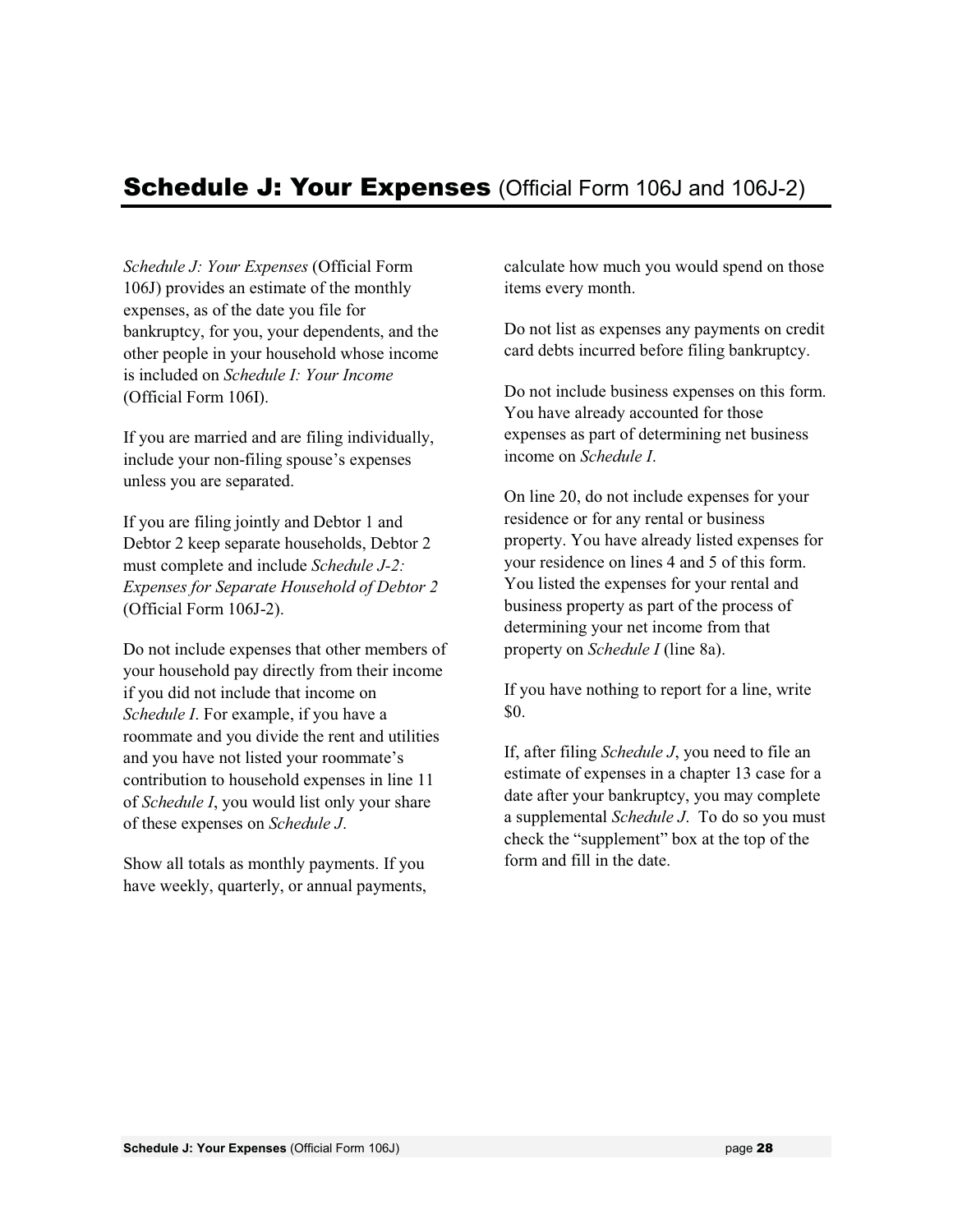# **Schedule J: Your Expenses** (Official Form 106J and 106J-2)

*Schedule J: Your Expenses* (Official Form 106J) provides an estimate of the monthly expenses, as of the date you file for bankruptcy, for you, your dependents, and the other people in your household whose income is included on *Schedule I: Your Income* (Official Form 106I).

If you are married and are filing individually, include your non-filing spouse's expenses unless you are separated.

If you are filing jointly and Debtor 1 and Debtor 2 keep separate households, Debtor 2 must complete and include *Schedule J-2: Expenses for Separate Household of Debtor 2* (Official Form 106J-2).

Do not include expenses that other members of your household pay directly from their income if you did not include that income on *Schedule I*. For example, if you have a roommate and you divide the rent and utilities and you have not listed your roommate's contribution to household expenses in line 11 of *Schedule I*, you would list only your share of these expenses on *Schedule J*.

Show all totals as monthly payments. If you have weekly, quarterly, or annual payments, calculate how much you would spend on those items every month.

Do not list as expenses any payments on credit card debts incurred before filing bankruptcy.

Do not include business expenses on this form. You have already accounted for those expenses as part of determining net business income on *Schedule I*.

On line 20, do not include expenses for your residence or for any rental or business property. You have already listed expenses for your residence on lines 4 and 5 of this form. You listed the expenses for your rental and business property as part of the process of determining your net income from that property on *Schedule I* (line 8a).

If you have nothing to report for a line, write $0.

If, after filing *Schedule J*, you need to file an estimate of expenses in a chapter 13 case for a date after your bankruptcy, you may complete a supplemental *Schedule J*. To do so you must check the "supplement" box at the top of the form and fill in the date.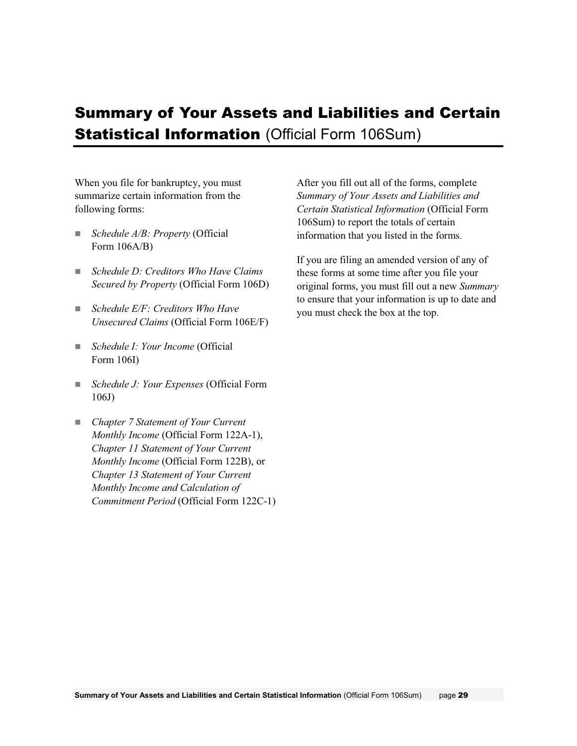## **Summary of Your Assets and Liabilities and Certain Statistical Information** (Official Form 106Sum)

When you file for bankruptcy, you must summarize certain information from the following forms:

- *Schedule A/B: Property* (Official Form 106A/B)
- *Schedule D: Creditors Who Have Claims Secured by Property* (Official Form 106D)
- *Schedule E/F: Creditors Who Have Unsecured Claims* (Official Form 106E/F)
- *Schedule I: Your Income* (Official Form 106I)
- *Schedule J: Your Expenses* (Official Form 106J)
- *Chapter 7 Statement of Your Current Monthly Income* (Official Form 122A-1), *Chapter 11 Statement of Your Current Monthly Income* (Official Form 122B), or *Chapter 13 Statement of Your Current Monthly Income and Calculation of Commitment Period* (Official Form 122C-1)

After you fill out all of the forms, complete *Summary of Your Assets and Liabilities and Certain Statistical Information* (Official Form 106Sum) to report the totals of certain information that you listed in the forms.

If you are filing an amended version of any of these forms at some time after you file your original forms, you must fill out a new *Summary* to ensure that your information is up to date and you must check the box at the top.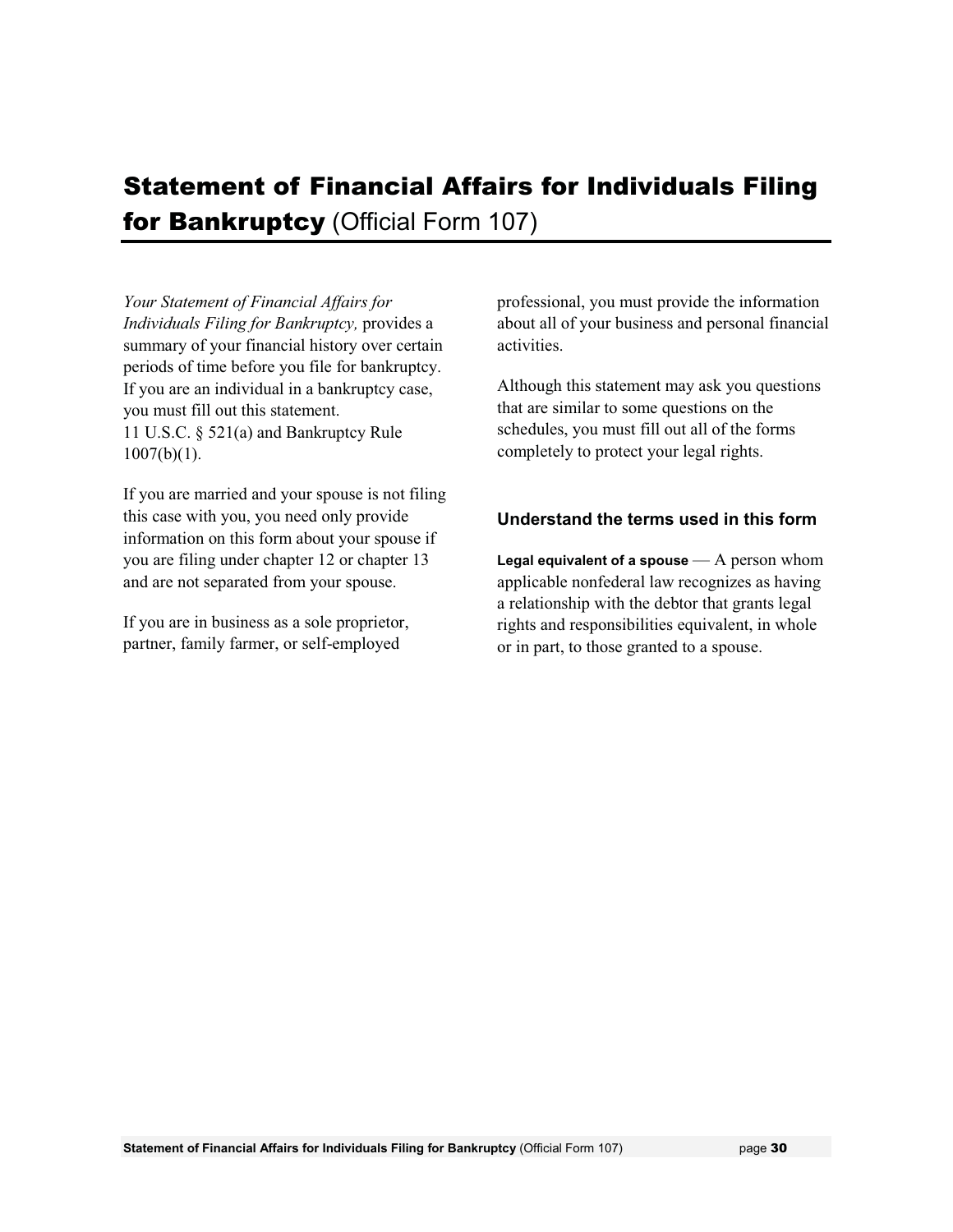# Statement of Financial Affairs for Individuals Filing for Bankruptcy (Official Form 107)

*Your Statement of Financial Affairs for Individuals Filing for Bankruptcy,* provides a summary of your financial history over certain periods of time before you file for bankruptcy. If you are an individual in a bankruptcy case, you must fill out this statement. 11 U.S.C. § 521(a) and Bankruptcy Rule 1007(b)(1).

If you are married and your spouse is not filing this case with you, you need only provide information on this form about your spouse if you are filing under chapter 12 or chapter 13 and are not separated from your spouse.

If you are in business as a sole proprietor, partner, family farmer, or self-employed professional, you must provide the information about all of your business and personal financial activities.

Although this statement may ask you questions that are similar to some questions on the schedules, you must fill out all of the forms completely to protect your legal rights.

### Understand the terms used in this form

**Legal equivalent of a spouse** — A person whom applicable nonfederal law recognizes as having a relationship with the debtor that grants legal rights and responsibilities equivalent, in whole or in part, to those granted to a spouse.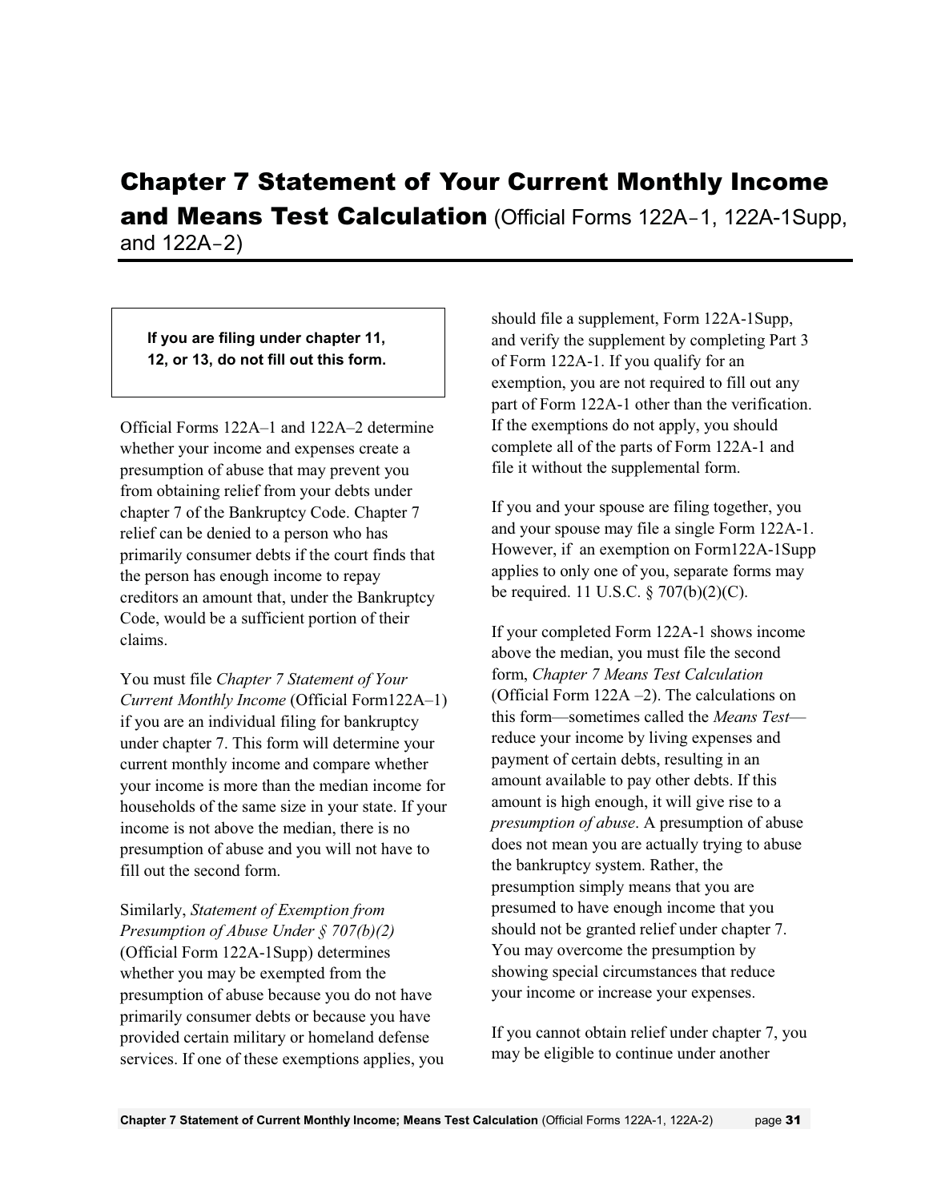# Chapter 7 Statement of Your Current Monthly Income and Means Test Calculation (Official Forms 122A‑1, 122A-1Supp, and 122A‑2)

**If you are filing under chapter 11, 12, or 13, do not fill out this form.**

Official Forms 122A–1 and 122A–2 determine whether your income and expenses create a presumption of abuse that may prevent you from obtaining relief from your debts under chapter 7 of the Bankruptcy Code. Chapter 7 relief can be denied to a person who has primarily consumer debts if the court finds that the person has enough income to repay creditors an amount that, under the Bankruptcy Code, would be a sufficient portion of their claims.

You must file *Chapter 7 Statement of Your Current Monthly Income* (Official Form122A–1) if you are an individual filing for bankruptcy under chapter 7. This form will determine your current monthly income and compare whether your income is more than the median income for households of the same size in your state. If your income is not above the median, there is no presumption of abuse and you will not have to fill out the second form.

Similarly, *Statement of Exemption from Presumption of Abuse Under § 707(b)(2)* (Official Form 122A-1Supp) determines whether you may be exempted from the presumption of abuse because you do not have primarily consumer debts or because you have provided certain military or homeland defense services. If one of these exemptions applies, you should file a supplement, Form 122A-1Supp, and verify the supplement by completing Part 3 of Form 122A-1. If you qualify for an exemption, you are not required to fill out any part of Form 122A-1 other than the verification. If the exemptions do not apply, you should complete all of the parts of Form 122A-1 and file it without the supplemental form.

If you and your spouse are filing together, you and your spouse may file a single Form 122A-1. However, if an exemption on Form122A-1Supp applies to only one of you, separate forms may be required. 11 U.S.C. § 707(b)(2)(C).

If your completed Form 122A-1 shows income above the median, you must file the second form, *Chapter 7 Means Test Calculation* (Official Form 122A –2). The calculations on this form—sometimes called the *Means Test*—reduce your income by living expenses and payment of certain debts, resulting in an amount available to pay other debts. If this amount is high enough, it will give rise to a *presumption of abuse*. A presumption of abuse does not mean you are actually trying to abuse the bankruptcy system. Rather, the presumption simply means that you are presumed to have enough income that you should not be granted relief under chapter 7. You may overcome the presumption by showing special circumstances that reduce your income or increase your expenses.

If you cannot obtain relief under chapter 7, you may be eligible to continue under another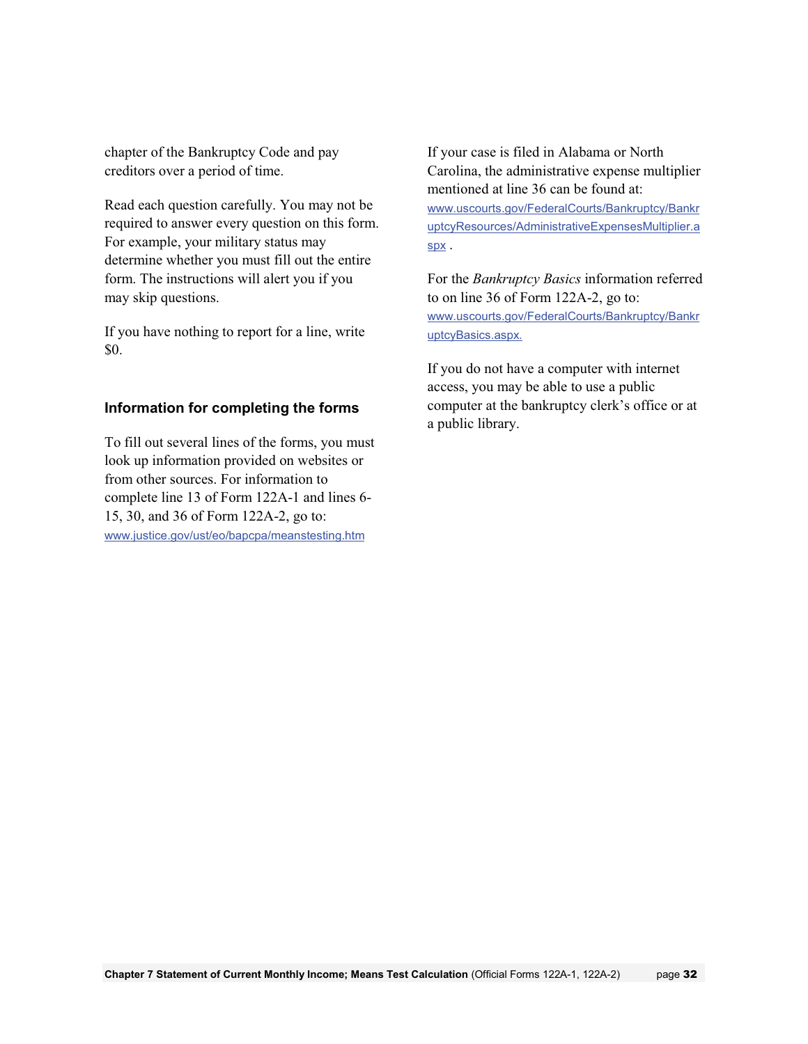chapter of the Bankruptcy Code and pay creditors over a period of time.

Read each question carefully. You may not be required to answer every question on this form. For example, your military status may determine whether you must fill out the entire form. The instructions will alert you if you may skip questions.

If you have nothing to report for a line, write $0.

### Information for completing the forms

To fill out several lines of the forms, you must look up information provided on websites or from other sources. For information to complete line 13 of Form 122A-1 and lines 6-15, 30, and 36 of Form 122A-2, go to: www.justice.gov/ust/eo/bapcpa/meanstesting.htm

If your case is filed in Alabama or North Carolina, the administrative expense multiplier mentioned at line 36 can be found at: www.uscourts.gov/FederalCourts/Bankruptcy/BankruptcyResources/AdministrativeExpensesMultiplier.aspx .

For the *Bankruptcy Basics* information referred to on line 36 of Form 122A-2, go to: www.uscourts.gov/FederalCourts/Bankruptcy/BankruptcyBasics.aspx.

If you do not have a computer with internet access, you may be able to use a public computer at the bankruptcy clerk's office or at a public library.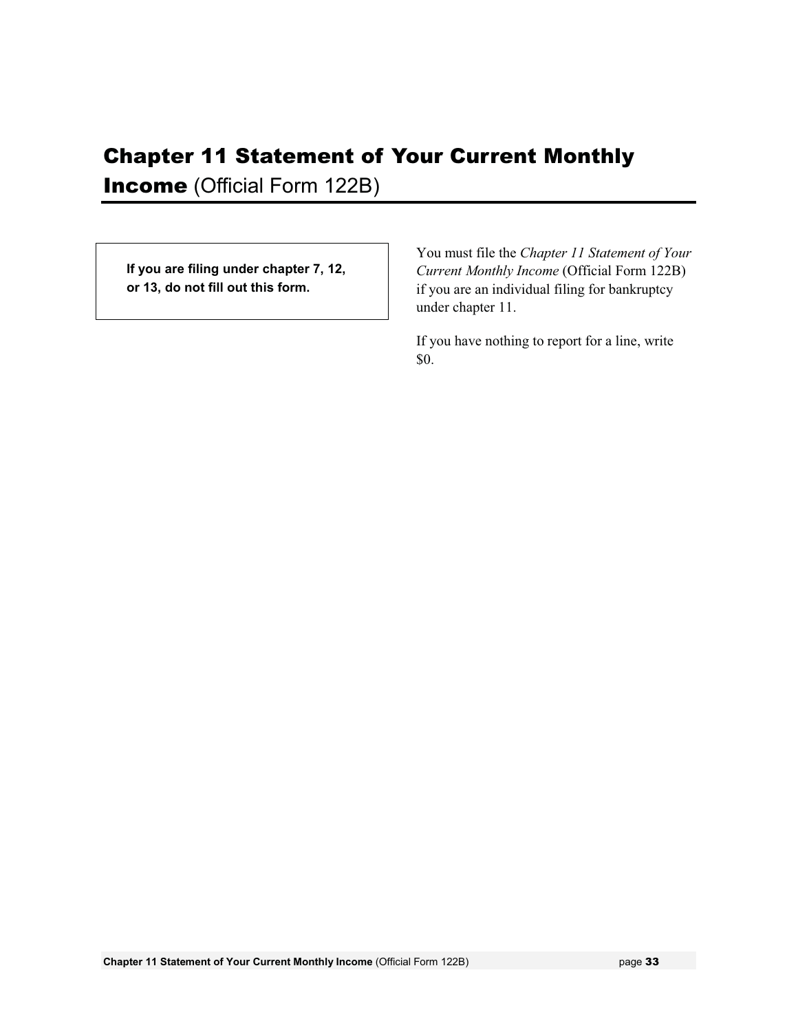# Chapter 11 Statement of Your Current Monthly Income (Official Form 122B)

**If you are filing under chapter 7, 12, or 13, do not fill out this form.**

You must file the *Chapter 11 Statement of Your Current Monthly Income* (Official Form 122B) if you are an individual filing for bankruptcy under chapter 11.

If you have nothing to report for a line, write $0.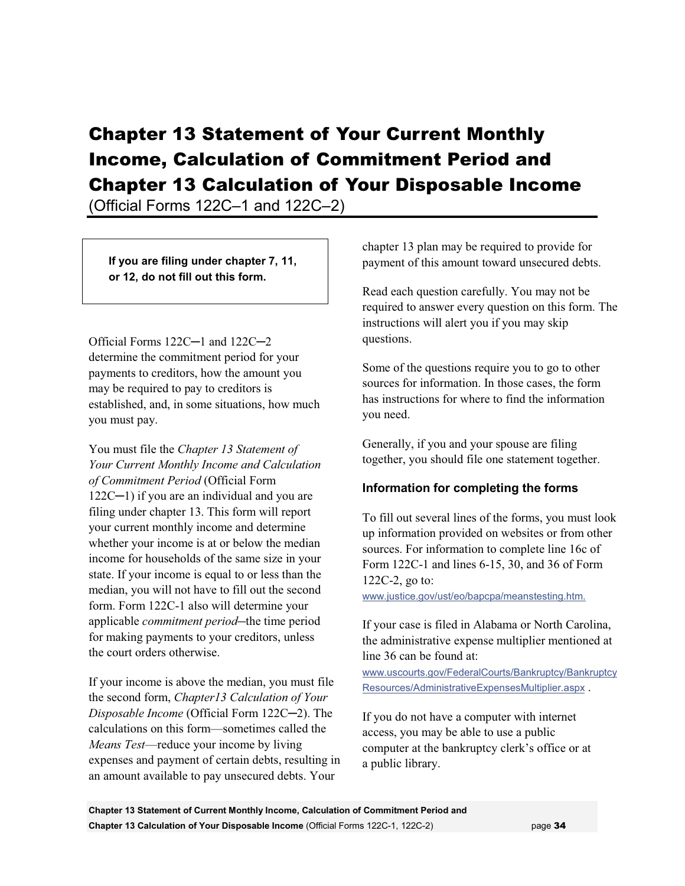# Chapter 13 Statement of Your Current Monthly Income, Calculation of Commitment Period and Chapter 13 Calculation of Your Disposable Income

(Official Forms 122C–1 and 122C–2)

**If you are filing under chapter 7, 11, or 12, do not fill out this form.**

Official Forms 122C─1 and 122C─2 determine the commitment period for your payments to creditors, how the amount you may be required to pay to creditors is established, and, in some situations, how much you must pay.

You must file the *Chapter 13 Statement of Your Current Monthly Income and Calculation of Commitment Period* (Official Form 122C─1) if you are an individual and you are filing under chapter 13. This form will report your current monthly income and determine whether your income is at or below the median income for households of the same size in your state. If your income is equal to or less than the median, you will not have to fill out the second form. Form 122C-1 also will determine your applicable *commitment period*─the time period for making payments to your creditors, unless the court orders otherwise.

If your income is above the median, you must file the second form, *Chapter13 Calculation of Your Disposable Income* (Official Form 122C─2). The calculations on this form—sometimes called the *Means Test*—reduce your income by living expenses and payment of certain debts, resulting in an amount available to pay unsecured debts. Your chapter 13 plan may be required to provide for payment of this amount toward unsecured debts.

Read each question carefully. You may not be required to answer every question on this form. The instructions will alert you if you may skip questions.

Some of the questions require you to go to other sources for information. In those cases, the form has instructions for where to find the information you need.

Generally, if you and your spouse are filing together, you should file one statement together.

### Information for completing the forms

To fill out several lines of the forms, you must look up information provided on websites or from other sources. For information to complete line 16c of Form 122C-1 and lines 6-15, 30, and 36 of Form 122C-2, go to: www.justice.gov/ust/eo/bapcpa/meanstesting.htm.

If your case is filed in Alabama or North Carolina, the administrative expense multiplier mentioned at line 36 can be found at: www.uscourts.gov/FederalCourts/Bankruptcy/BankruptcyResources/AdministrativeExpensesMultiplier.aspx .

If you do not have a computer with internet access, you may be able to use a public computer at the bankruptcy clerk's office or at a public library.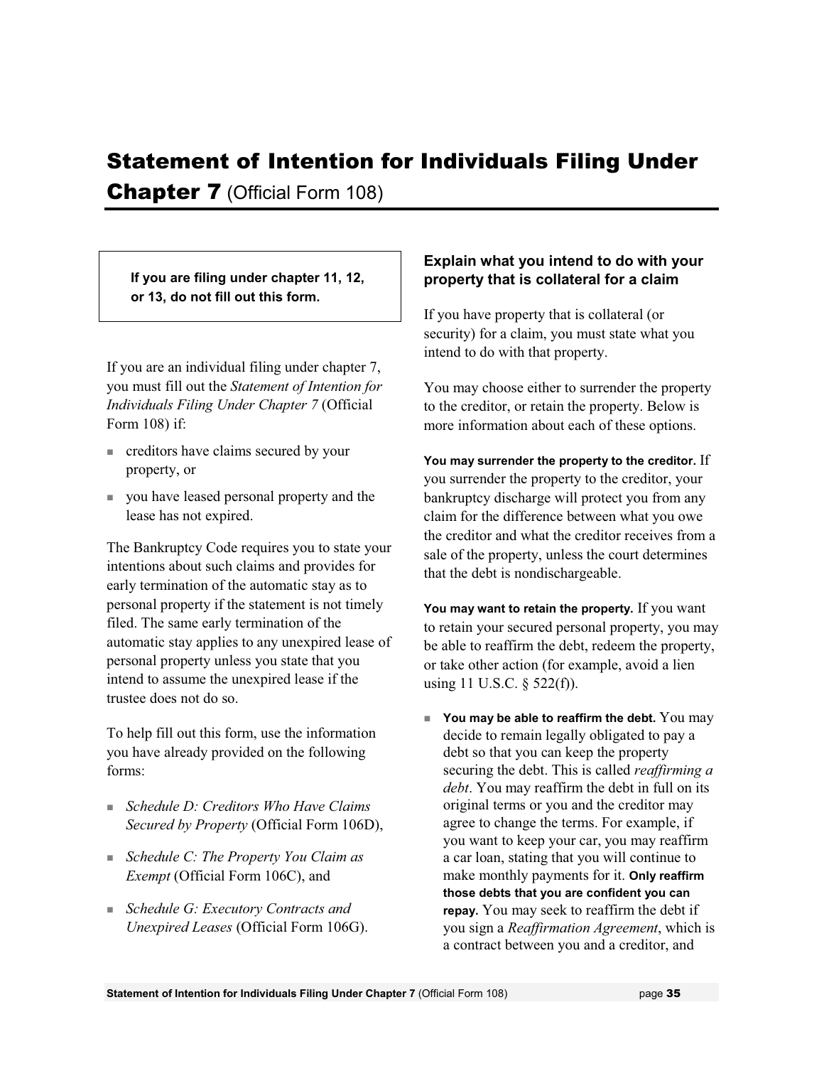# Statement of Intention for Individuals Filing Under Chapter 7 (Official Form 108)

**If you are filing under chapter 11, 12, or 13, do not fill out this form.**

If you are an individual filing under chapter 7, you must fill out the *Statement of Intention for Individuals Filing Under Chapter 7* (Official Form 108) if:

- creditors have claims secured by your property, or
- you have leased personal property and the lease has not expired.

The Bankruptcy Code requires you to state your intentions about such claims and provides for early termination of the automatic stay as to personal property if the statement is not timely filed. The same early termination of the automatic stay applies to any unexpired lease of personal property unless you state that you intend to assume the unexpired lease if the trustee does not do so.

To help fill out this form, use the information you have already provided on the following forms:

- *Schedule D: Creditors Who Have Claims Secured by Property* (Official Form 106D),
- *Schedule C: The Property You Claim as Exempt* (Official Form 106C), and
- *Schedule G: Executory Contracts and Unexpired Leases* (Official Form 106G).

## Explain what you intend to do with your property that is collateral for a claim

If you have property that is collateral (or security) for a claim, you must state what you intend to do with that property.

You may choose either to surrender the property to the creditor, or retain the property. Below is more information about each of these options.

**You may surrender the property to the creditor.** If you surrender the property to the creditor, your bankruptcy discharge will protect you from any claim for the difference between what you owe the creditor and what the creditor receives from a sale of the property, unless the court determines that the debt is nondischargeable.

**You may want to retain the property.** If you want to retain your secured personal property, you may be able to reaffirm the debt, redeem the property, or take other action (for example, avoid a lien using 11 U.S.C. § 522(f)).

- **You may be able to reaffirm the debt.** You may decide to remain legally obligated to pay a debt so that you can keep the property securing the debt. This is called *reaffirming a debt*. You may reaffirm the debt in full on its original terms or you and the creditor may agree to change the terms. For example, if you want to keep your car, you may reaffirm a car loan, stating that you will continue to make monthly payments for it. **Only reaffirm those debts that you are confident you can repay.** You may seek to reaffirm the debt if you sign a *Reaffirmation Agreement*, which is a contract between you and a creditor, and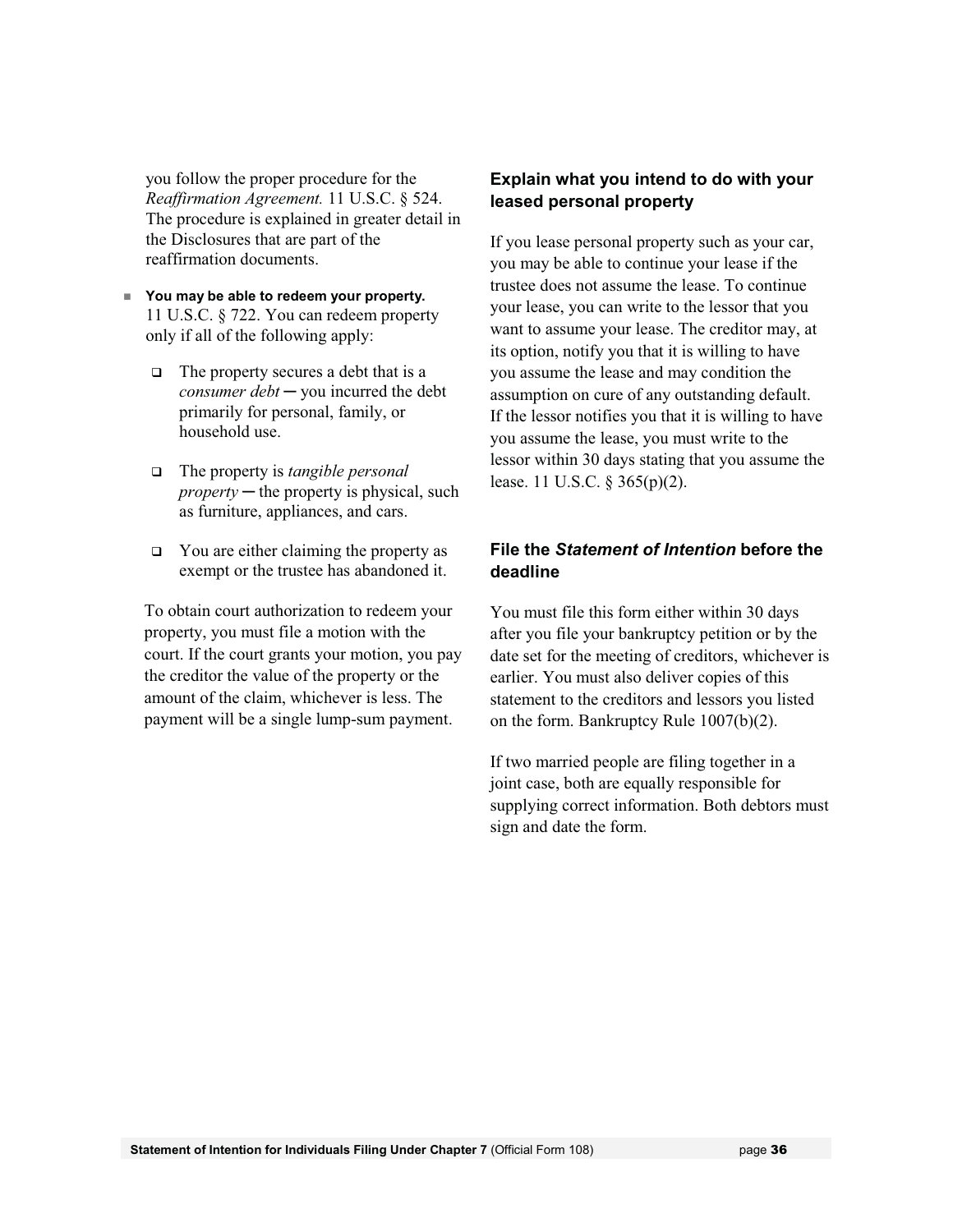you follow the proper procedure for the *Reaffirmation Agreement.* 11 U.S.C. § 524. The procedure is explained in greater detail in the Disclosures that are part of the reaffirmation documents.

- **You may be able to redeem your property.** 11 U.S.C. § 722. You can redeem property only if all of the following apply:

  - The property secures a debt that is a *consumer debt* ─ you incurred the debt primarily for personal, family, or household use.

  - The property is *tangible personal property* ─ the property is physical, such as furniture, appliances, and cars.

  - You are either claiming the property as exempt or the trustee has abandoned it.

  To obtain court authorization to redeem your property, you must file a motion with the court. If the court grants your motion, you pay the creditor the value of the property or the amount of the claim, whichever is less. The payment will be a single lump-sum payment.

### Explain what you intend to do with your leased personal property

If you lease personal property such as your car, you may be able to continue your lease if the trustee does not assume the lease. To continue your lease, you can write to the lessor that you want to assume your lease. The creditor may, at its option, notify you that it is willing to have you assume the lease and may condition the assumption on cure of any outstanding default. If the lessor notifies you that it is willing to have you assume the lease, you must write to the lessor within 30 days stating that you assume the lease. 11 U.S.C. § 365(p)(2).

### File the *Statement of Intention* before the deadline

You must file this form either within 30 days after you file your bankruptcy petition or by the date set for the meeting of creditors, whichever is earlier. You must also deliver copies of this statement to the creditors and lessors you listed on the form. Bankruptcy Rule 1007(b)(2).

If two married people are filing together in a joint case, both are equally responsible for supplying correct information. Both debtors must sign and date the form.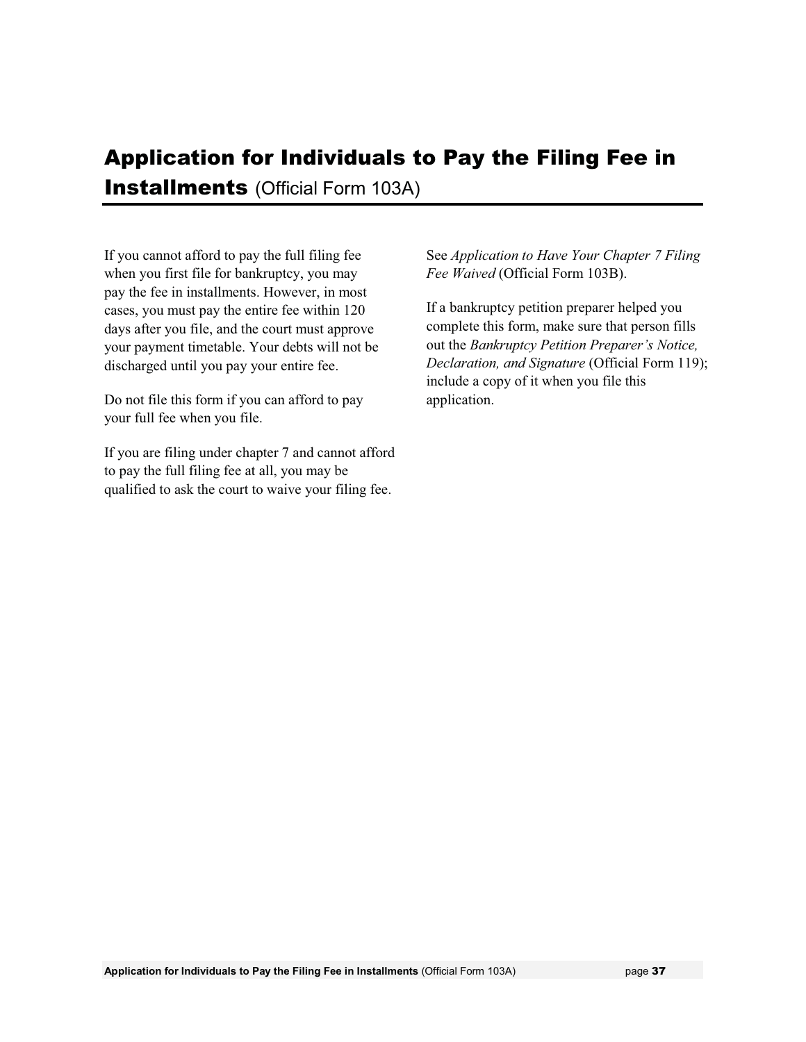# Application for Individuals to Pay the Filing Fee in Installments (Official Form 103A)

If you cannot afford to pay the full filing fee when you first file for bankruptcy, you may pay the fee in installments. However, in most cases, you must pay the entire fee within 120 days after you file, and the court must approve your payment timetable. Your debts will not be discharged until you pay your entire fee.

Do not file this form if you can afford to pay your full fee when you file.

If you are filing under chapter 7 and cannot afford to pay the full filing fee at all, you may be qualified to ask the court to waive your filing fee. See *Application to Have Your Chapter 7 Filing Fee Waived* (Official Form 103B).

If a bankruptcy petition preparer helped you complete this form, make sure that person fills out the *Bankruptcy Petition Preparer's Notice, Declaration, and Signature* (Official Form 119); include a copy of it when you file this application.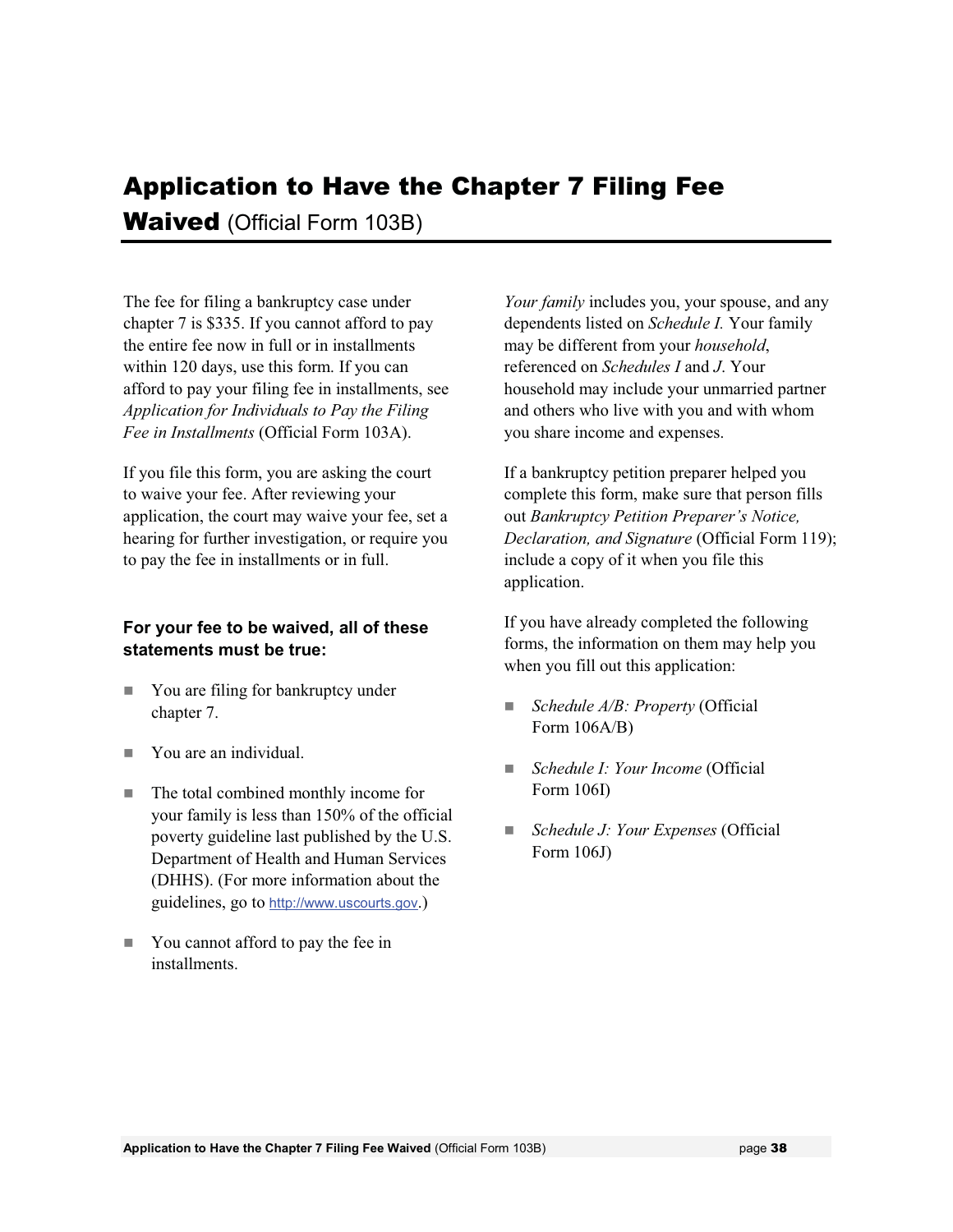# Application to Have the Chapter 7 Filing Fee Waived (Official Form 103B)

The fee for filing a bankruptcy case under chapter 7 is $335. If you cannot afford to pay the entire fee now in full or in installments within 120 days, use this form. If you can afford to pay your filing fee in installments, see *Application for Individuals to Pay the Filing Fee in Installments* (Official Form 103A).

If you file this form, you are asking the court to waive your fee. After reviewing your application, the court may waive your fee, set a hearing for further investigation, or require you to pay the fee in installments or in full.

**For your fee to be waived, all of these statements must be true:**

- You are filing for bankruptcy under chapter 7.
- You are an individual.
- The total combined monthly income for your family is less than 150% of the official poverty guideline last published by the U.S. Department of Health and Human Services (DHHS). (For more information about the guidelines, go to http://www.uscourts.gov.)
- You cannot afford to pay the fee in installments.

*Your family* includes you, your spouse, and any dependents listed on *Schedule I.* Your family may be different from your *household*, referenced on *Schedules I* and *J*. Your household may include your unmarried partner and others who live with you and with whom you share income and expenses.

If a bankruptcy petition preparer helped you complete this form, make sure that person fills out *Bankruptcy Petition Preparer's Notice, Declaration, and Signature* (Official Form 119); include a copy of it when you file this application.

If you have already completed the following forms, the information on them may help you when you fill out this application:

- *Schedule A/B: Property* (Official Form 106A/B)
- *Schedule I: Your Income* (Official Form 106I)
- *Schedule J: Your Expenses* (Official Form 106J)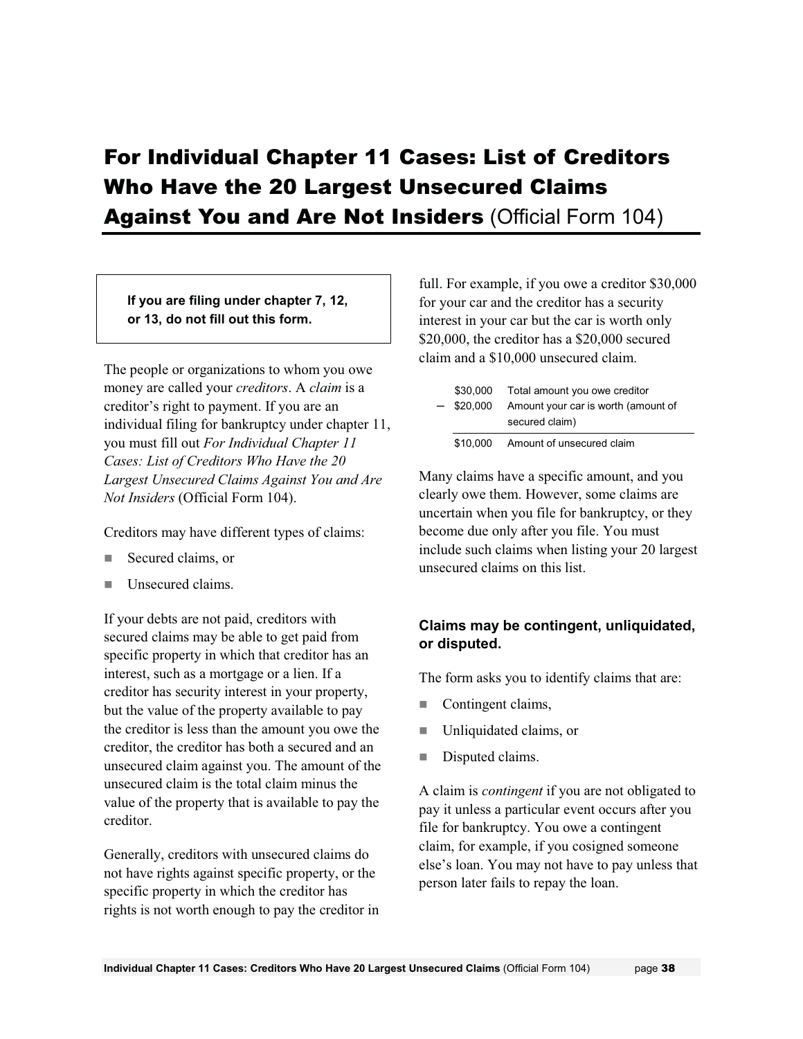# For Individual Chapter 11 Cases: List of Creditors Who Have the 20 Largest Unsecured Claims Against You and Are Not Insiders (Official Form 104)

**If you are filing under chapter 7, 12, or 13, do not fill out this form.**

The people or organizations to whom you owe money are called your *creditors*. A *claim* is a creditor's right to payment. If you are an individual filing for bankruptcy under chapter 11, you must fill out *For Individual Chapter 11 Cases: List of Creditors Who Have the 20 Largest Unsecured Claims Against You and Are Not Insiders* (Official Form 104).

Creditors may have different types of claims:

- Secured claims, or
- Unsecured claims.

If your debts are not paid, creditors with secured claims may be able to get paid from specific property in which that creditor has an interest, such as a mortgage or a lien. If a creditor has security interest in your property, but the value of the property available to pay the creditor is less than the amount you owe the creditor, the creditor has both a secured and an unsecured claim against you. The amount of the unsecured claim is the total claim minus the value of the property that is available to pay the creditor.

Generally, creditors with unsecured claims do not have rights against specific property, or the specific property in which the creditor has rights is not worth enough to pay the creditor in full. For example, if you owe a creditor $30,000 for your car and the creditor has a security interest in your car but the car is worth only $20,000, the creditor has a $20,000 secured claim and a $10,000 unsecured claim.

| | |
|---|---|
| $30,000 | Total amount you owe creditor |
| − $20,000 | Amount your car is worth (amount of secured claim) |
| $10,000 | Amount of unsecured claim |

Many claims have a specific amount, and you clearly owe them. However, some claims are uncertain when you file for bankruptcy, or they become due only after you file. You must include such claims when listing your 20 largest unsecured claims on this list.

### Claims may be contingent, unliquidated, or disputed.

The form asks you to identify claims that are:

- Contingent claims,
- Unliquidated claims, or
- Disputed claims.

A claim is *contingent* if you are not obligated to pay it unless a particular event occurs after you file for bankruptcy. You owe a contingent claim, for example, if you cosigned someone else's loan. You may not have to pay unless that person later fails to repay the loan.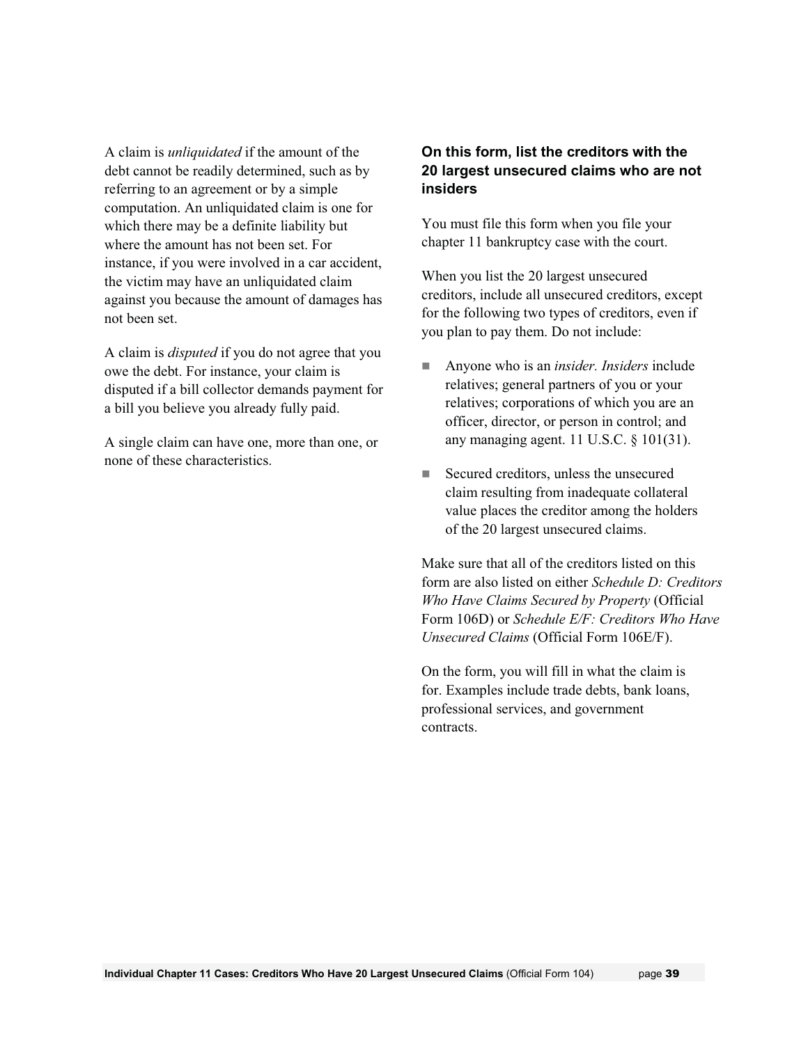A claim is *unliquidated* if the amount of the debt cannot be readily determined, such as by referring to an agreement or by a simple computation. An unliquidated claim is one for which there may be a definite liability but where the amount has not been set. For instance, if you were involved in a car accident, the victim may have an unliquidated claim against you because the amount of damages has not been set.

A claim is *disputed* if you do not agree that you owe the debt. For instance, your claim is disputed if a bill collector demands payment for a bill you believe you already fully paid.

A single claim can have one, more than one, or none of these characteristics.

### On this form, list the creditors with the 20 largest unsecured claims who are not insiders

You must file this form when you file your chapter 11 bankruptcy case with the court.

When you list the 20 largest unsecured creditors, include all unsecured creditors, except for the following two types of creditors, even if you plan to pay them. Do not include:

- Anyone who is an *insider. Insiders* include relatives; general partners of you or your relatives; corporations of which you are an officer, director, or person in control; and any managing agent. 11 U.S.C. § 101(31).
- Secured creditors, unless the unsecured claim resulting from inadequate collateral value places the creditor among the holders of the 20 largest unsecured claims.

Make sure that all of the creditors listed on this form are also listed on either *Schedule D: Creditors Who Have Claims Secured by Property* (Official Form 106D) or *Schedule E/F: Creditors Who Have Unsecured Claims* (Official Form 106E/F).

On the form, you will fill in what the claim is for. Examples include trade debts, bank loans, professional services, and government contracts.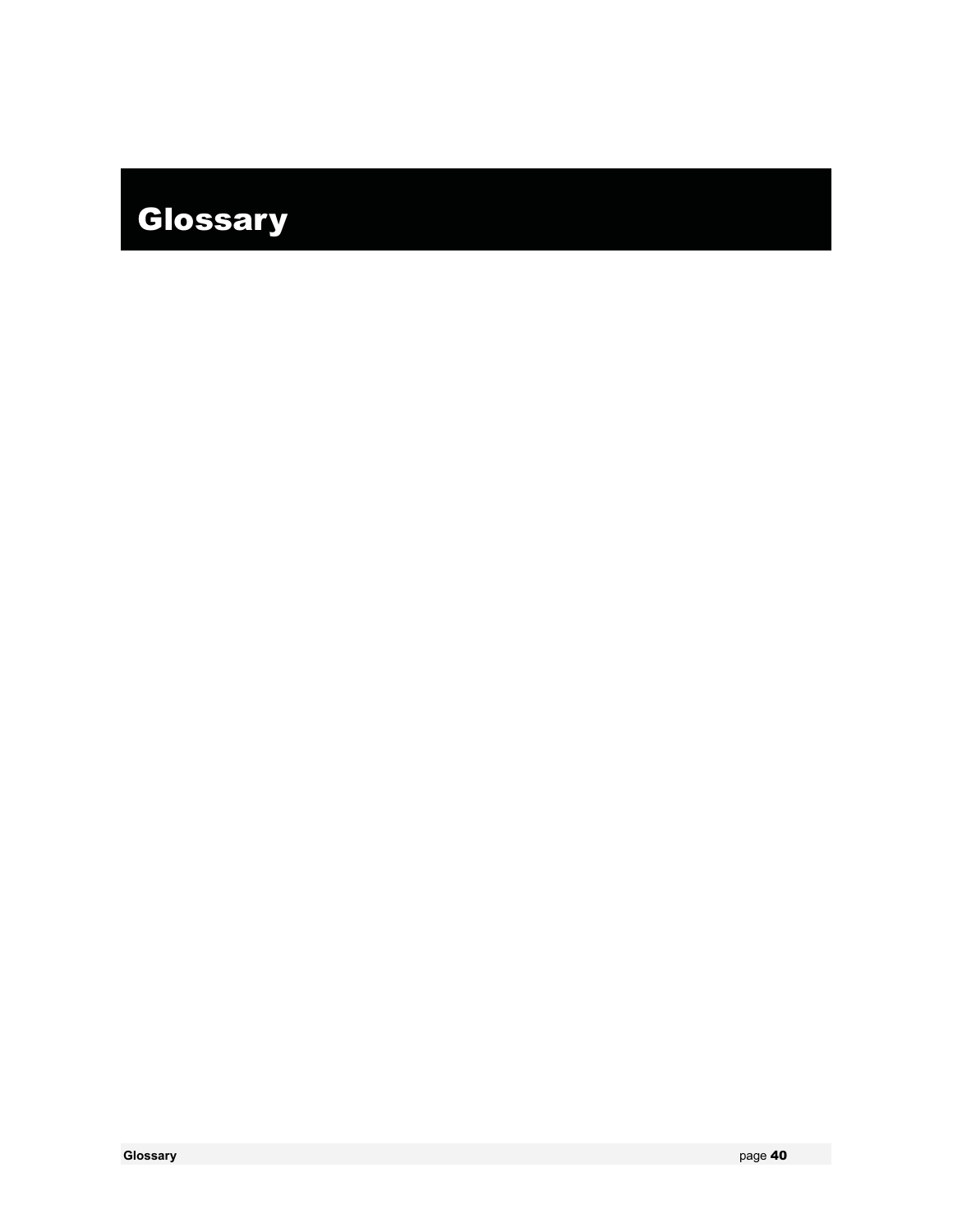# Glossary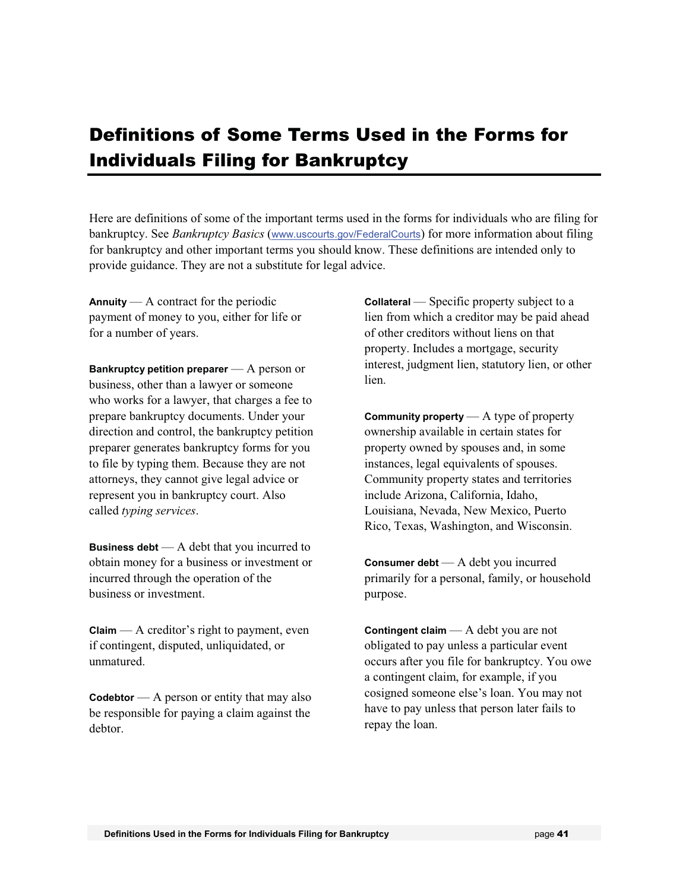# Definitions of Some Terms Used in the Forms for Individuals Filing for Bankruptcy

Here are definitions of some of the important terms used in the forms for individuals who are filing for bankruptcy. See *Bankruptcy Basics* (www.uscourts.gov/FederalCourts) for more information about filing for bankruptcy and other important terms you should know. These definitions are intended only to provide guidance. They are not a substitute for legal advice.

**Annuity** — A contract for the periodic payment of money to you, either for life or for a number of years.

**Bankruptcy petition preparer** — A person or business, other than a lawyer or someone who works for a lawyer, that charges a fee to prepare bankruptcy documents. Under your direction and control, the bankruptcy petition preparer generates bankruptcy forms for you to file by typing them. Because they are not attorneys, they cannot give legal advice or represent you in bankruptcy court. Also called *typing services*.

**Business debt** — A debt that you incurred to obtain money for a business or investment or incurred through the operation of the business or investment.

**Claim** — A creditor's right to payment, even if contingent, disputed, unliquidated, or unmatured.

**Codebtor** — A person or entity that may also be responsible for paying a claim against the debtor.

**Collateral** — Specific property subject to a lien from which a creditor may be paid ahead of other creditors without liens on that property. Includes a mortgage, security interest, judgment lien, statutory lien, or other lien.

**Community property** — A type of property ownership available in certain states for property owned by spouses and, in some instances, legal equivalents of spouses. Community property states and territories include Arizona, California, Idaho, Louisiana, Nevada, New Mexico, Puerto Rico, Texas, Washington, and Wisconsin.

**Consumer debt** — A debt you incurred primarily for a personal, family, or household purpose.

**Contingent claim** — A debt you are not obligated to pay unless a particular event occurs after you file for bankruptcy. You owe a contingent claim, for example, if you cosigned someone else's loan. You may not have to pay unless that person later fails to repay the loan.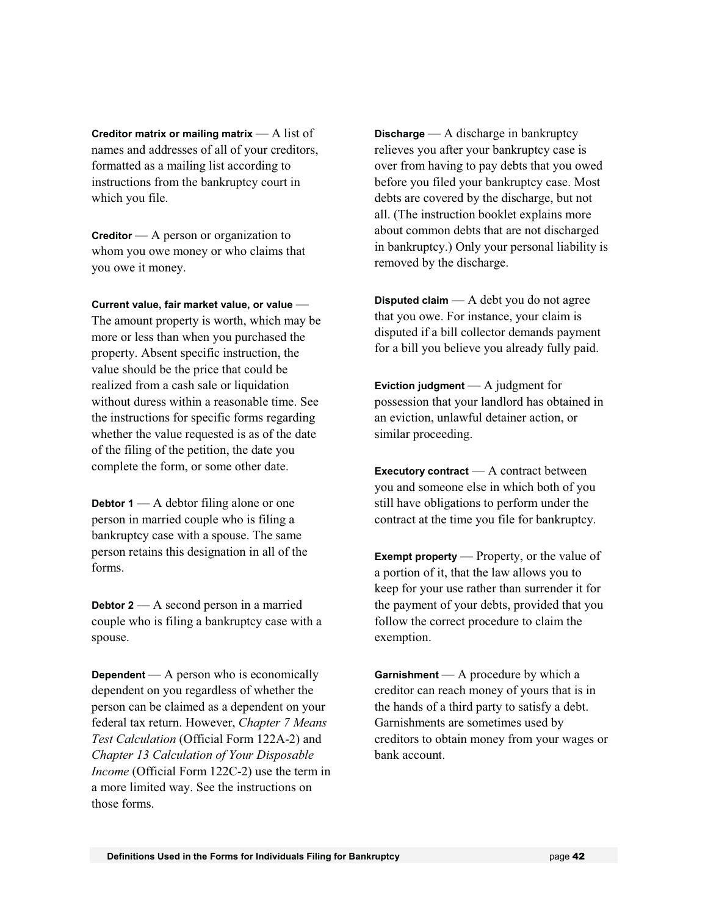**Creditor matrix or mailing matrix** — A list of names and addresses of all of your creditors, formatted as a mailing list according to instructions from the bankruptcy court in which you file.

**Creditor** — A person or organization to whom you owe money or who claims that you owe it money.

**Current value, fair market value, or value** — The amount property is worth, which may be more or less than when you purchased the property. Absent specific instruction, the value should be the price that could be realized from a cash sale or liquidation without duress within a reasonable time. See the instructions for specific forms regarding whether the value requested is as of the date of the filing of the petition, the date you complete the form, or some other date.

**Debtor 1** — A debtor filing alone or one person in married couple who is filing a bankruptcy case with a spouse. The same person retains this designation in all of the forms.

**Debtor 2** — A second person in a married couple who is filing a bankruptcy case with a spouse.

**Dependent** — A person who is economically dependent on you regardless of whether the person can be claimed as a dependent on your federal tax return. However, *Chapter 7 Means Test Calculation* (Official Form 122A-2) and *Chapter 13 Calculation of Your Disposable Income* (Official Form 122C-2) use the term in a more limited way. See the instructions on those forms.

**Discharge** — A discharge in bankruptcy relieves you after your bankruptcy case is over from having to pay debts that you owed before you filed your bankruptcy case. Most debts are covered by the discharge, but not all. (The instruction booklet explains more about common debts that are not discharged in bankruptcy.) Only your personal liability is removed by the discharge.

**Disputed claim** — A debt you do not agree that you owe. For instance, your claim is disputed if a bill collector demands payment for a bill you believe you already fully paid.

**Eviction judgment** — A judgment for possession that your landlord has obtained in an eviction, unlawful detainer action, or similar proceeding.

**Executory contract** — A contract between you and someone else in which both of you still have obligations to perform under the contract at the time you file for bankruptcy.

**Exempt property** — Property, or the value of a portion of it, that the law allows you to keep for your use rather than surrender it for the payment of your debts, provided that you follow the correct procedure to claim the exemption.

**Garnishment** — A procedure by which a creditor can reach money of yours that is in the hands of a third party to satisfy a debt. Garnishments are sometimes used by creditors to obtain money from your wages or bank account.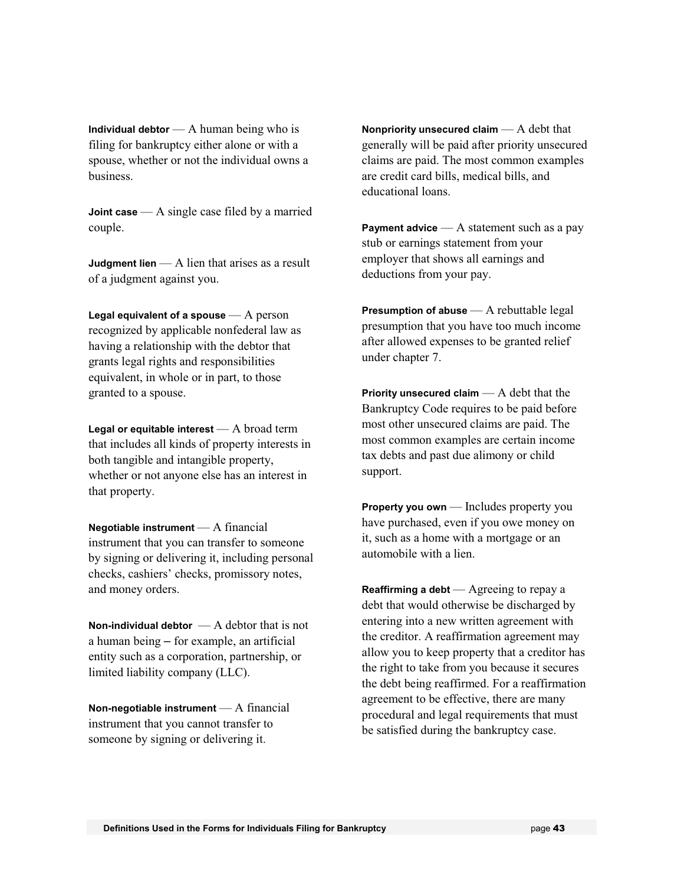**Individual debtor** — A human being who is filing for bankruptcy either alone or with a spouse, whether or not the individual owns a business.

**Joint case** — A single case filed by a married couple.

**Judgment lien** — A lien that arises as a result of a judgment against you.

**Legal equivalent of a spouse** — A person recognized by applicable nonfederal law as having a relationship with the debtor that grants legal rights and responsibilities equivalent, in whole or in part, to those granted to a spouse.

**Legal or equitable interest** — A broad term that includes all kinds of property interests in both tangible and intangible property, whether or not anyone else has an interest in that property.

**Negotiable instrument** — A financial instrument that you can transfer to someone by signing or delivering it, including personal checks, cashiers' checks, promissory notes, and money orders.

**Non-individual debtor** — A debtor that is not a human being – for example, an artificial entity such as a corporation, partnership, or limited liability company (LLC).

**Non-negotiable instrument** — A financial instrument that you cannot transfer to someone by signing or delivering it.

**Nonpriority unsecured claim** — A debt that generally will be paid after priority unsecured claims are paid. The most common examples are credit card bills, medical bills, and educational loans.

**Payment advice** — A statement such as a pay stub or earnings statement from your employer that shows all earnings and deductions from your pay.

**Presumption of abuse** — A rebuttable legal presumption that you have too much income after allowed expenses to be granted relief under chapter 7.

**Priority unsecured claim** — A debt that the Bankruptcy Code requires to be paid before most other unsecured claims are paid. The most common examples are certain income tax debts and past due alimony or child support.

**Property you own** — Includes property you have purchased, even if you owe money on it, such as a home with a mortgage or an automobile with a lien.

**Reaffirming a debt** — Agreeing to repay a debt that would otherwise be discharged by entering into a new written agreement with the creditor. A reaffirmation agreement may allow you to keep property that a creditor has the right to take from you because it secures the debt being reaffirmed. For a reaffirmation agreement to be effective, there are many procedural and legal requirements that must be satisfied during the bankruptcy case.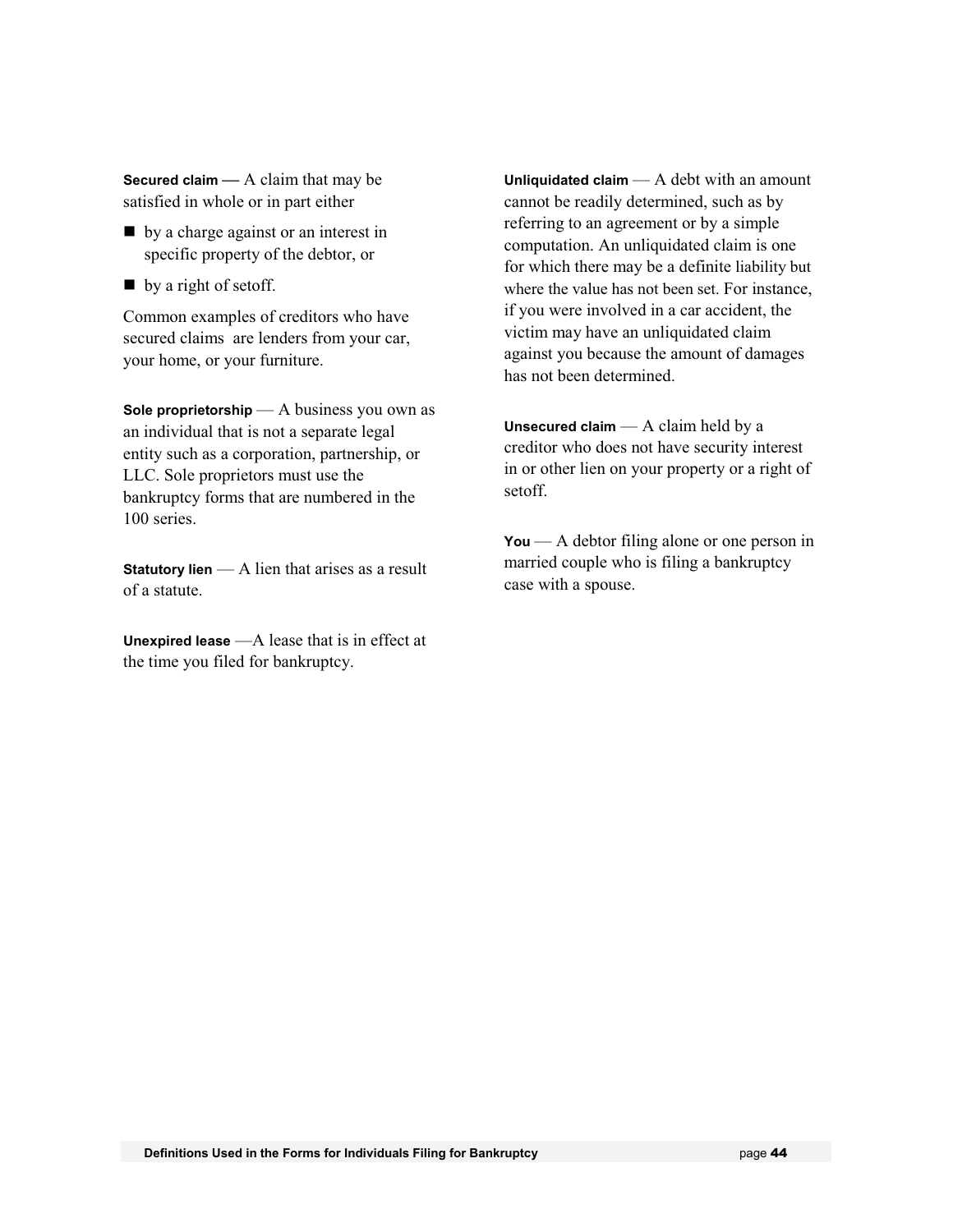**Secured claim** — A claim that may be satisfied in whole or in part either

- by a charge against or an interest in specific property of the debtor, or
- by a right of setoff.

Common examples of creditors who have secured claims are lenders from your car, your home, or your furniture.

**Sole proprietorship** — A business you own as an individual that is not a separate legal entity such as a corporation, partnership, or LLC. Sole proprietors must use the bankruptcy forms that are numbered in the 100 series.

**Statutory lien** — A lien that arises as a result of a statute.

**Unexpired lease** —A lease that is in effect at the time you filed for bankruptcy.

**Unliquidated claim** — A debt with an amount cannot be readily determined, such as by referring to an agreement or by a simple computation. An unliquidated claim is one for which there may be a definite liability but where the value has not been set. For instance, if you were involved in a car accident, the victim may have an unliquidated claim against you because the amount of damages has not been determined.

**Unsecured claim** — A claim held by a creditor who does not have security interest in or other lien on your property or a right of setoff.

**You** — A debtor filing alone or one person in married couple who is filing a bankruptcy case with a spouse.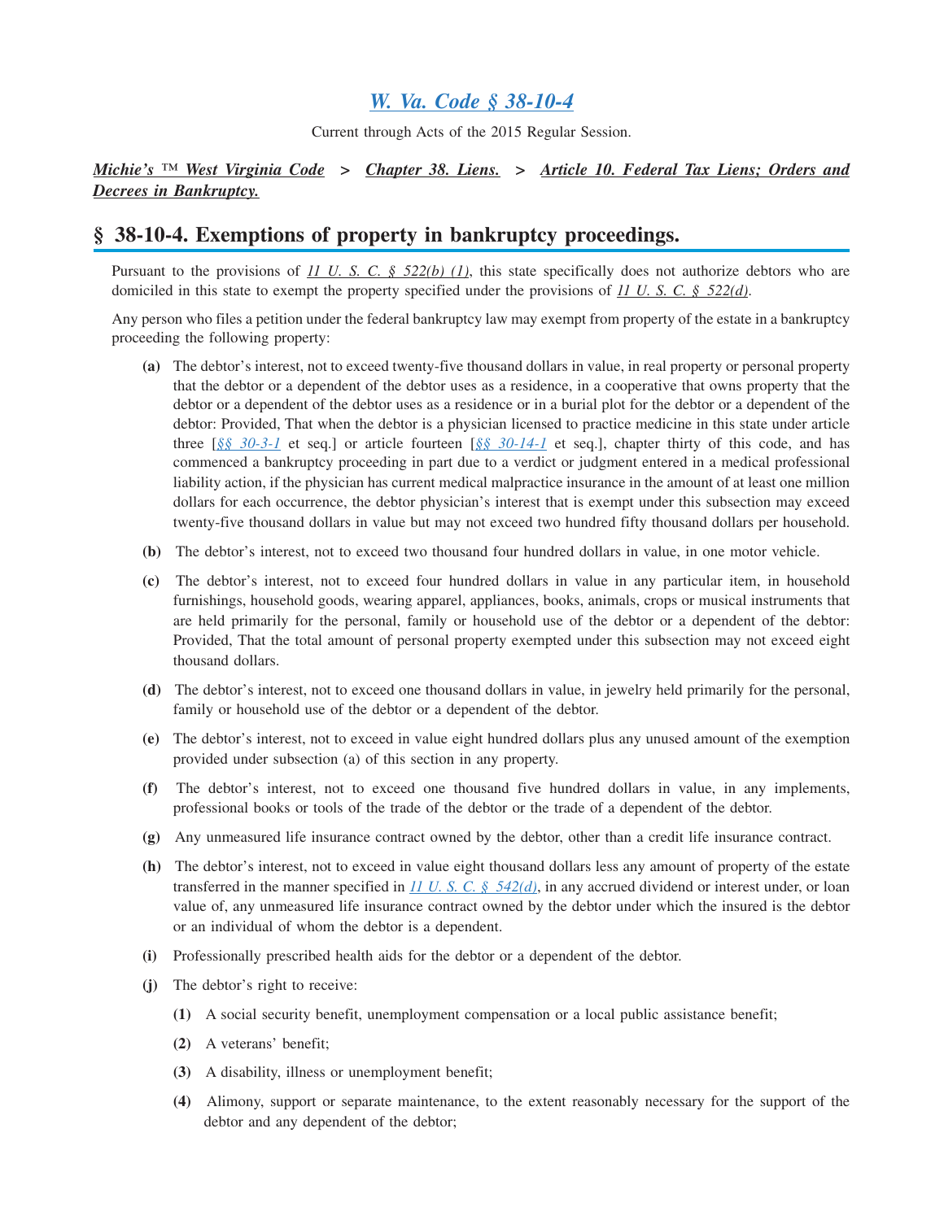# *W. Va. Code § 38-10-4*

Current through Acts of the 2015 Regular Session.

*Michie's ™ West Virginia Code* > *Chapter 38. Liens.* > *Article 10. Federal Tax Liens; Orders and Decrees in Bankruptcy.*

## § 38-10-4. Exemptions of property in bankruptcy proceedings.

Pursuant to the provisions of *11 U. S. C. § 522(b) (1)*, this state specifically does not authorize debtors who are domiciled in this state to exempt the property specified under the provisions of *11 U. S. C. § 522(d)*.

Any person who files a petition under the federal bankruptcy law may exempt from property of the estate in a bankruptcy proceeding the following property:

**(a)** The debtor's interest, not to exceed twenty-five thousand dollars in value, in real property or personal property that the debtor or a dependent of the debtor uses as a residence, in a cooperative that owns property that the debtor or a dependent of the debtor uses as a residence or in a burial plot for the debtor or a dependent of the debtor: Provided, That when the debtor is a physician licensed to practice medicine in this state under article three [*§§ 30-3-1* et seq.] or article fourteen [*§§ 30-14-1* et seq.], chapter thirty of this code, and has commenced a bankruptcy proceeding in part due to a verdict or judgment entered in a medical professional liability action, if the physician has current medical malpractice insurance in the amount of at least one million dollars for each occurrence, the debtor physician's interest that is exempt under this subsection may exceed twenty-five thousand dollars in value but may not exceed two hundred fifty thousand dollars per household.

**(b)** The debtor's interest, not to exceed two thousand four hundred dollars in value, in one motor vehicle.

**(c)** The debtor's interest, not to exceed four hundred dollars in value in any particular item, in household furnishings, household goods, wearing apparel, appliances, books, animals, crops or musical instruments that are held primarily for the personal, family or household use of the debtor or a dependent of the debtor: Provided, That the total amount of personal property exempted under this subsection may not exceed eight thousand dollars.

**(d)** The debtor's interest, not to exceed one thousand dollars in value, in jewelry held primarily for the personal, family or household use of the debtor or a dependent of the debtor.

**(e)** The debtor's interest, not to exceed in value eight hundred dollars plus any unused amount of the exemption provided under subsection (a) of this section in any property.

**(f)** The debtor's interest, not to exceed one thousand five hundred dollars in value, in any implements, professional books or tools of the trade of the debtor or the trade of a dependent of the debtor.

**(g)** Any unmeasured life insurance contract owned by the debtor, other than a credit life insurance contract.

**(h)** The debtor's interest, not to exceed in value eight thousand dollars less any amount of property of the estate transferred in the manner specified in *11 U. S. C. § 542(d)*, in any accrued dividend or interest under, or loan value of, any unmeasured life insurance contract owned by the debtor under which the insured is the debtor or an individual of whom the debtor is a dependent.

**(i)** Professionally prescribed health aids for the debtor or a dependent of the debtor.

**(j)** The debtor's right to receive:

- **(1)** A social security benefit, unemployment compensation or a local public assistance benefit;
- **(2)** A veterans' benefit;
- **(3)** A disability, illness or unemployment benefit;
- **(4)** Alimony, support or separate maintenance, to the extent reasonably necessary for the support of the debtor and any dependent of the debtor;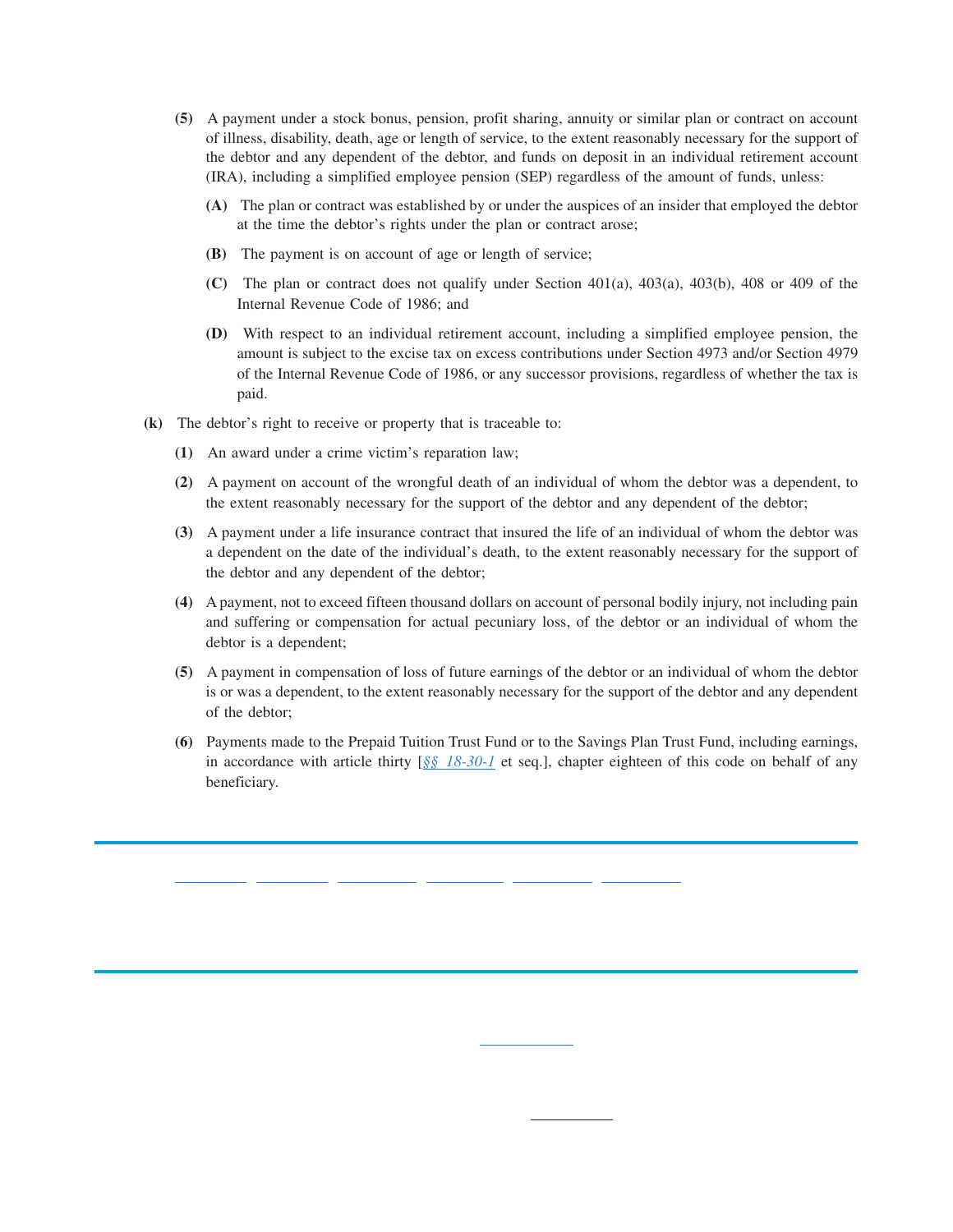**(5)** A payment under a stock bonus, pension, profit sharing, annuity or similar plan or contract on account of illness, disability, death, age or length of service, to the extent reasonably necessary for the support of the debtor and any dependent of the debtor, and funds on deposit in an individual retirement account (IRA), including a simplified employee pension (SEP) regardless of the amount of funds, unless:

**(A)** The plan or contract was established by or under the auspices of an insider that employed the debtor at the time the debtor's rights under the plan or contract arose;

**(B)** The payment is on account of age or length of service;

**(C)** The plan or contract does not qualify under Section 401(a), 403(a), 403(b), 408 or 409 of the Internal Revenue Code of 1986; and

**(D)** With respect to an individual retirement account, including a simplified employee pension, the amount is subject to the excise tax on excess contributions under Section 4973 and/or Section 4979 of the Internal Revenue Code of 1986, or any successor provisions, regardless of whether the tax is paid.

**(k)** The debtor's right to receive or property that is traceable to:

**(1)** An award under a crime victim's reparation law;

**(2)** A payment on account of the wrongful death of an individual of whom the debtor was a dependent, to the extent reasonably necessary for the support of the debtor and any dependent of the debtor;

**(3)** A payment under a life insurance contract that insured the life of an individual of whom the debtor was a dependent on the date of the individual's death, to the extent reasonably necessary for the support of the debtor and any dependent of the debtor;

**(4)** A payment, not to exceed fifteen thousand dollars on account of personal bodily injury, not including pain and suffering or compensation for actual pecuniary loss, of the debtor or an individual of whom the debtor is a dependent;

**(5)** A payment in compensation of loss of future earnings of the debtor or an individual of whom the debtor is or was a dependent, to the extent reasonably necessary for the support of the debtor and any dependent of the debtor;

**(6)** Payments made to the Prepaid Tuition Trust Fund or to the Savings Plan Trust Fund, including earnings, in accordance with article thirty [*§§ 18-30-1* et seq.], chapter eighteen of this code on behalf of any beneficiary.